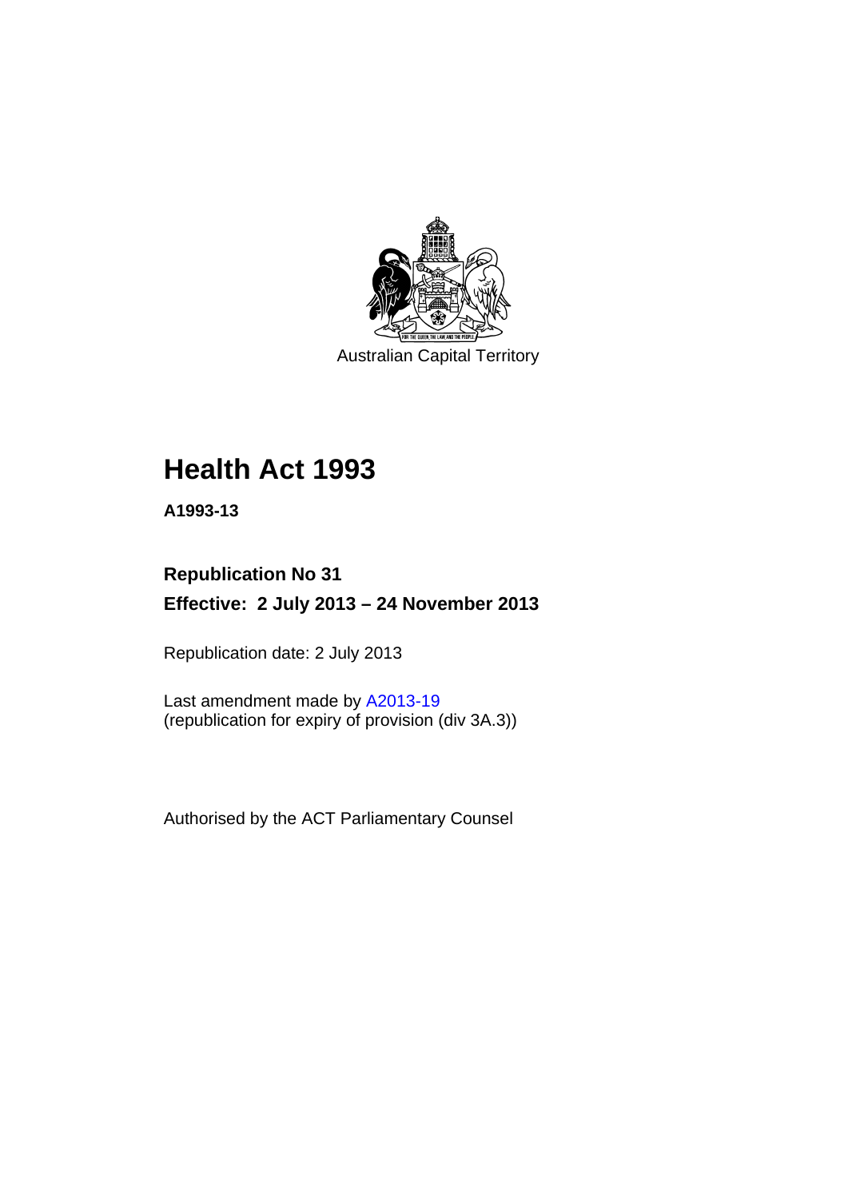Australian Capital Territory

# Health Act 1993

**A1993-13**

## Republication No 31

**Effective: 2 July 2013 – 24 November 2013**

Republication date: 2 July 2013

Last amendment made by A2013-19
(republication for expiry of provision (div 3A.3))

Authorised by the ACT Parliamentary Counsel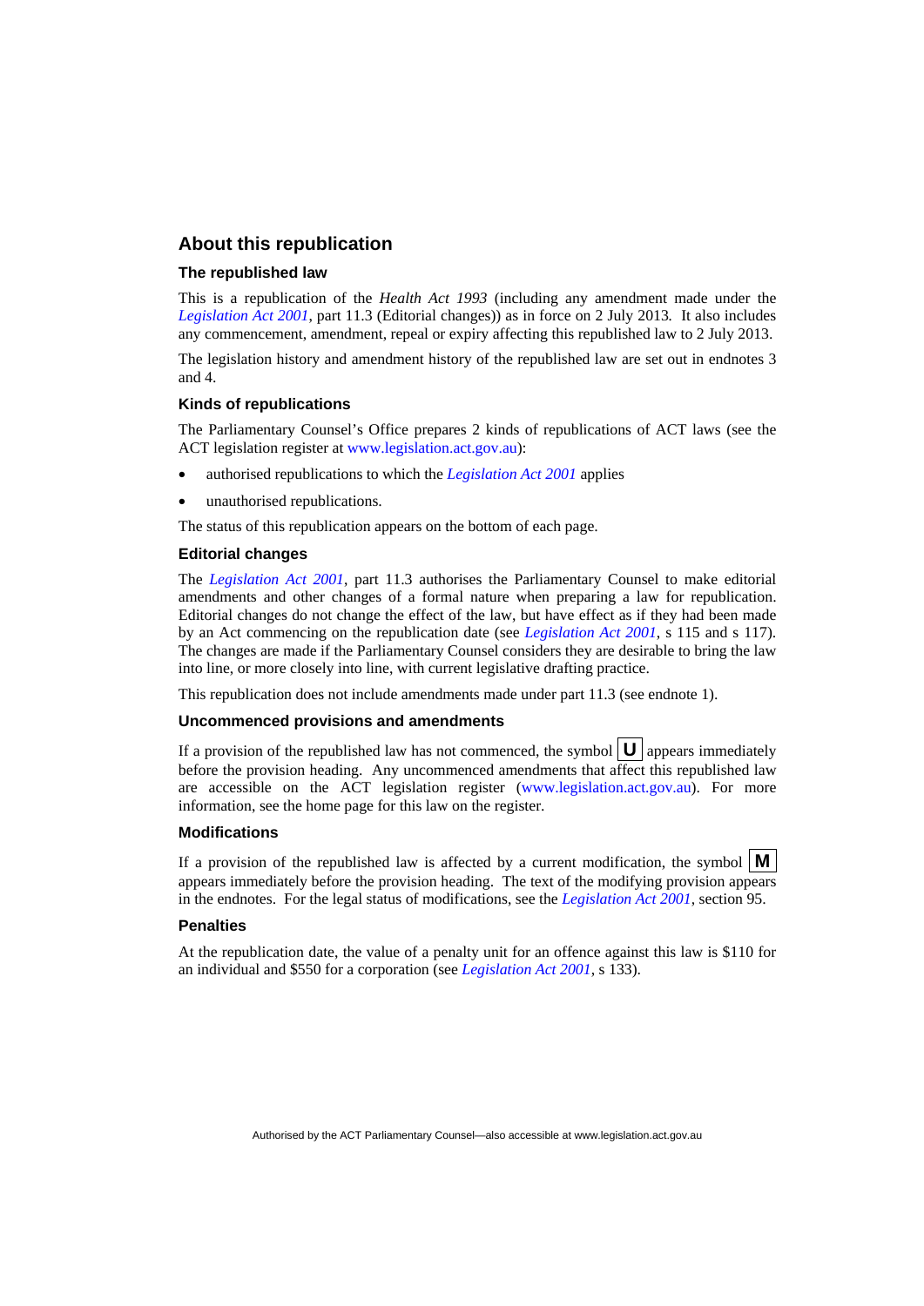## About this republication

### The republished law

This is a republication of the *Health Act 1993* (including any amendment made under the *Legislation Act 2001*, part 11.3 (Editorial changes)) as in force on 2 July 2013*.* It also includes any commencement, amendment, repeal or expiry affecting this republished law to 2 July 2013.

The legislation history and amendment history of the republished law are set out in endnotes 3 and 4.

### Kinds of republications

The Parliamentary Counsel's Office prepares 2 kinds of republications of ACT laws (see the ACT legislation register at www.legislation.act.gov.au):

- authorised republications to which the *Legislation Act 2001* applies
- unauthorised republications.

The status of this republication appears on the bottom of each page.

### Editorial changes

The *Legislation Act 2001*, part 11.3 authorises the Parliamentary Counsel to make editorial amendments and other changes of a formal nature when preparing a law for republication. Editorial changes do not change the effect of the law, but have effect as if they had been made by an Act commencing on the republication date (see *Legislation Act 2001*, s 115 and s 117). The changes are made if the Parliamentary Counsel considers they are desirable to bring the law into line, or more closely into line, with current legislative drafting practice.

This republication does not include amendments made under part 11.3 (see endnote 1).

### Uncommenced provisions and amendments

If a provision of the republished law has not commenced, the symbol **U** appears immediately before the provision heading. Any uncommenced amendments that affect this republished law are accessible on the ACT legislation register (www.legislation.act.gov.au). For more information, see the home page for this law on the register.

### Modifications

If a provision of the republished law is affected by a current modification, the symbol **M** appears immediately before the provision heading. The text of the modifying provision appears in the endnotes. For the legal status of modifications, see the *Legislation Act 2001*, section 95.

### Penalties

At the republication date, the value of a penalty unit for an offence against this law is $110 for an individual and $550 for a corporation (see *Legislation Act 2001*, s 133).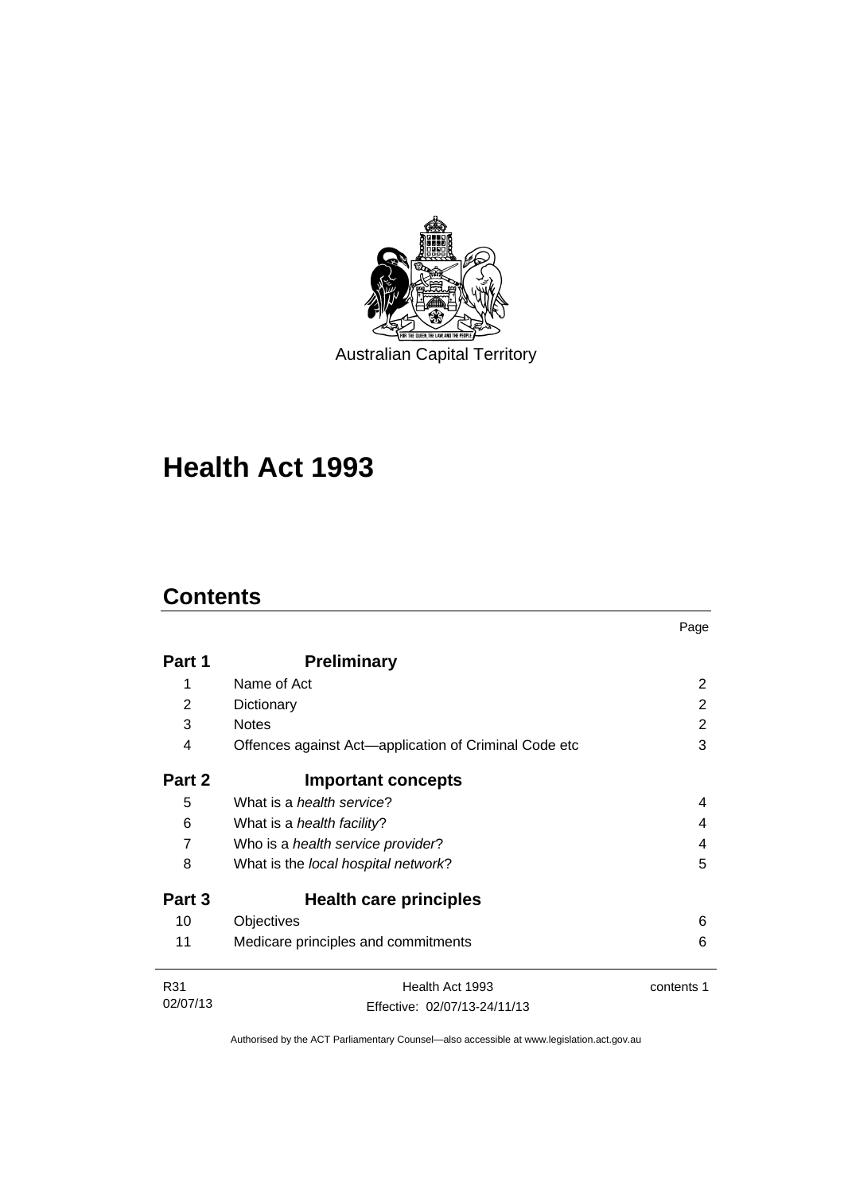Australian Capital Territory

# Health Act 1993

## Contents

| | | Page |
|---|---|---|
| **Part 1** | **Preliminary** | |
| 1 | Name of Act | 2 |
| 2 | Dictionary | 2 |
| 3 | Notes | 2 |
| 4 | Offences against Act—application of Criminal Code etc | 3 |
| **Part 2** | **Important concepts** | |
| 5 | What is a *health service*? | 4 |
| 6 | What is a *health facility*? | 4 |
| 7 | Who is a *health service provider*? | 4 |
| 8 | What is the *local hospital network*? | 5 |
| **Part 3** | **Health care principles** | |
| 10 | Objectives | 6 |
| 11 | Medicare principles and commitments | 6 |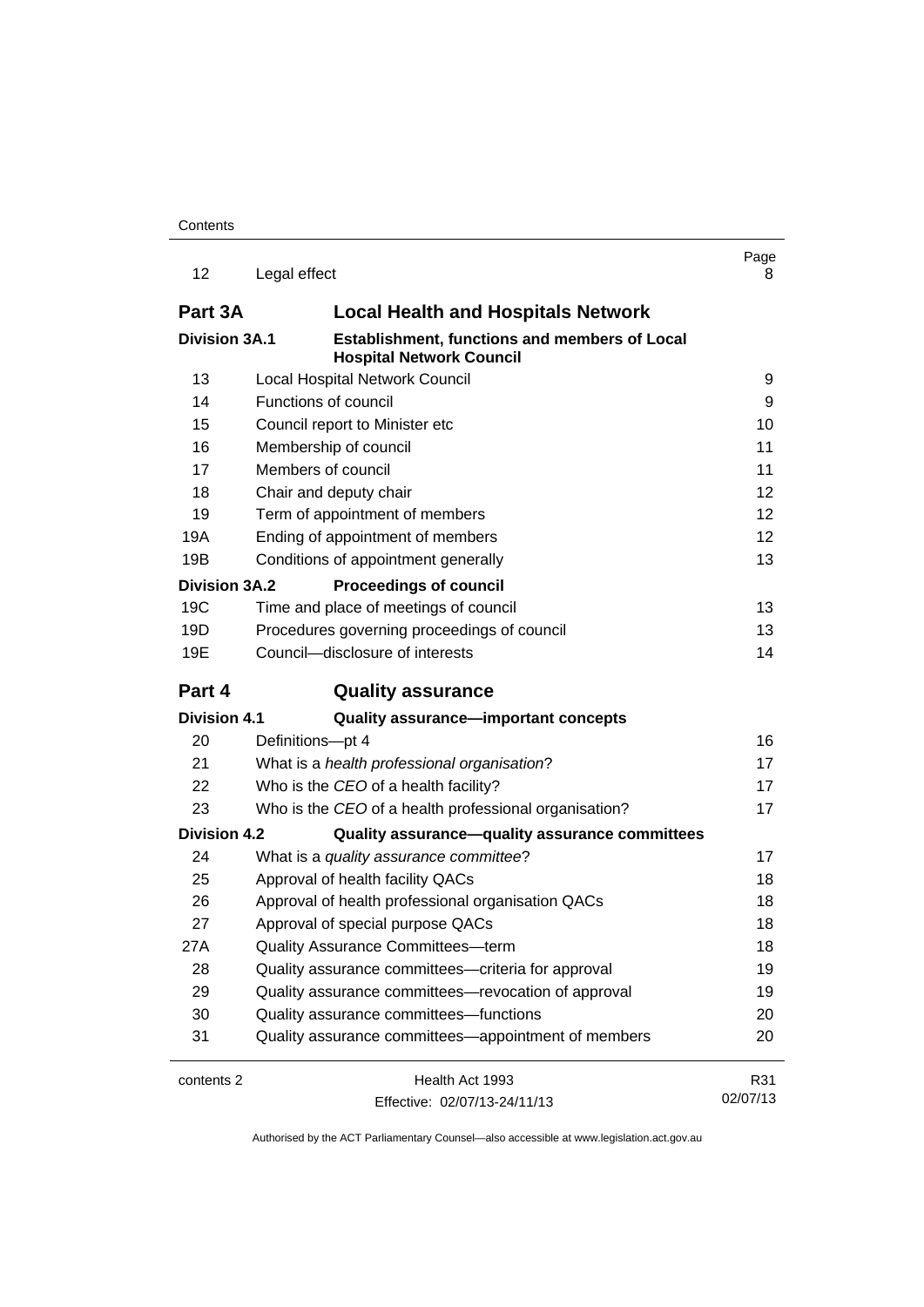| | | Page |
|---|---|---|
| 12 | Legal effect | 8 |
| **Part 3A** | **Local Health and Hospitals Network** | |
| **Division 3A.1** | **Establishment, functions and members of Local Hospital Network Council** | |
| 13 | Local Hospital Network Council | 9 |
| 14 | Functions of council | 9 |
| 15 | Council report to Minister etc | 10 |
| 16 | Membership of council | 11 |
| 17 | Members of council | 11 |
| 18 | Chair and deputy chair | 12 |
| 19 | Term of appointment of members | 12 |
| 19A | Ending of appointment of members | 12 |
| 19B | Conditions of appointment generally | 13 |
| **Division 3A.2** | **Proceedings of council** | |
| 19C | Time and place of meetings of council | 13 |
| 19D | Procedures governing proceedings of council | 13 |
| 19E | Council—disclosure of interests | 14 |
| **Part 4** | **Quality assurance** | |
| **Division 4.1** | **Quality assurance—important concepts** | |
| 20 | Definitions—pt 4 | 16 |
| 21 | What is a *health professional organisation*? | 17 |
| 22 | Who is the *CEO* of a health facility? | 17 |
| 23 | Who is the *CEO* of a health professional organisation? | 17 |
| **Division 4.2** | **Quality assurance—quality assurance committees** | |
| 24 | What is a *quality assurance committee*? | 17 |
| 25 | Approval of health facility QACs | 18 |
| 26 | Approval of health professional organisation QACs | 18 |
| 27 | Approval of special purpose QACs | 18 |
| 27A | Quality Assurance Committees—term | 18 |
| 28 | Quality assurance committees—criteria for approval | 19 |
| 29 | Quality assurance committees—revocation of approval | 19 |
| 30 | Quality assurance committees—functions | 20 |
| 31 | Quality assurance committees—appointment of members | 20 |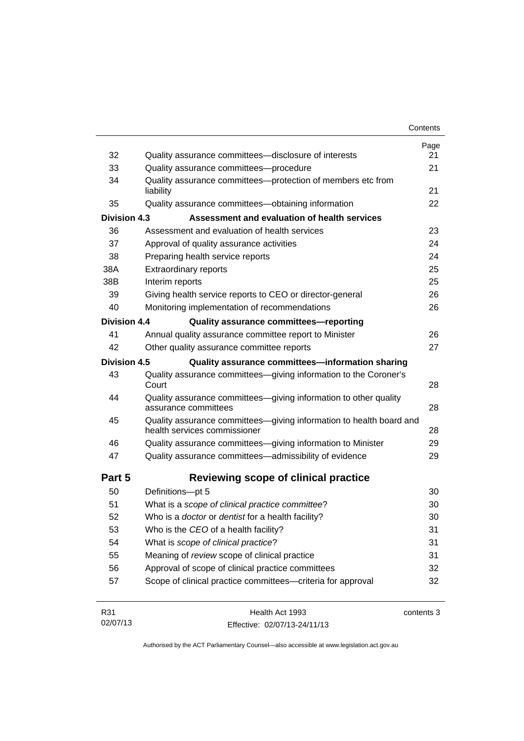| | | Page |
|---|---|---|
| 32 | Quality assurance committees—disclosure of interests | 21 |
| 33 | Quality assurance committees—procedure | 21 |
| 34 | Quality assurance committees—protection of members etc from liability | 21 |
| 35 | Quality assurance committees—obtaining information | 22 |
| **Division 4.3** | **Assessment and evaluation of health services** | |
| 36 | Assessment and evaluation of health services | 23 |
| 37 | Approval of quality assurance activities | 24 |
| 38 | Preparing health service reports | 24 |
| 38A | Extraordinary reports | 25 |
| 38B | Interim reports | 25 |
| 39 | Giving health service reports to CEO or director-general | 26 |
| 40 | Monitoring implementation of recommendations | 26 |
| **Division 4.4** | **Quality assurance committees—reporting** | |
| 41 | Annual quality assurance committee report to Minister | 26 |
| 42 | Other quality assurance committee reports | 27 |
| **Division 4.5** | **Quality assurance committees—information sharing** | |
| 43 | Quality assurance committees—giving information to the Coroner's Court | 28 |
| 44 | Quality assurance committees—giving information to other quality assurance committees | 28 |
| 45 | Quality assurance committees—giving information to health board and health services commissioner | 28 |
| 46 | Quality assurance committees—giving information to Minister | 29 |
| 47 | Quality assurance committees—admissibility of evidence | 29 |
| **Part 5** | **Reviewing scope of clinical practice** | |
| 50 | Definitions—pt 5 | 30 |
| 51 | What is a *scope of clinical practice committee*? | 30 |
| 52 | Who is a *doctor* or *dentist* for a health facility? | 30 |
| 53 | Who is the *CEO* of a health facility? | 31 |
| 54 | What is *scope of clinical practice*? | 31 |
| 55 | Meaning of *review* scope of clinical practice | 31 |
| 56 | Approval of scope of clinical practice committees | 32 |
| 57 | Scope of clinical practice committees—criteria for approval | 32 |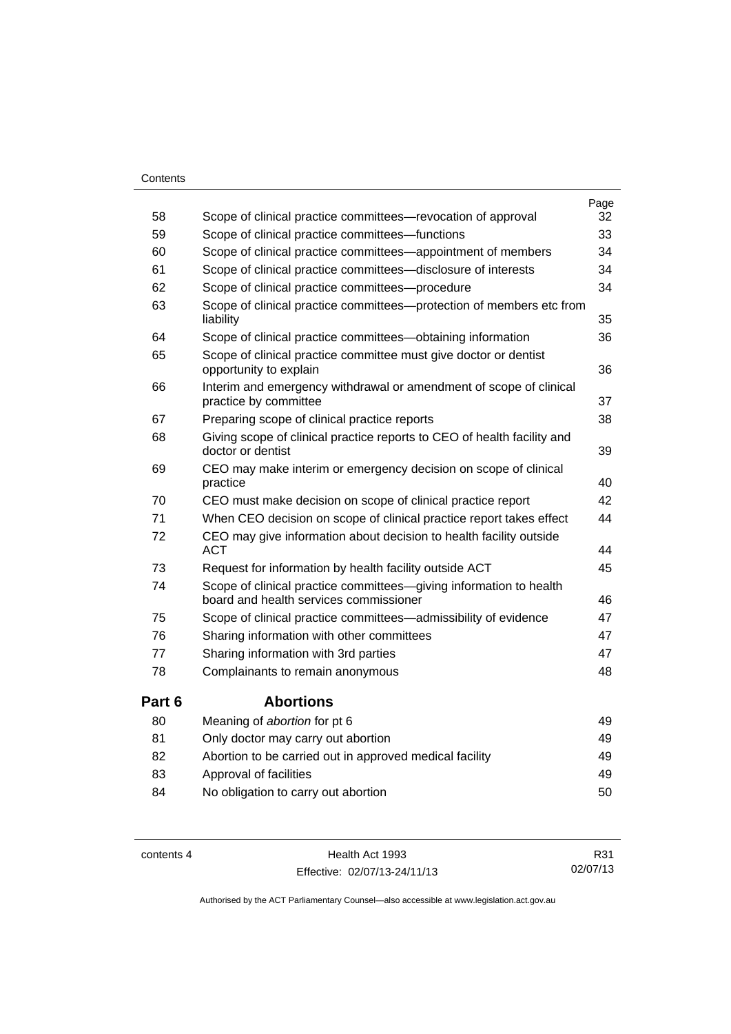| | | Page |
|---|---|---|
| 58 | Scope of clinical practice committees—revocation of approval | 32 |
| 59 | Scope of clinical practice committees—functions | 33 |
| 60 | Scope of clinical practice committees—appointment of members | 34 |
| 61 | Scope of clinical practice committees—disclosure of interests | 34 |
| 62 | Scope of clinical practice committees—procedure | 34 |
| 63 | Scope of clinical practice committees—protection of members etc from liability | 35 |
| 64 | Scope of clinical practice committees—obtaining information | 36 |
| 65 | Scope of clinical practice committee must give doctor or dentist opportunity to explain | 36 |
| 66 | Interim and emergency withdrawal or amendment of scope of clinical practice by committee | 37 |
| 67 | Preparing scope of clinical practice reports | 38 |
| 68 | Giving scope of clinical practice reports to CEO of health facility and doctor or dentist | 39 |
| 69 | CEO may make interim or emergency decision on scope of clinical practice | 40 |
| 70 | CEO must make decision on scope of clinical practice report | 42 |
| 71 | When CEO decision on scope of clinical practice report takes effect | 44 |
| 72 | CEO may give information about decision to health facility outside ACT | 44 |
| 73 | Request for information by health facility outside ACT | 45 |
| 74 | Scope of clinical practice committees—giving information to health board and health services commissioner | 46 |
| 75 | Scope of clinical practice committees—admissibility of evidence | 47 |
| 76 | Sharing information with other committees | 47 |
| 77 | Sharing information with 3rd parties | 47 |
| 78 | Complainants to remain anonymous | 48 |

## Part 6 Abortions

| | | |
|---|---|---|
| 80 | Meaning of *abortion* for pt 6 | 49 |
| 81 | Only doctor may carry out abortion | 49 |
| 82 | Abortion to be carried out in approved medical facility | 49 |
| 83 | Approval of facilities | 49 |
| 84 | No obligation to carry out abortion | 50 |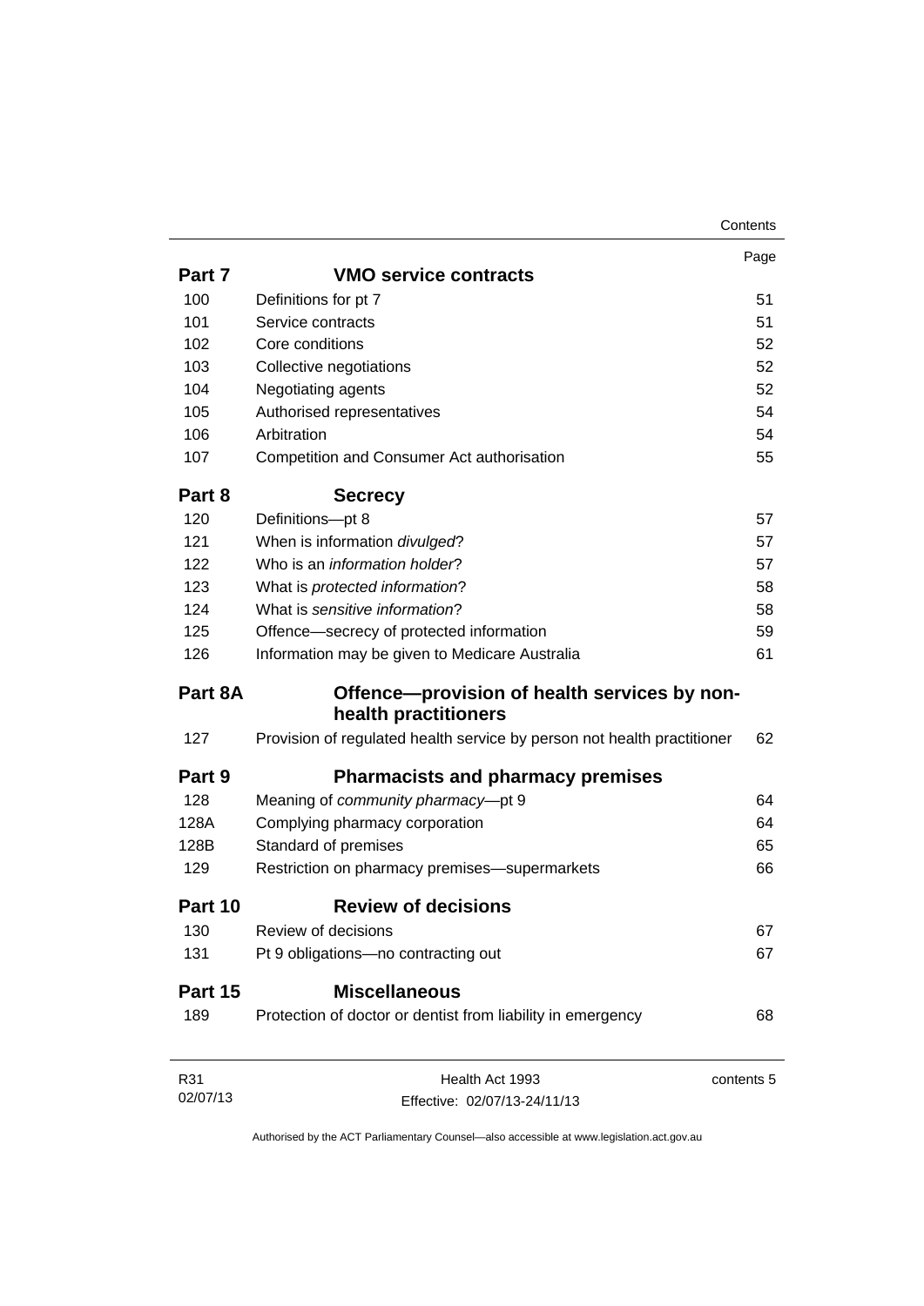| | | Page |
|---|---|---|
| **Part 7** | **VMO service contracts** | |
| 100 | Definitions for pt 7 | 51 |
| 101 | Service contracts | 51 |
| 102 | Core conditions | 52 |
| 103 | Collective negotiations | 52 |
| 104 | Negotiating agents | 52 |
| 105 | Authorised representatives | 54 |
| 106 | Arbitration | 54 |
| 107 | Competition and Consumer Act authorisation | 55 |
| **Part 8** | **Secrecy** | |
| 120 | Definitions—pt 8 | 57 |
| 121 | When is information *divulged*? | 57 |
| 122 | Who is an *information holder*? | 57 |
| 123 | What is *protected information*? | 58 |
| 124 | What is *sensitive information*? | 58 |
| 125 | Offence—secrecy of protected information | 59 |
| 126 | Information may be given to Medicare Australia | 61 |
| **Part 8A** | **Offence—provision of health services by non-health practitioners** | |
| 127 | Provision of regulated health service by person not health practitioner | 62 |
| **Part 9** | **Pharmacists and pharmacy premises** | |
| 128 | Meaning of *community pharmacy*—pt 9 | 64 |
| 128A | Complying pharmacy corporation | 64 |
| 128B | Standard of premises | 65 |
| 129 | Restriction on pharmacy premises—supermarkets | 66 |
| **Part 10** | **Review of decisions** | |
| 130 | Review of decisions | 67 |
| 131 | Pt 9 obligations—no contracting out | 67 |
| **Part 15** | **Miscellaneous** | |
| 189 | Protection of doctor or dentist from liability in emergency | 68 |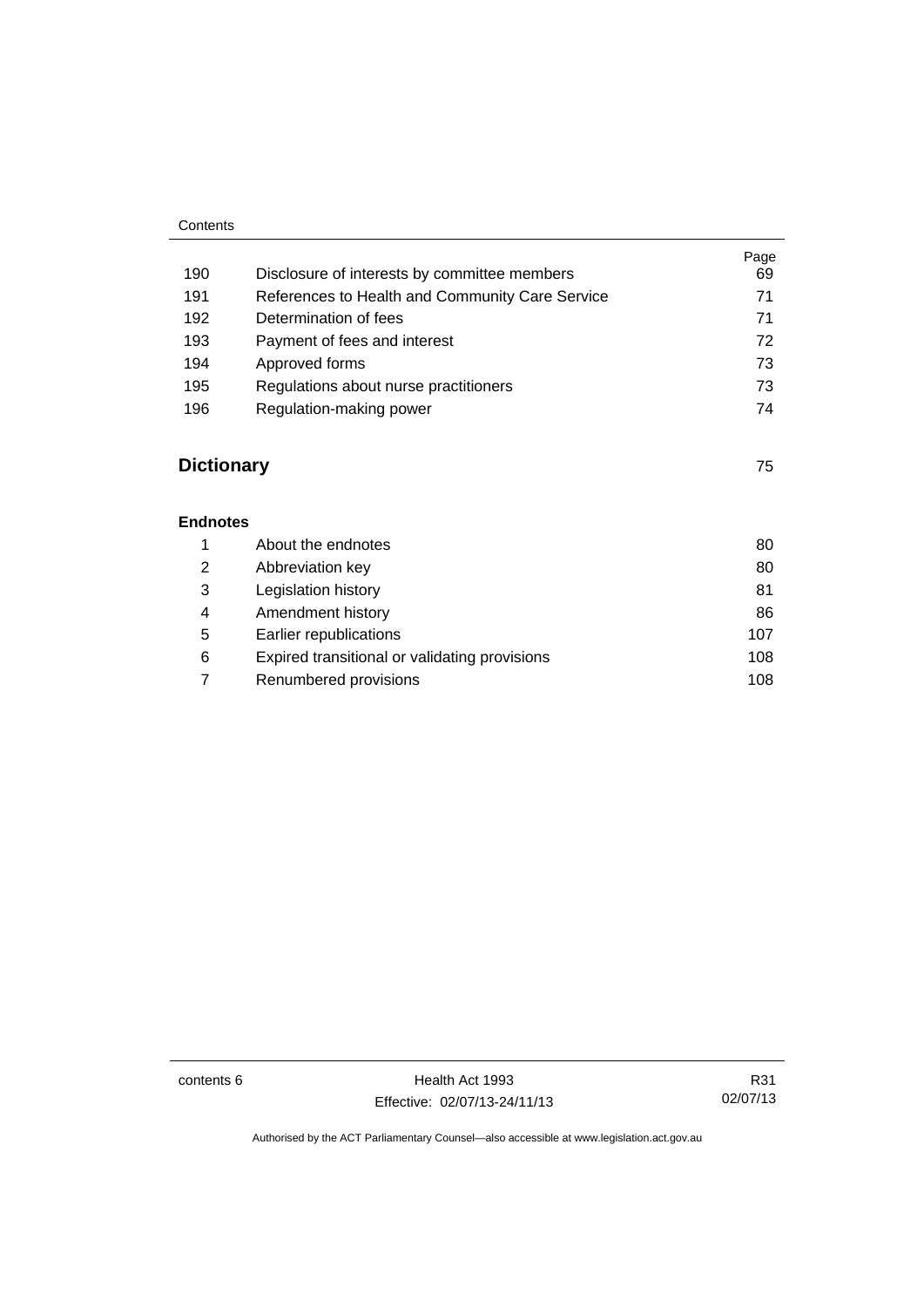| | | Page |
|---|---|---|
| 190 | Disclosure of interests by committee members | 69 |
| 191 | References to Health and Community Care Service | 71 |
| 192 | Determination of fees | 71 |
| 193 | Payment of fees and interest | 72 |
| 194 | Approved forms | 73 |
| 195 | Regulations about nurse practitioners | 73 |
| 196 | Regulation-making power | 74 |

## Dictionary 75

**Endnotes**

| | | |
|---|---|---|
| 1 | About the endnotes | 80 |
| 2 | Abbreviation key | 80 |
| 3 | Legislation history | 81 |
| 4 | Amendment history | 86 |
| 5 | Earlier republications | 107 |
| 6 | Expired transitional or validating provisions | 108 |
| 7 | Renumbered provisions | 108 |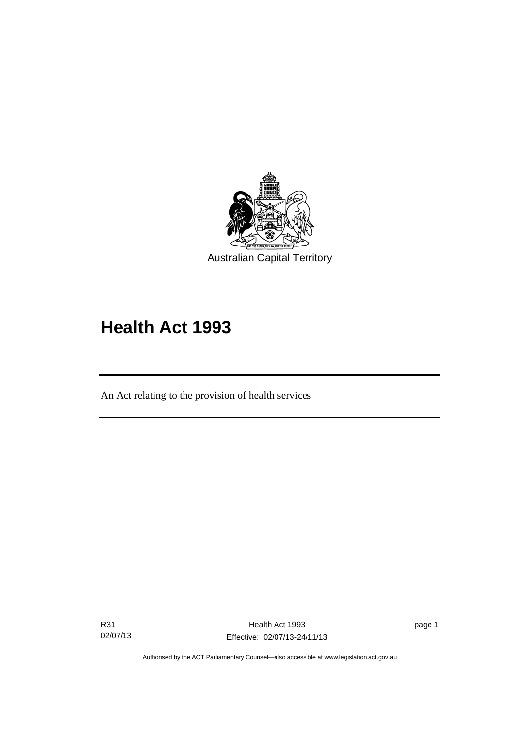Australian Capital Territory

# Health Act 1993

An Act relating to the provision of health services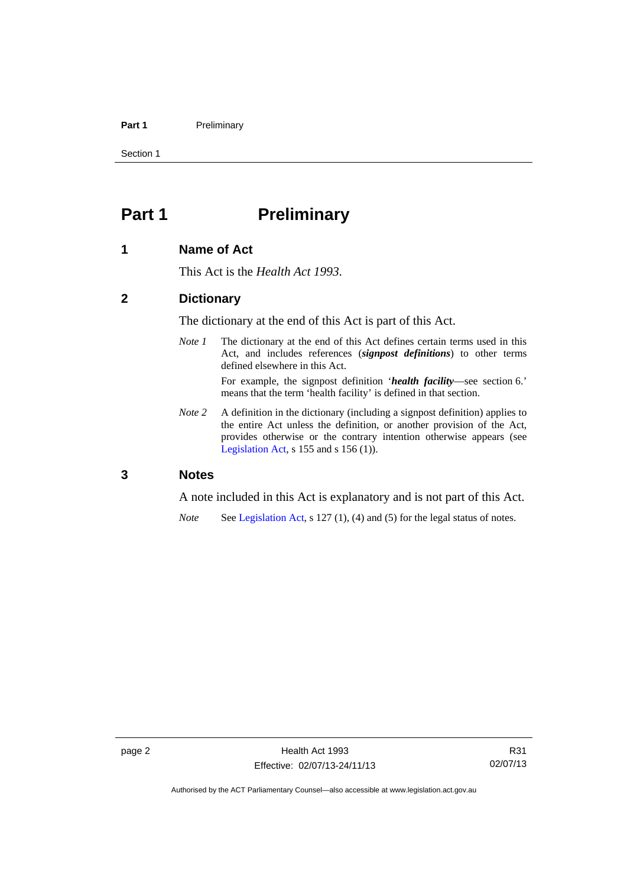# Part 1 Preliminary

## 1 Name of Act

This Act is the *Health Act 1993*.

## 2 Dictionary

The dictionary at the end of this Act is part of this Act.

*Note 1* The dictionary at the end of this Act defines certain terms used in this Act, and includes references (***signpost definitions***) to other terms defined elsewhere in this Act.

For example, the signpost definition '***health facility***—see section 6.' means that the term 'health facility' is defined in that section.

*Note 2* A definition in the dictionary (including a signpost definition) applies to the entire Act unless the definition, or another provision of the Act, provides otherwise or the contrary intention otherwise appears (see Legislation Act, s 155 and s 156 (1)).

## 3 Notes

A note included in this Act is explanatory and is not part of this Act.

*Note* See Legislation Act, s 127 (1), (4) and (5) for the legal status of notes.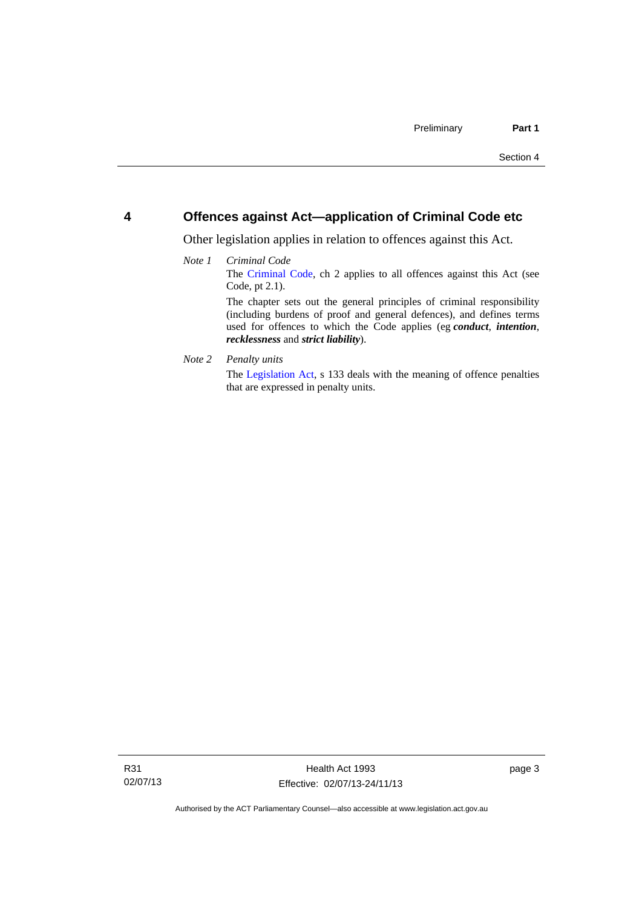## 4 Offences against Act—application of Criminal Code etc

Other legislation applies in relation to offences against this Act.

*Note 1* *Criminal Code*

The Criminal Code, ch 2 applies to all offences against this Act (see Code, pt 2.1).

The chapter sets out the general principles of criminal responsibility (including burdens of proof and general defences), and defines terms used for offences to which the Code applies (eg ***conduct***, ***intention***, ***recklessness*** and ***strict liability***).

*Note 2* *Penalty units*

The Legislation Act, s 133 deals with the meaning of offence penalties that are expressed in penalty units.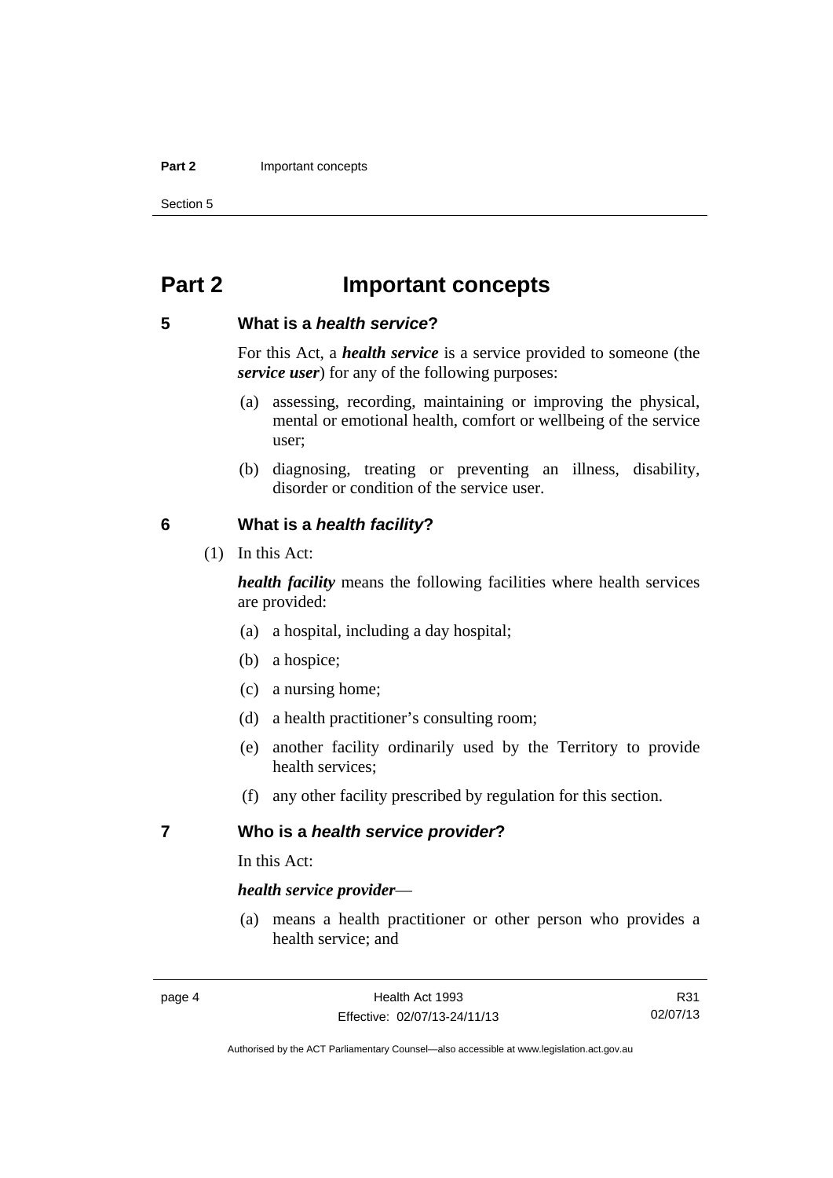# Part 2 Important concepts

## 5 What is a *health service*?

For this Act, a ***health service*** is a service provided to someone (the ***service user***) for any of the following purposes:

(a) assessing, recording, maintaining or improving the physical, mental or emotional health, comfort or wellbeing of the service user;

(b) diagnosing, treating or preventing an illness, disability, disorder or condition of the service user.

## 6 What is a *health facility*?

(1) In this Act:

***health facility*** means the following facilities where health services are provided:

(a) a hospital, including a day hospital;

(b) a hospice;

(c) a nursing home;

(d) a health practitioner's consulting room;

(e) another facility ordinarily used by the Territory to provide health services;

(f) any other facility prescribed by regulation for this section.

## 7 Who is a *health service provider*?

In this Act:

***health service provider***—

(a) means a health practitioner or other person who provides a health service; and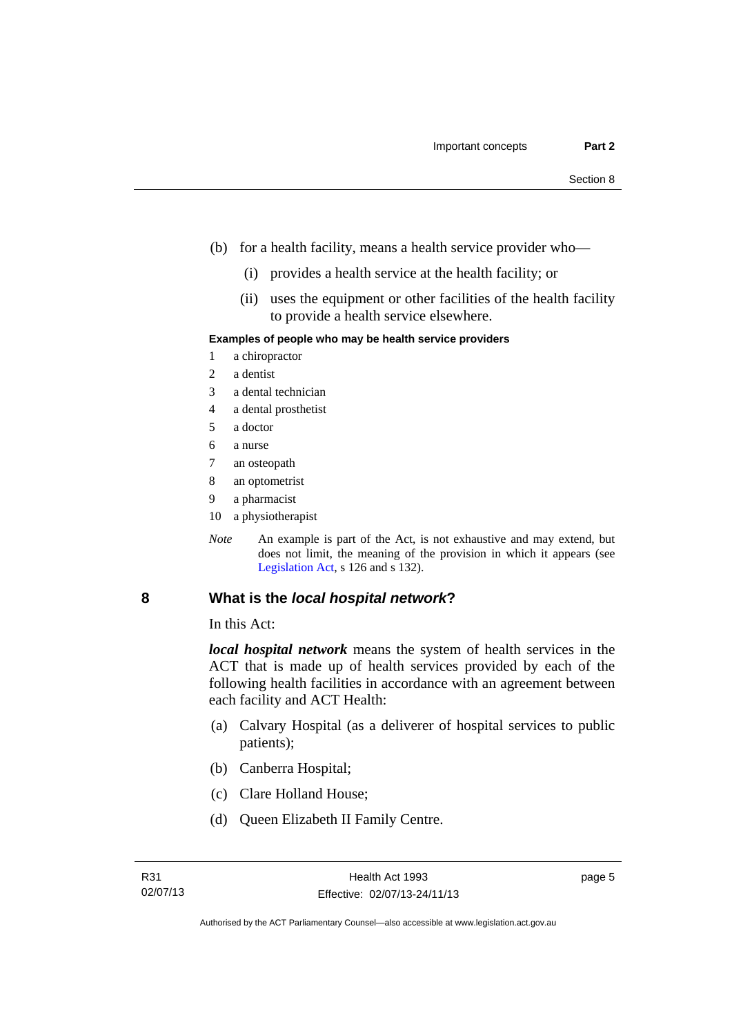(b) for a health facility, means a health service provider who—

   (i) provides a health service at the health facility; or

   (ii) uses the equipment or other facilities of the health facility to provide a health service elsewhere.

**Examples of people who may be health service providers**

1 a chiropractor
2 a dentist
3 a dental technician
4 a dental prosthetist
5 a doctor
6 a nurse
7 an osteopath
8 an optometrist
9 a pharmacist
10 a physiotherapist

*Note* An example is part of the Act, is not exhaustive and may extend, but does not limit, the meaning of the provision in which it appears (see Legislation Act, s 126 and s 132).

## 8 What is the *local hospital network*?

In this Act:

***local hospital network*** means the system of health services in the ACT that is made up of health services provided by each of the following health facilities in accordance with an agreement between each facility and ACT Health:

(a) Calvary Hospital (as a deliverer of hospital services to public patients);

(b) Canberra Hospital;

(c) Clare Holland House;

(d) Queen Elizabeth II Family Centre.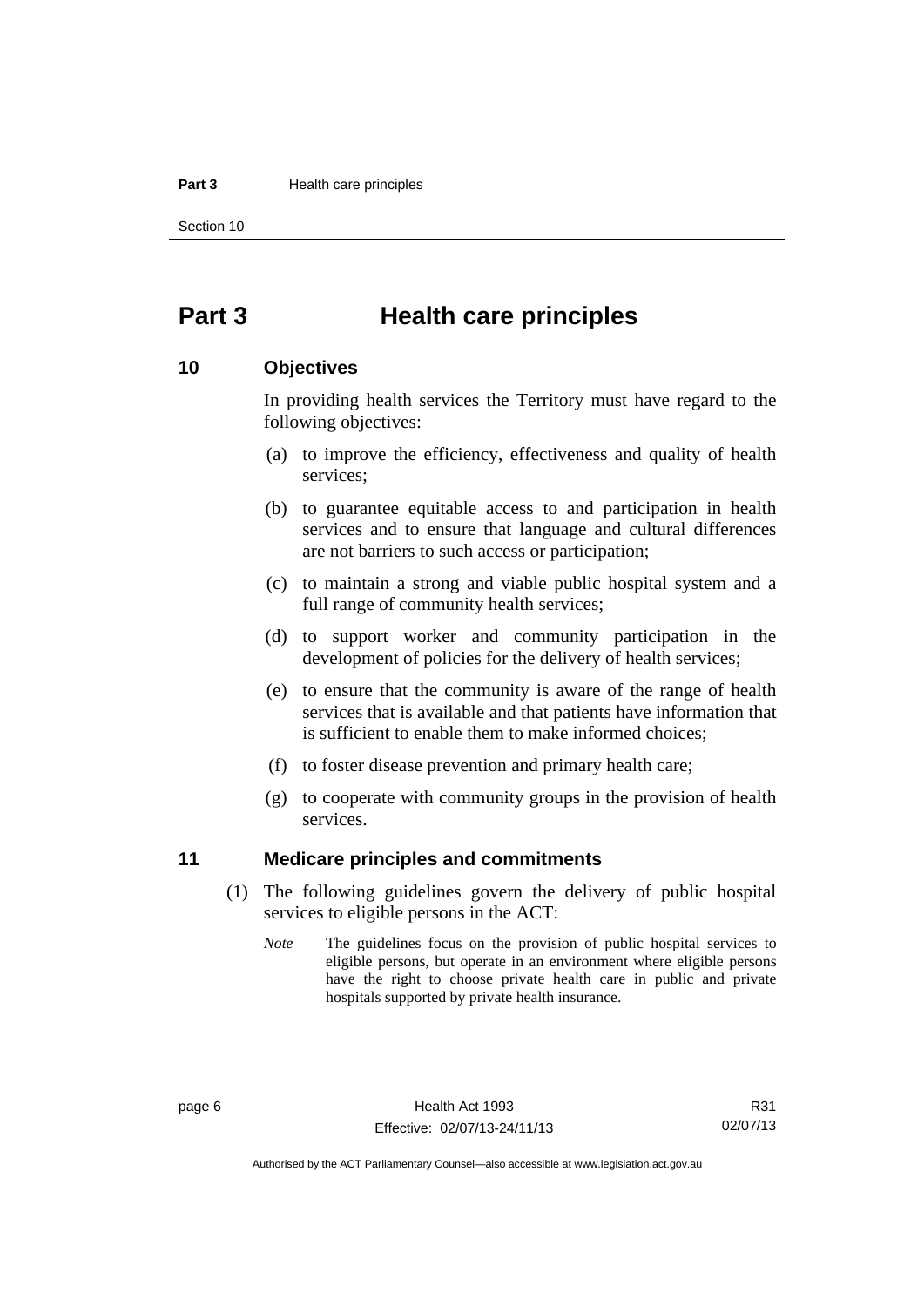# Part 3 Health care principles

## 10 Objectives

In providing health services the Territory must have regard to the following objectives:

(a) to improve the efficiency, effectiveness and quality of health services;

(b) to guarantee equitable access to and participation in health services and to ensure that language and cultural differences are not barriers to such access or participation;

(c) to maintain a strong and viable public hospital system and a full range of community health services;

(d) to support worker and community participation in the development of policies for the delivery of health services;

(e) to ensure that the community is aware of the range of health services that is available and that patients have information that is sufficient to enable them to make informed choices;

(f) to foster disease prevention and primary health care;

(g) to cooperate with community groups in the provision of health services.

## 11 Medicare principles and commitments

(1) The following guidelines govern the delivery of public hospital services to eligible persons in the ACT:

*Note* The guidelines focus on the provision of public hospital services to eligible persons, but operate in an environment where eligible persons have the right to choose private health care in public and private hospitals supported by private health insurance.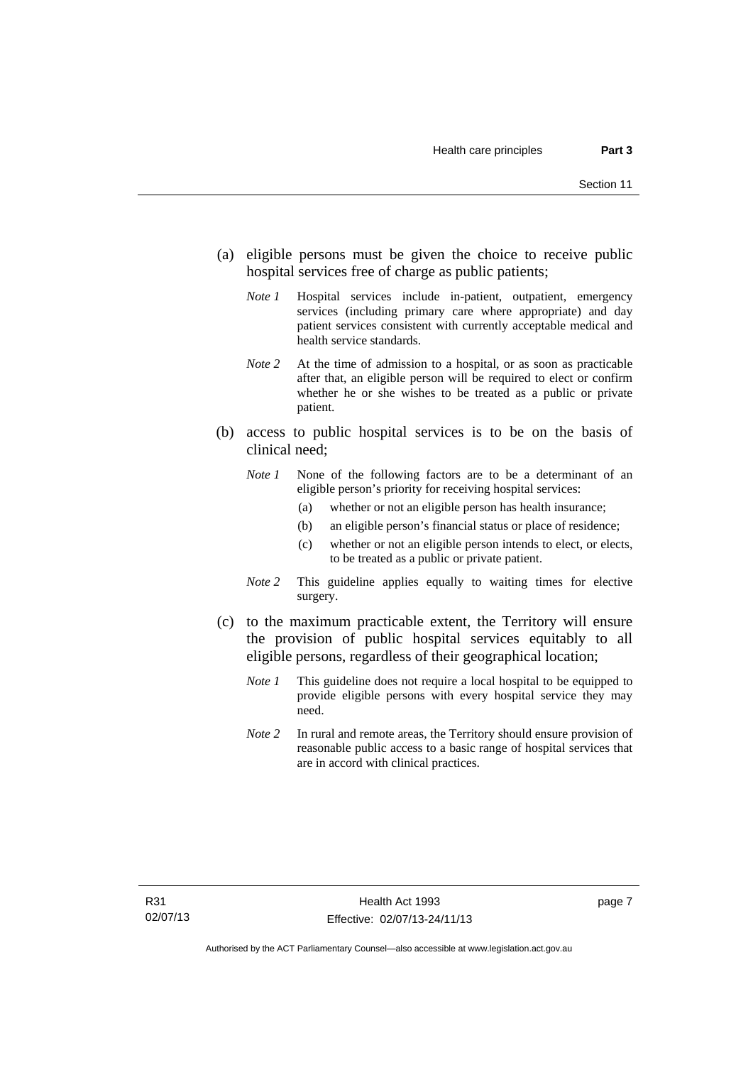(a) eligible persons must be given the choice to receive public hospital services free of charge as public patients;

*Note 1* Hospital services include in-patient, outpatient, emergency services (including primary care where appropriate) and day patient services consistent with currently acceptable medical and health service standards.

*Note 2* At the time of admission to a hospital, or as soon as practicable after that, an eligible person will be required to elect or confirm whether he or she wishes to be treated as a public or private patient.

(b) access to public hospital services is to be on the basis of clinical need;

*Note 1* None of the following factors are to be a determinant of an eligible person's priority for receiving hospital services:

(a) whether or not an eligible person has health insurance;

(b) an eligible person's financial status or place of residence;

(c) whether or not an eligible person intends to elect, or elects, to be treated as a public or private patient.

*Note 2* This guideline applies equally to waiting times for elective surgery.

(c) to the maximum practicable extent, the Territory will ensure the provision of public hospital services equitably to all eligible persons, regardless of their geographical location;

*Note 1* This guideline does not require a local hospital to be equipped to provide eligible persons with every hospital service they may need.

*Note 2* In rural and remote areas, the Territory should ensure provision of reasonable public access to a basic range of hospital services that are in accord with clinical practices.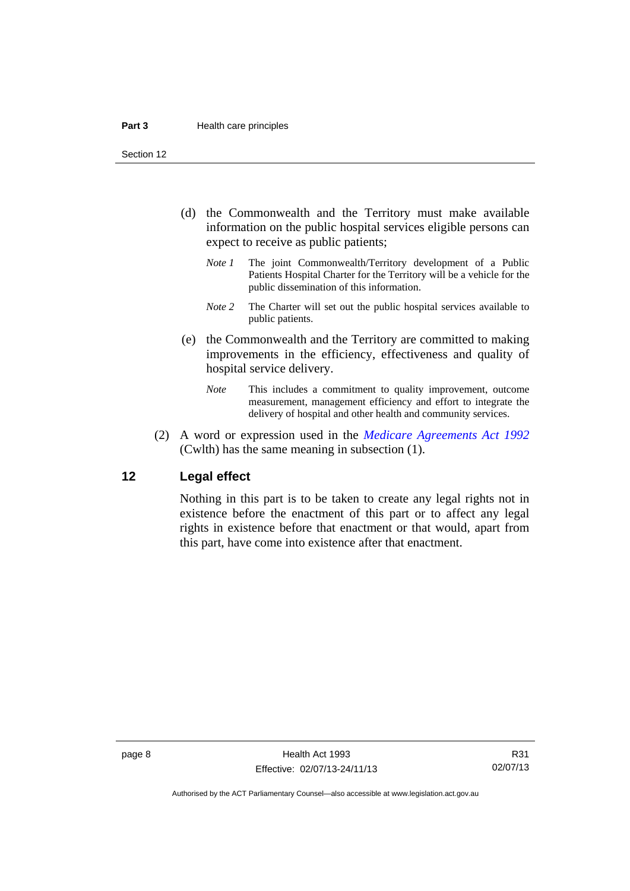(d) the Commonwealth and the Territory must make available information on the public hospital services eligible persons can expect to receive as public patients;

*Note 1* The joint Commonwealth/Territory development of a Public Patients Hospital Charter for the Territory will be a vehicle for the public dissemination of this information.

*Note 2* The Charter will set out the public hospital services available to public patients.

(e) the Commonwealth and the Territory are committed to making improvements in the efficiency, effectiveness and quality of hospital service delivery.

*Note* This includes a commitment to quality improvement, outcome measurement, management efficiency and effort to integrate the delivery of hospital and other health and community services.

(2) A word or expression used in the *Medicare Agreements Act 1992* (Cwlth) has the same meaning in subsection (1).

## 12 Legal effect

Nothing in this part is to be taken to create any legal rights not in existence before the enactment of this part or to affect any legal rights in existence before that enactment or that would, apart from this part, have come into existence after that enactment.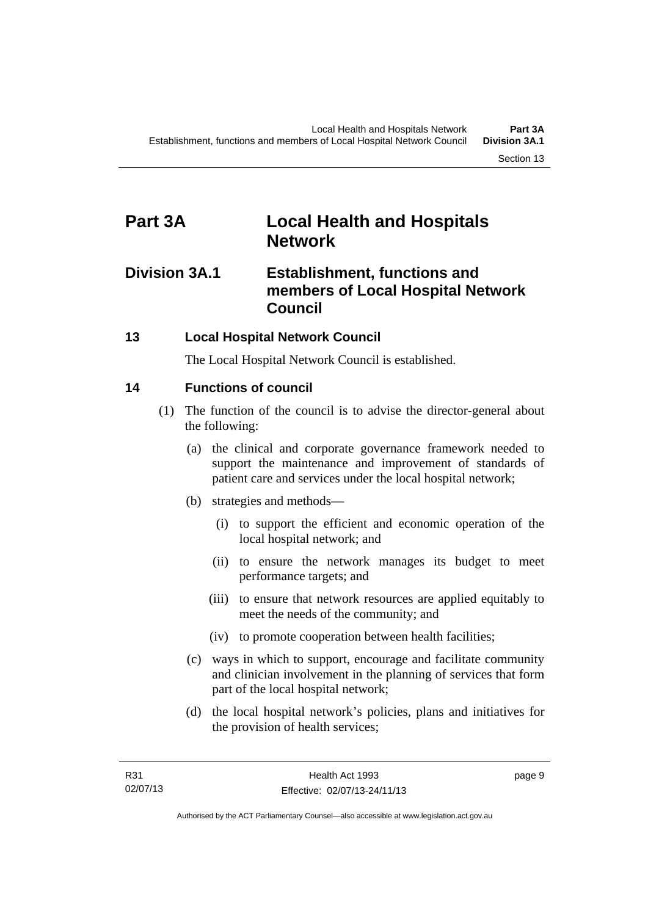# Part 3A Local Health and Hospitals Network

## Division 3A.1 Establishment, functions and members of Local Hospital Network Council

### 13 Local Hospital Network Council

The Local Hospital Network Council is established.

### 14 Functions of council

(1) The function of the council is to advise the director-general about the following:

(a) the clinical and corporate governance framework needed to support the maintenance and improvement of standards of patient care and services under the local hospital network;

(b) strategies and methods—

(i) to support the efficient and economic operation of the local hospital network; and

(ii) to ensure the network manages its budget to meet performance targets; and

(iii) to ensure that network resources are applied equitably to meet the needs of the community; and

(iv) to promote cooperation between health facilities;

(c) ways in which to support, encourage and facilitate community and clinician involvement in the planning of services that form part of the local hospital network;

(d) the local hospital network's policies, plans and initiatives for the provision of health services;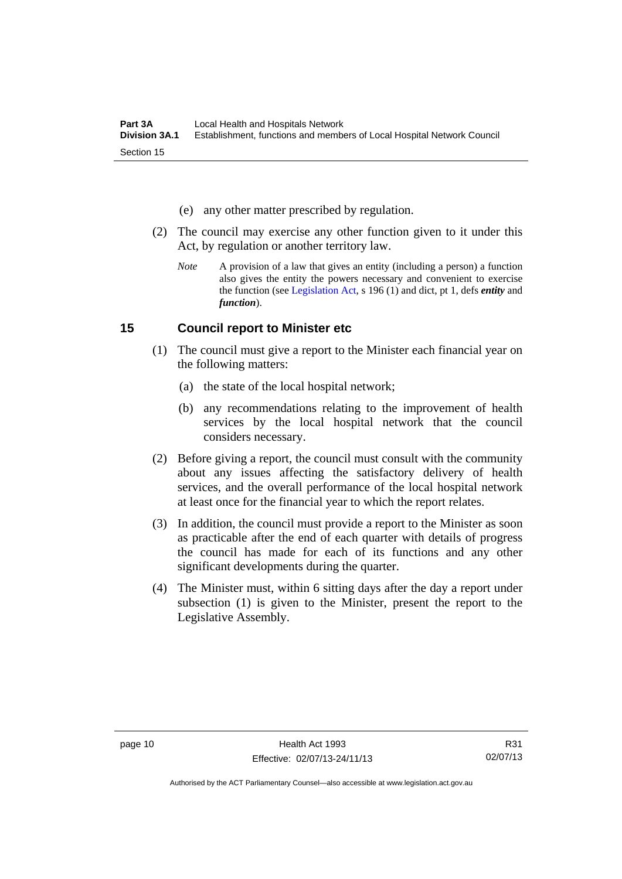(e) any other matter prescribed by regulation.

(2) The council may exercise any other function given to it under this Act, by regulation or another territory law.

*Note* A provision of a law that gives an entity (including a person) a function also gives the entity the powers necessary and convenient to exercise the function (see Legislation Act, s 196 (1) and dict, pt 1, defs ***entity*** and ***function***).

## 15 Council report to Minister etc

(1) The council must give a report to the Minister each financial year on the following matters:

(a) the state of the local hospital network;

(b) any recommendations relating to the improvement of health services by the local hospital network that the council considers necessary.

(2) Before giving a report, the council must consult with the community about any issues affecting the satisfactory delivery of health services, and the overall performance of the local hospital network at least once for the financial year to which the report relates.

(3) In addition, the council must provide a report to the Minister as soon as practicable after the end of each quarter with details of progress the council has made for each of its functions and any other significant developments during the quarter.

(4) The Minister must, within 6 sitting days after the day a report under subsection (1) is given to the Minister, present the report to the Legislative Assembly.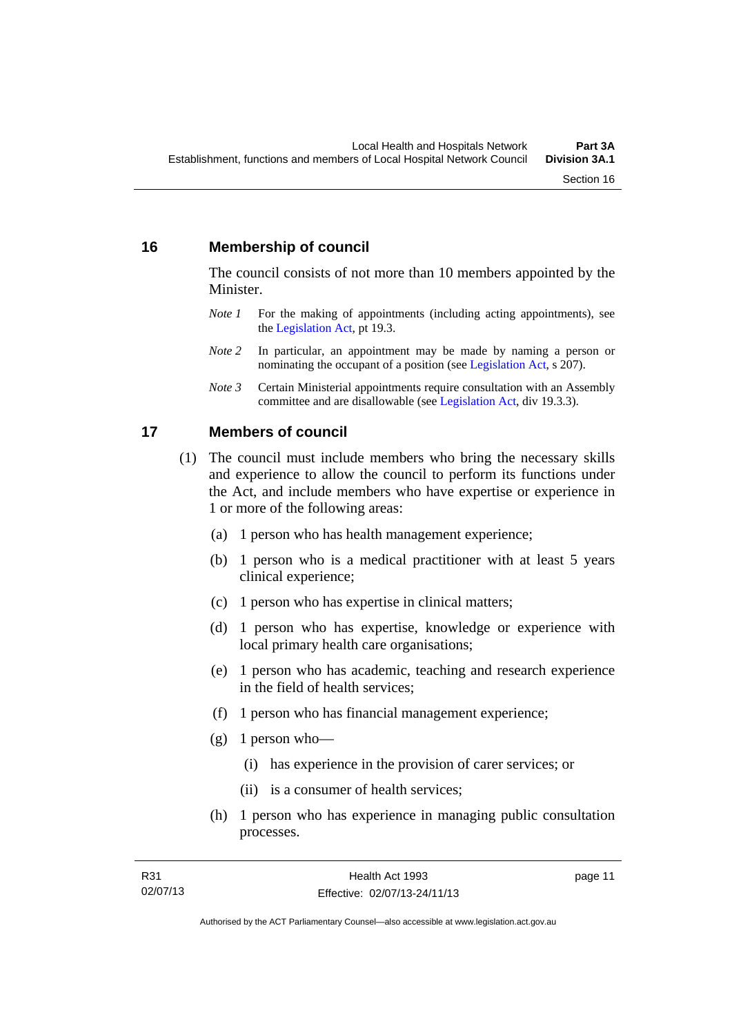## 16 Membership of council

The council consists of not more than 10 members appointed by the Minister.

*Note 1* For the making of appointments (including acting appointments), see the Legislation Act, pt 19.3.

*Note 2* In particular, an appointment may be made by naming a person or nominating the occupant of a position (see Legislation Act, s 207).

*Note 3* Certain Ministerial appointments require consultation with an Assembly committee and are disallowable (see Legislation Act, div 19.3.3).

## 17 Members of council

(1) The council must include members who bring the necessary skills and experience to allow the council to perform its functions under the Act, and include members who have expertise or experience in 1 or more of the following areas:

(a) 1 person who has health management experience;

(b) 1 person who is a medical practitioner with at least 5 years clinical experience;

(c) 1 person who has expertise in clinical matters;

(d) 1 person who has expertise, knowledge or experience with local primary health care organisations;

(e) 1 person who has academic, teaching and research experience in the field of health services;

(f) 1 person who has financial management experience;

(g) 1 person who—

(i) has experience in the provision of carer services; or

(ii) is a consumer of health services;

(h) 1 person who has experience in managing public consultation processes.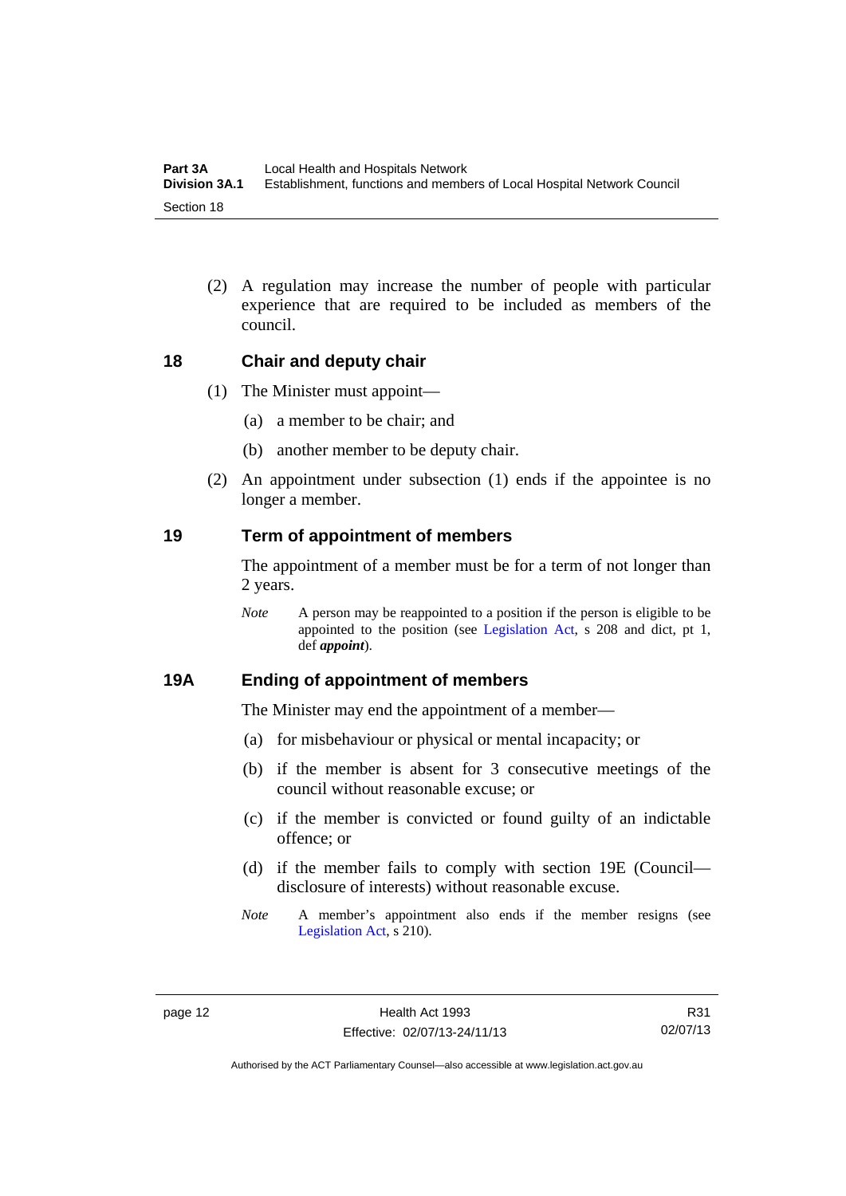(2) A regulation may increase the number of people with particular experience that are required to be included as members of the council.

## 18 Chair and deputy chair

(1) The Minister must appoint—

(a) a member to be chair; and

(b) another member to be deputy chair.

(2) An appointment under subsection (1) ends if the appointee is no longer a member.

## 19 Term of appointment of members

The appointment of a member must be for a term of not longer than 2 years.

*Note* A person may be reappointed to a position if the person is eligible to be appointed to the position (see Legislation Act, s 208 and dict, pt 1, def ***appoint***).

## 19A Ending of appointment of members

The Minister may end the appointment of a member—

(a) for misbehaviour or physical or mental incapacity; or

(b) if the member is absent for 3 consecutive meetings of the council without reasonable excuse; or

(c) if the member is convicted or found guilty of an indictable offence; or

(d) if the member fails to comply with section 19E (Council—disclosure of interests) without reasonable excuse.

*Note* A member's appointment also ends if the member resigns (see Legislation Act, s 210).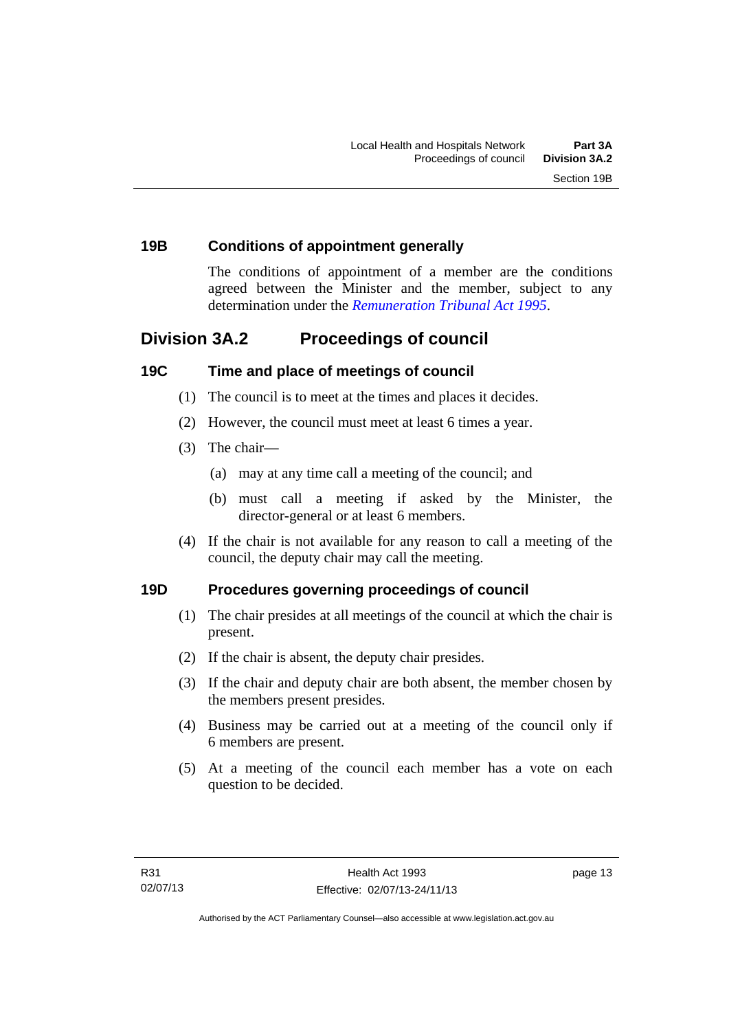### 19B Conditions of appointment generally

The conditions of appointment of a member are the conditions agreed between the Minister and the member, subject to any determination under the *Remuneration Tribunal Act 1995*.

## Division 3A.2 Proceedings of council

### 19C Time and place of meetings of council

(1) The council is to meet at the times and places it decides.

(2) However, the council must meet at least 6 times a year.

(3) The chair—

(a) may at any time call a meeting of the council; and

(b) must call a meeting if asked by the Minister, the director-general or at least 6 members.

(4) If the chair is not available for any reason to call a meeting of the council, the deputy chair may call the meeting.

### 19D Procedures governing proceedings of council

(1) The chair presides at all meetings of the council at which the chair is present.

(2) If the chair is absent, the deputy chair presides.

(3) If the chair and deputy chair are both absent, the member chosen by the members present presides.

(4) Business may be carried out at a meeting of the council only if 6 members are present.

(5) At a meeting of the council each member has a vote on each question to be decided.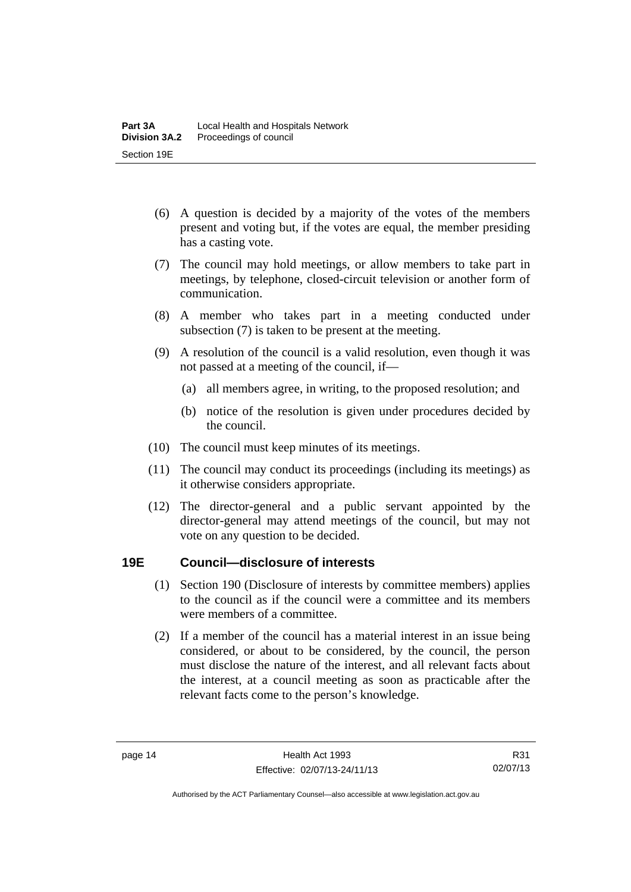(6) A question is decided by a majority of the votes of the members present and voting but, if the votes are equal, the member presiding has a casting vote.

(7) The council may hold meetings, or allow members to take part in meetings, by telephone, closed-circuit television or another form of communication.

(8) A member who takes part in a meeting conducted under subsection (7) is taken to be present at the meeting.

(9) A resolution of the council is a valid resolution, even though it was not passed at a meeting of the council, if—

(a) all members agree, in writing, to the proposed resolution; and

(b) notice of the resolution is given under procedures decided by the council.

(10) The council must keep minutes of its meetings.

(11) The council may conduct its proceedings (including its meetings) as it otherwise considers appropriate.

(12) The director-general and a public servant appointed by the director-general may attend meetings of the council, but may not vote on any question to be decided.

## 19E Council—disclosure of interests

(1) Section 190 (Disclosure of interests by committee members) applies to the council as if the council were a committee and its members were members of a committee.

(2) If a member of the council has a material interest in an issue being considered, or about to be considered, by the council, the person must disclose the nature of the interest, and all relevant facts about the interest, at a council meeting as soon as practicable after the relevant facts come to the person's knowledge.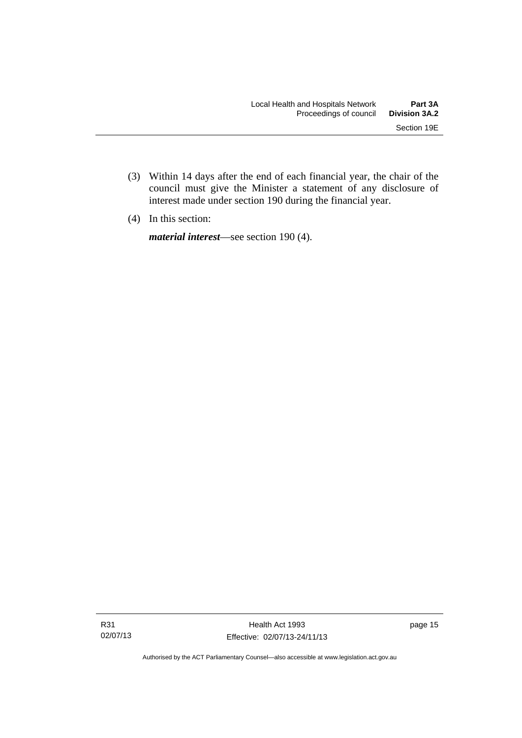(3) Within 14 days after the end of each financial year, the chair of the council must give the Minister a statement of any disclosure of interest made under section 19D during the financial year.

(4) In this section:

***material interest***—see section 19D (4).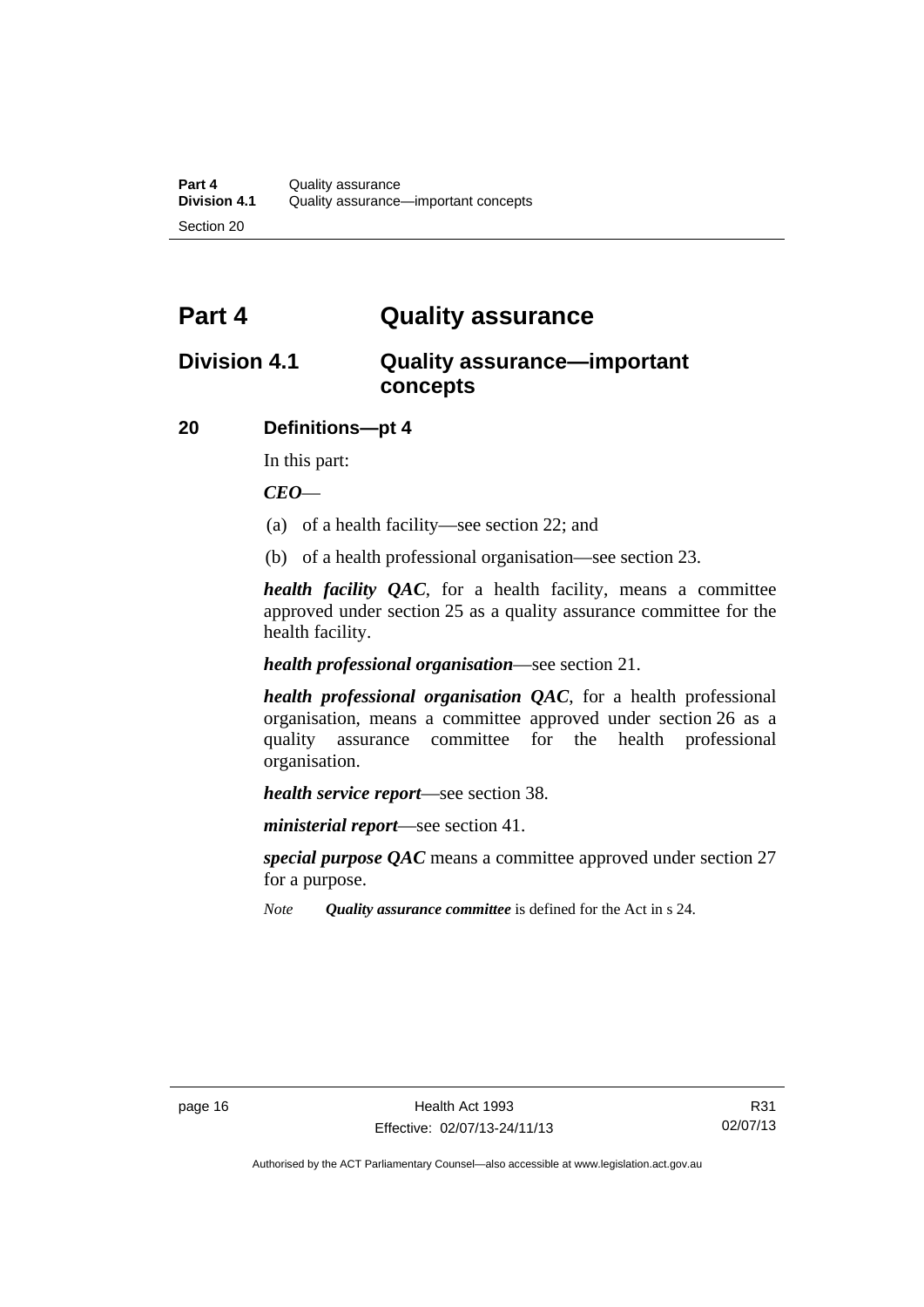# Part 4 Quality assurance

## Division 4.1 Quality assurance—important concepts

### 20 Definitions—pt 4

In this part:

***CEO***—

(a) of a health facility—see section 22; and

(b) of a health professional organisation—see section 23.

***health facility QAC***, for a health facility, means a committee approved under section 25 as a quality assurance committee for the health facility.

***health professional organisation***—see section 21.

***health professional organisation QAC***, for a health professional organisation, means a committee approved under section 26 as a quality assurance committee for the health professional organisation.

***health service report***—see section 38.

***ministerial report***—see section 41.

***special purpose QAC*** means a committee approved under section 27 for a purpose.

*Note* ***Quality assurance committee*** is defined for the Act in s 24.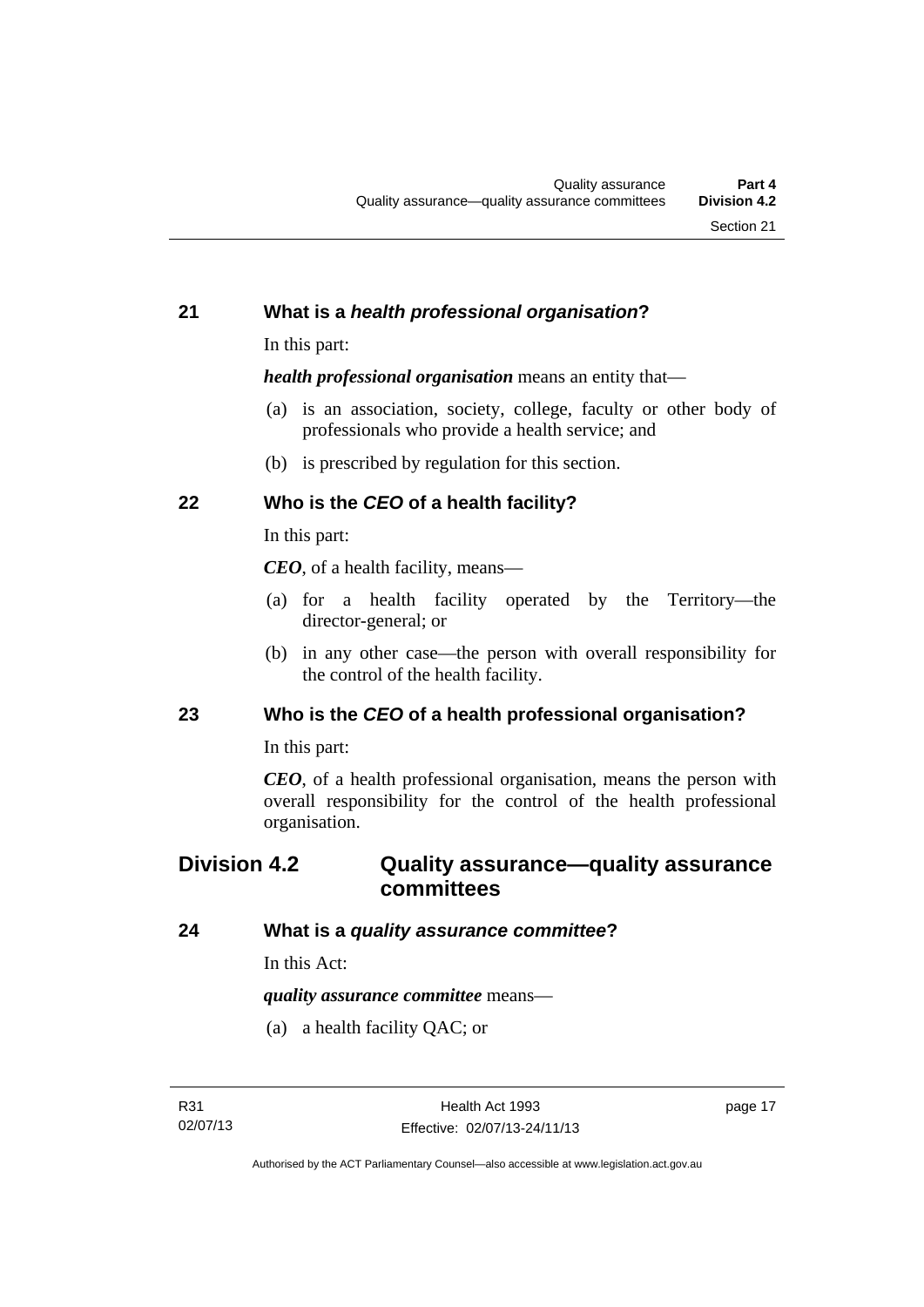## 21 What is a *health professional organisation*?

In this part:

***health professional organisation*** means an entity that—

(a) is an association, society, college, faculty or other body of professionals who provide a health service; and

(b) is prescribed by regulation for this section.

## 22 Who is the *CEO* of a health facility?

In this part:

***CEO***, of a health facility, means—

(a) for a health facility operated by the Territory—the director-general; or

(b) in any other case—the person with overall responsibility for the control of the health facility.

## 23 Who is the *CEO* of a health professional organisation?

In this part:

***CEO***, of a health professional organisation, means the person with overall responsibility for the control of the health professional organisation.

# Division 4.2 Quality assurance—quality assurance committees

## 24 What is a *quality assurance committee*?

In this Act:

***quality assurance committee*** means—

(a) a health facility QAC; or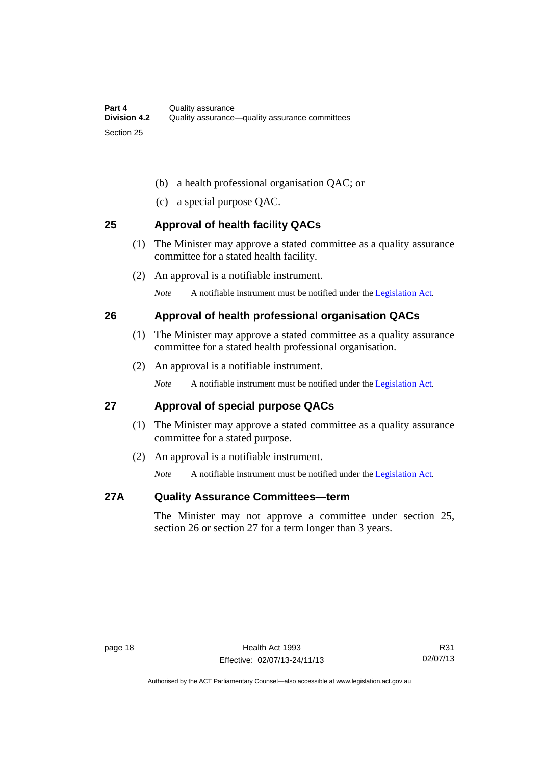(b) a health professional organisation QAC; or

(c) a special purpose QAC.

## 25 Approval of health facility QACs

(1) The Minister may approve a stated committee as a quality assurance committee for a stated health facility.

(2) An approval is a notifiable instrument.

*Note* A notifiable instrument must be notified under the Legislation Act.

## 26 Approval of health professional organisation QACs

(1) The Minister may approve a stated committee as a quality assurance committee for a stated health professional organisation.

(2) An approval is a notifiable instrument.

*Note* A notifiable instrument must be notified under the Legislation Act.

## 27 Approval of special purpose QACs

(1) The Minister may approve a stated committee as a quality assurance committee for a stated purpose.

(2) An approval is a notifiable instrument.

*Note* A notifiable instrument must be notified under the Legislation Act.

## 27A Quality Assurance Committees—term

The Minister may not approve a committee under section 25, section 26 or section 27 for a term longer than 3 years.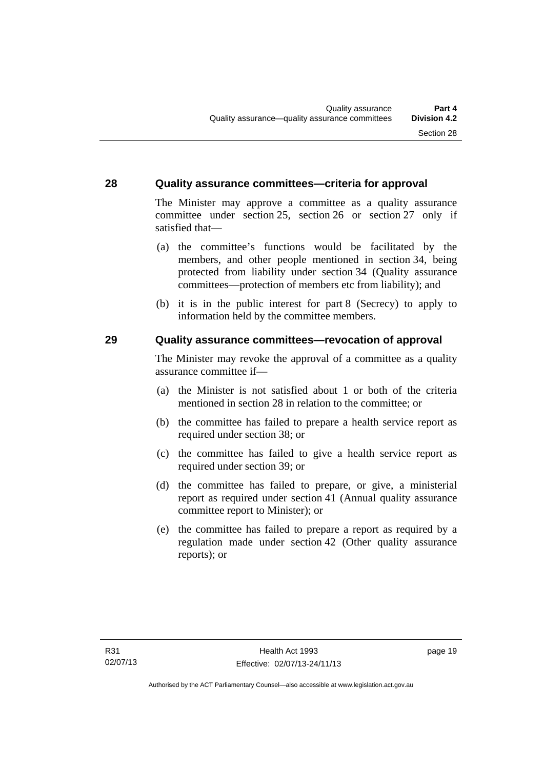## 28 Quality assurance committees—criteria for approval

The Minister may approve a committee as a quality assurance committee under section 25, section 26 or section 27 only if satisfied that—

(a) the committee's functions would be facilitated by the members, and other people mentioned in section 34, being protected from liability under section 34 (Quality assurance committees—protection of members etc from liability); and

(b) it is in the public interest for part 8 (Secrecy) to apply to information held by the committee members.

## 29 Quality assurance committees—revocation of approval

The Minister may revoke the approval of a committee as a quality assurance committee if—

(a) the Minister is not satisfied about 1 or both of the criteria mentioned in section 28 in relation to the committee; or

(b) the committee has failed to prepare a health service report as required under section 38; or

(c) the committee has failed to give a health service report as required under section 39; or

(d) the committee has failed to prepare, or give, a ministerial report as required under section 41 (Annual quality assurance committee report to Minister); or

(e) the committee has failed to prepare a report as required by a regulation made under section 42 (Other quality assurance reports); or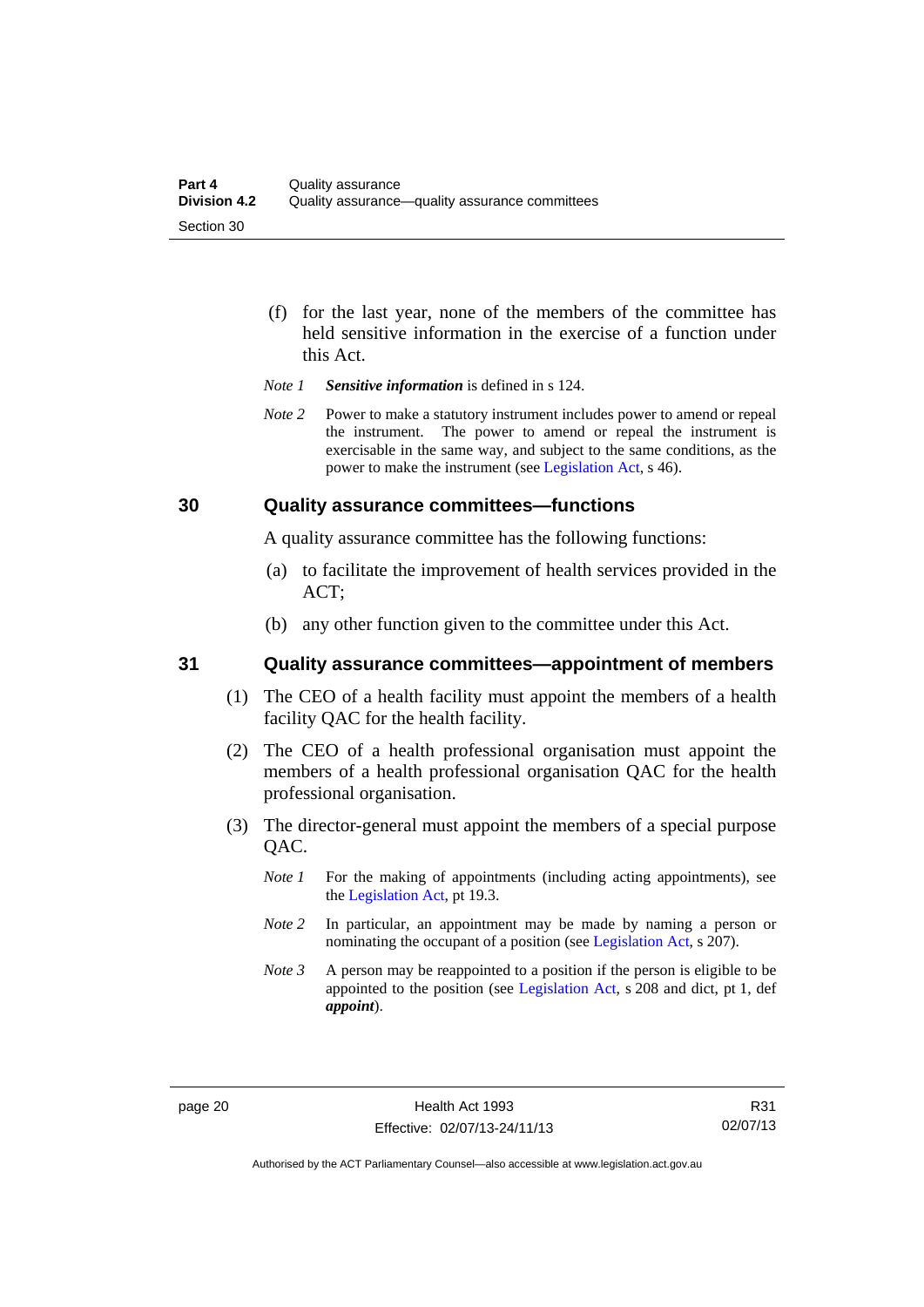(f) for the last year, none of the members of the committee has held sensitive information in the exercise of a function under this Act.

*Note 1* ***Sensitive information*** is defined in s 124.

*Note 2* Power to make a statutory instrument includes power to amend or repeal the instrument. The power to amend or repeal the instrument is exercisable in the same way, and subject to the same conditions, as the power to make the instrument (see Legislation Act, s 46).

## 30 Quality assurance committees—functions

A quality assurance committee has the following functions:

(a) to facilitate the improvement of health services provided in the ACT;

(b) any other function given to the committee under this Act.

## 31 Quality assurance committees—appointment of members

(1) The CEO of a health facility must appoint the members of a health facility QAC for the health facility.

(2) The CEO of a health professional organisation must appoint the members of a health professional organisation QAC for the health professional organisation.

(3) The director-general must appoint the members of a special purpose QAC.

*Note 1* For the making of appointments (including acting appointments), see the Legislation Act, pt 19.3.

*Note 2* In particular, an appointment may be made by naming a person or nominating the occupant of a position (see Legislation Act, s 207).

*Note 3* A person may be reappointed to a position if the person is eligible to be appointed to the position (see Legislation Act, s 208 and dict, pt 1, def ***appoint***).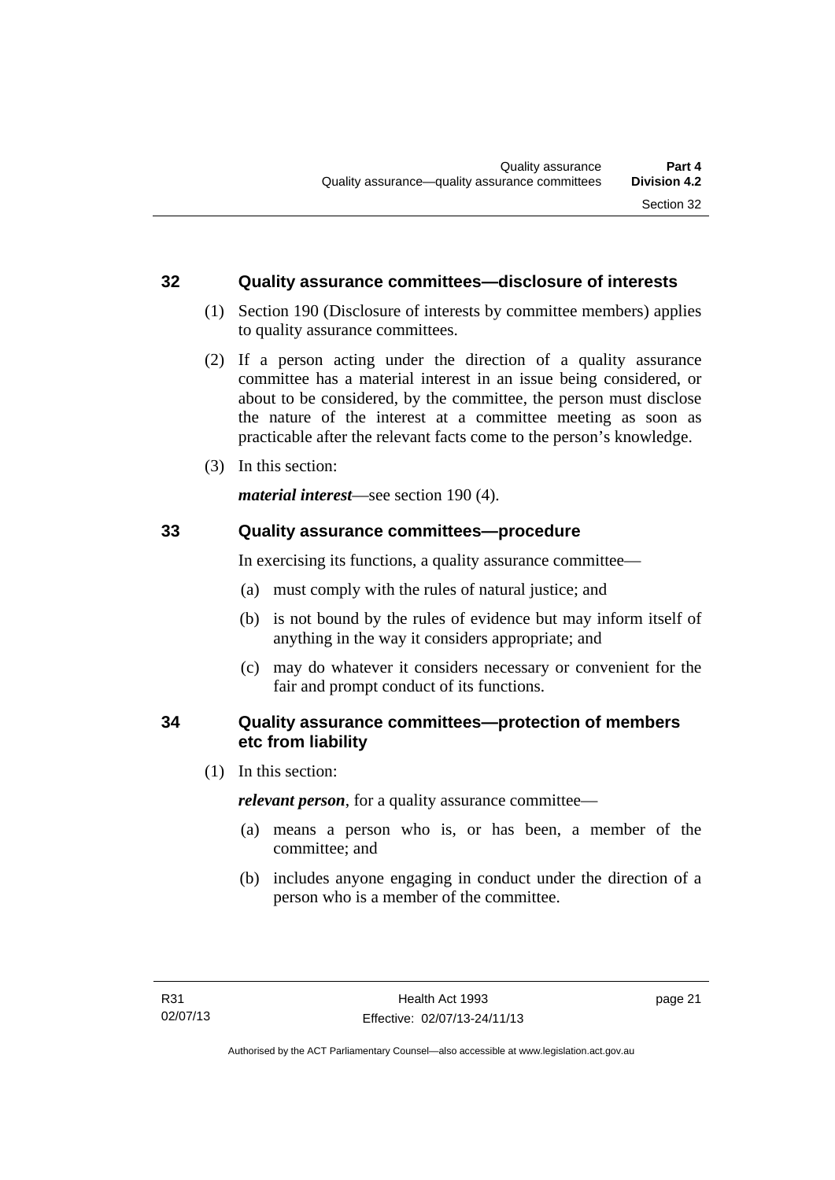## 32 Quality assurance committees—disclosure of interests

(1) Section 190 (Disclosure of interests by committee members) applies to quality assurance committees.

(2) If a person acting under the direction of a quality assurance committee has a material interest in an issue being considered, or about to be considered, by the committee, the person must disclose the nature of the interest at a committee meeting as soon as practicable after the relevant facts come to the person's knowledge.

(3) In this section:

***material interest***—see section 190 (4).

## 33 Quality assurance committees—procedure

In exercising its functions, a quality assurance committee—

(a) must comply with the rules of natural justice; and

(b) is not bound by the rules of evidence but may inform itself of anything in the way it considers appropriate; and

(c) may do whatever it considers necessary or convenient for the fair and prompt conduct of its functions.

## 34 Quality assurance committees—protection of members etc from liability

(1) In this section:

***relevant person***, for a quality assurance committee—

(a) means a person who is, or has been, a member of the committee; and

(b) includes anyone engaging in conduct under the direction of a person who is a member of the committee.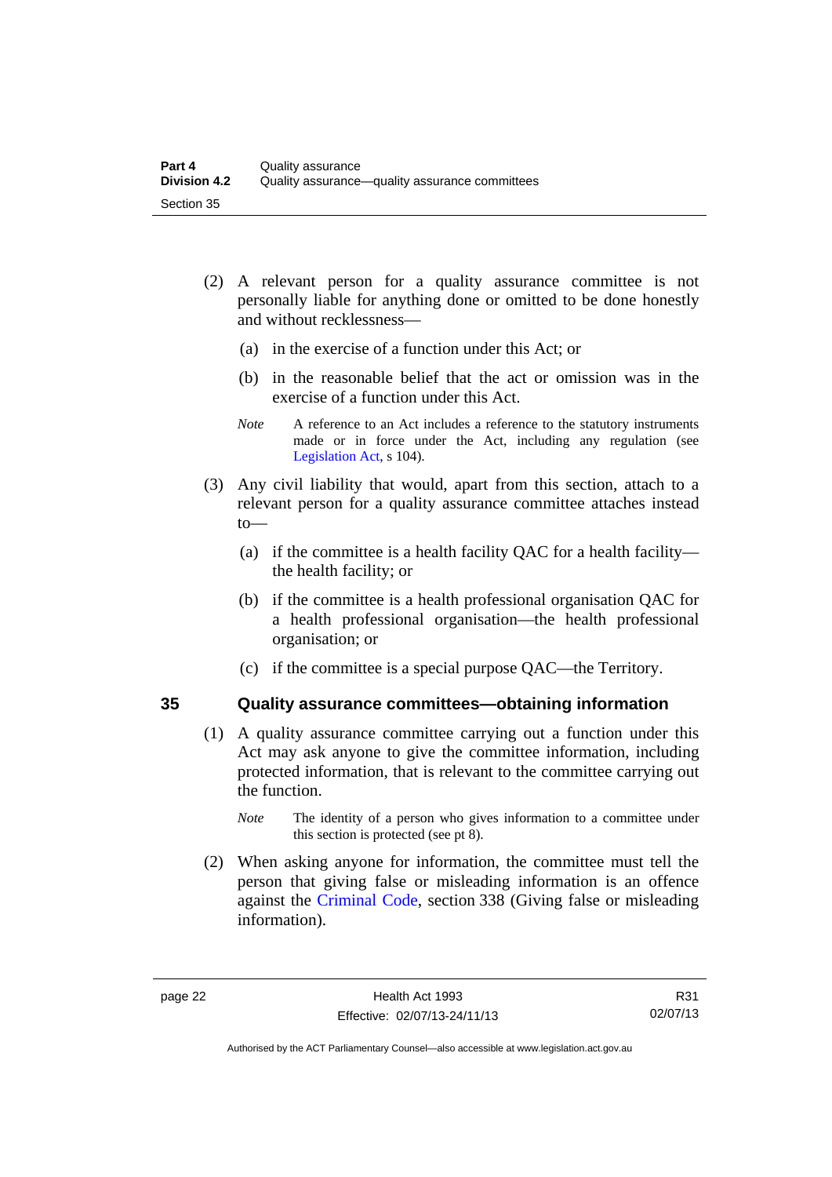(2) A relevant person for a quality assurance committee is not personally liable for anything done or omitted to be done honestly and without recklessness—

(a) in the exercise of a function under this Act; or

(b) in the reasonable belief that the act or omission was in the exercise of a function under this Act.

*Note* A reference to an Act includes a reference to the statutory instruments made or in force under the Act, including any regulation (see Legislation Act, s 104).

(3) Any civil liability that would, apart from this section, attach to a relevant person for a quality assurance committee attaches instead to—

(a) if the committee is a health facility QAC for a health facility—the health facility; or

(b) if the committee is a health professional organisation QAC for a health professional organisation—the health professional organisation; or

(c) if the committee is a special purpose QAC—the Territory.

## 35 Quality assurance committees—obtaining information

(1) A quality assurance committee carrying out a function under this Act may ask anyone to give the committee information, including protected information, that is relevant to the committee carrying out the function.

*Note* The identity of a person who gives information to a committee under this section is protected (see pt 8).

(2) When asking anyone for information, the committee must tell the person that giving false or misleading information is an offence against the Criminal Code, section 338 (Giving false or misleading information).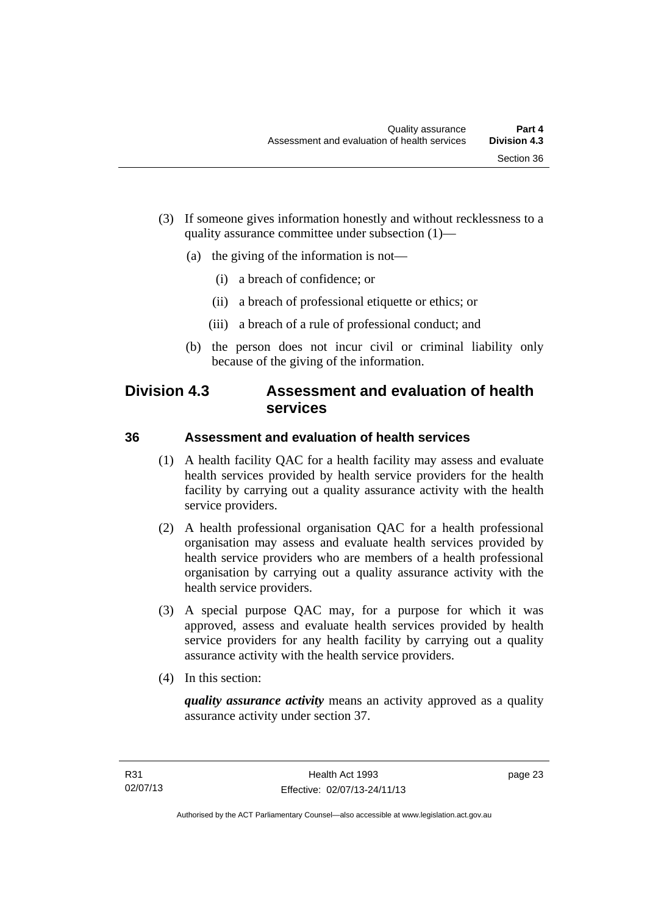(3) If someone gives information honestly and without recklessness to a quality assurance committee under subsection (1)—

(a) the giving of the information is not—

(i) a breach of confidence; or

(ii) a breach of professional etiquette or ethics; or

(iii) a breach of a rule of professional conduct; and

(b) the person does not incur civil or criminal liability only because of the giving of the information.

## Division 4.3 Assessment and evaluation of health services

### 36 Assessment and evaluation of health services

(1) A health facility QAC for a health facility may assess and evaluate health services provided by health service providers for the health facility by carrying out a quality assurance activity with the health service providers.

(2) A health professional organisation QAC for a health professional organisation may assess and evaluate health services provided by health service providers who are members of a health professional organisation by carrying out a quality assurance activity with the health service providers.

(3) A special purpose QAC may, for a purpose for which it was approved, assess and evaluate health services provided by health service providers for any health facility by carrying out a quality assurance activity with the health service providers.

(4) In this section:

***quality assurance activity*** means an activity approved as a quality assurance activity under section 37.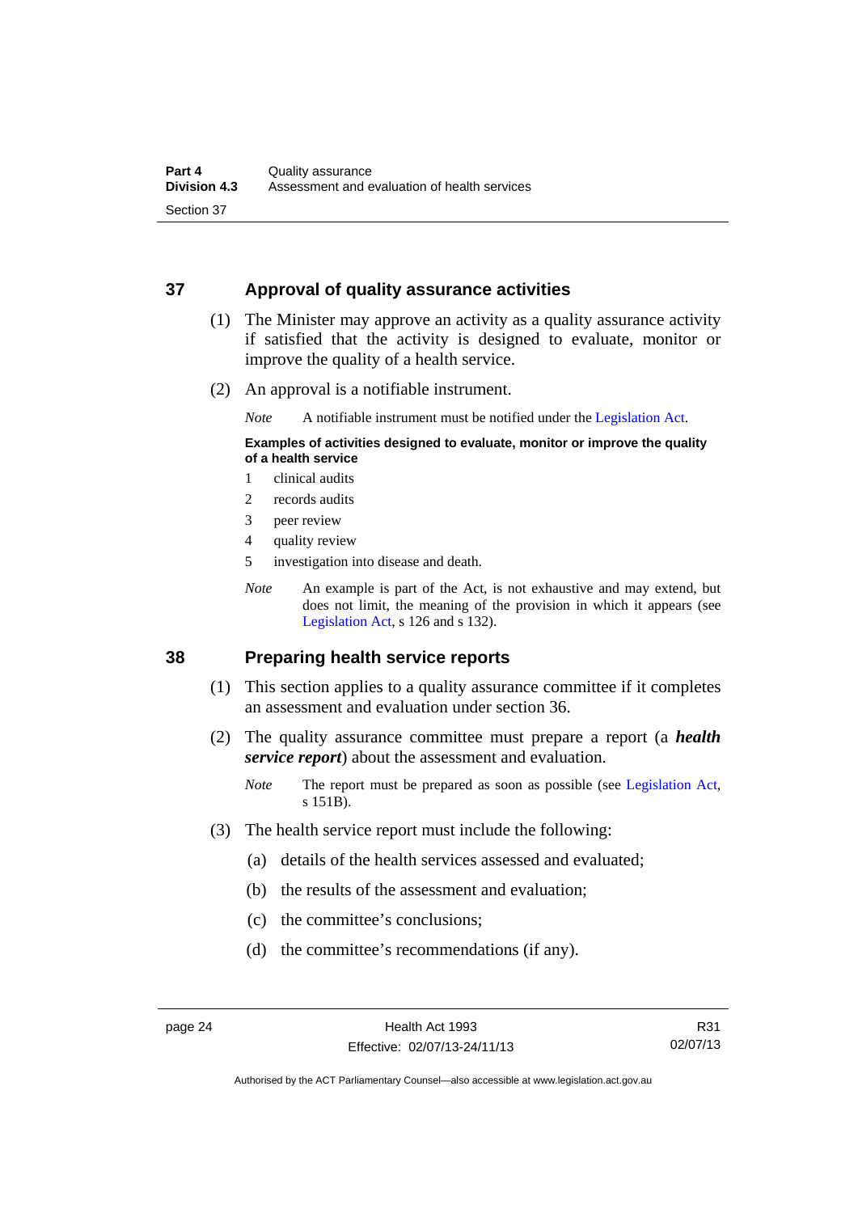## 37 Approval of quality assurance activities

(1) The Minister may approve an activity as a quality assurance activity if satisfied that the activity is designed to evaluate, monitor or improve the quality of a health service.

(2) An approval is a notifiable instrument.

*Note* A notifiable instrument must be notified under the Legislation Act.

**Examples of activities designed to evaluate, monitor or improve the quality of a health service**

1 clinical audits
2 records audits
3 peer review
4 quality review
5 investigation into disease and death.

*Note* An example is part of the Act, is not exhaustive and may extend, but does not limit, the meaning of the provision in which it appears (see Legislation Act, s 126 and s 132).

## 38 Preparing health service reports

(1) This section applies to a quality assurance committee if it completes an assessment and evaluation under section 36.

(2) The quality assurance committee must prepare a report (a ***health service report***) about the assessment and evaluation.

*Note* The report must be prepared as soon as possible (see Legislation Act, s 151B).

(3) The health service report must include the following:

(a) details of the health services assessed and evaluated;

(b) the results of the assessment and evaluation;

(c) the committee's conclusions;

(d) the committee's recommendations (if any).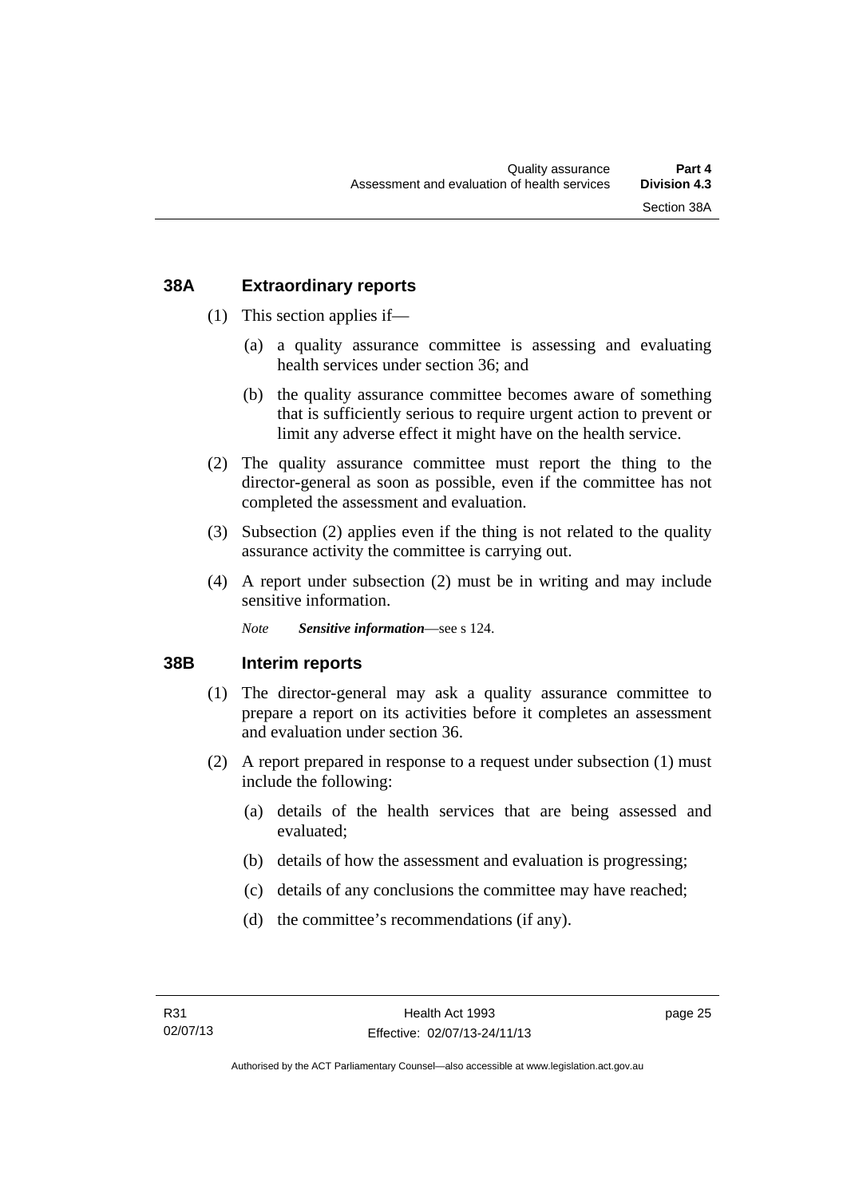## 38A Extraordinary reports

(1) This section applies if—

(a) a quality assurance committee is assessing and evaluating health services under section 36; and

(b) the quality assurance committee becomes aware of something that is sufficiently serious to require urgent action to prevent or limit any adverse effect it might have on the health service.

(2) The quality assurance committee must report the thing to the director-general as soon as possible, even if the committee has not completed the assessment and evaluation.

(3) Subsection (2) applies even if the thing is not related to the quality assurance activity the committee is carrying out.

(4) A report under subsection (2) must be in writing and may include sensitive information.

*Note* ***Sensitive information***—see s 124.

## 38B Interim reports

(1) The director-general may ask a quality assurance committee to prepare a report on its activities before it completes an assessment and evaluation under section 36.

(2) A report prepared in response to a request under subsection (1) must include the following:

(a) details of the health services that are being assessed and evaluated;

(b) details of how the assessment and evaluation is progressing;

(c) details of any conclusions the committee may have reached;

(d) the committee's recommendations (if any).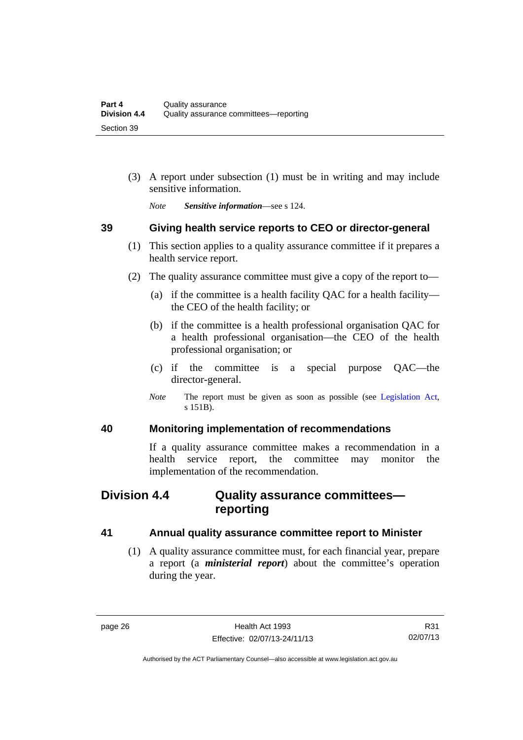(3) A report under subsection (1) must be in writing and may include sensitive information.

*Note* ***Sensitive information***—see s 124.

### 39 Giving health service reports to CEO or director-general

(1) This section applies to a quality assurance committee if it prepares a health service report.

(2) The quality assurance committee must give a copy of the report to—

(a) if the committee is a health facility QAC for a health facility—the CEO of the health facility; or

(b) if the committee is a health professional organisation QAC for a health professional organisation—the CEO of the health professional organisation; or

(c) if the committee is a special purpose QAC—the director-general.

*Note* The report must be given as soon as possible (see Legislation Act, s 151B).

### 40 Monitoring implementation of recommendations

If a quality assurance committee makes a recommendation in a health service report, the committee may monitor the implementation of the recommendation.

## Division 4.4 Quality assurance committees—reporting

### 41 Annual quality assurance committee report to Minister

(1) A quality assurance committee must, for each financial year, prepare a report (a ***ministerial report***) about the committee's operation during the year.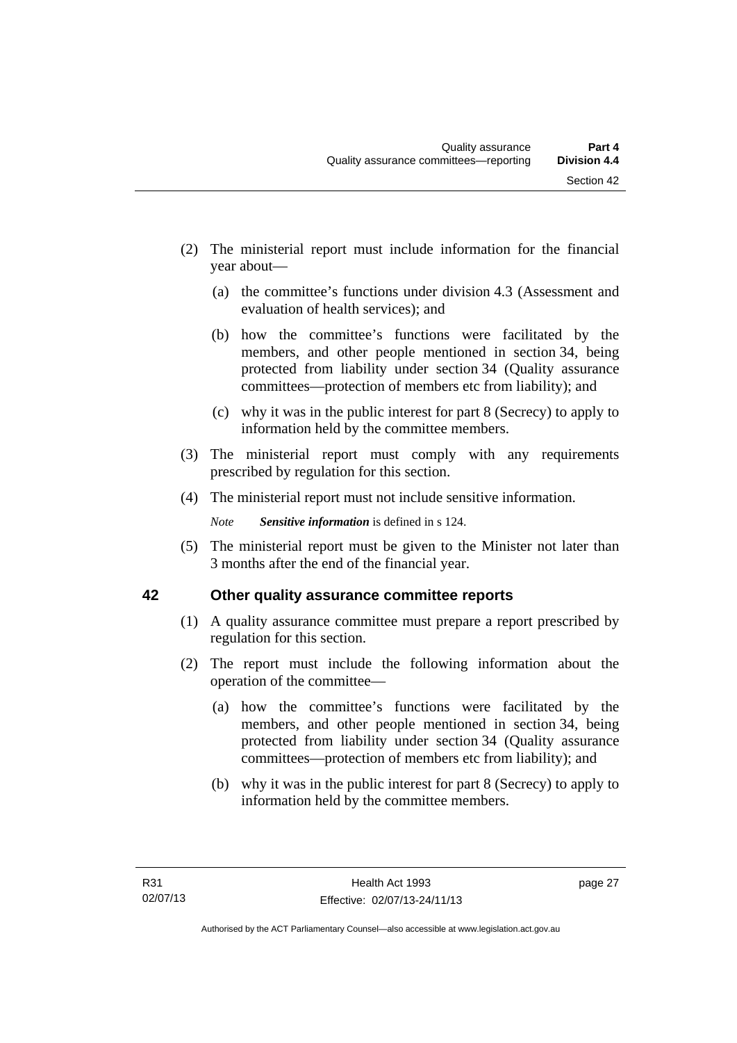(2) The ministerial report must include information for the financial year about—

(a) the committee's functions under division 4.3 (Assessment and evaluation of health services); and

(b) how the committee's functions were facilitated by the members, and other people mentioned in section 34, being protected from liability under section 34 (Quality assurance committees—protection of members etc from liability); and

(c) why it was in the public interest for part 8 (Secrecy) to apply to information held by the committee members.

(3) The ministerial report must comply with any requirements prescribed by regulation for this section.

(4) The ministerial report must not include sensitive information.

*Note* ***Sensitive information*** is defined in s 124.

(5) The ministerial report must be given to the Minister not later than 3 months after the end of the financial year.

## 42 Other quality assurance committee reports

(1) A quality assurance committee must prepare a report prescribed by regulation for this section.

(2) The report must include the following information about the operation of the committee—

(a) how the committee's functions were facilitated by the members, and other people mentioned in section 34, being protected from liability under section 34 (Quality assurance committees—protection of members etc from liability); and

(b) why it was in the public interest for part 8 (Secrecy) to apply to information held by the committee members.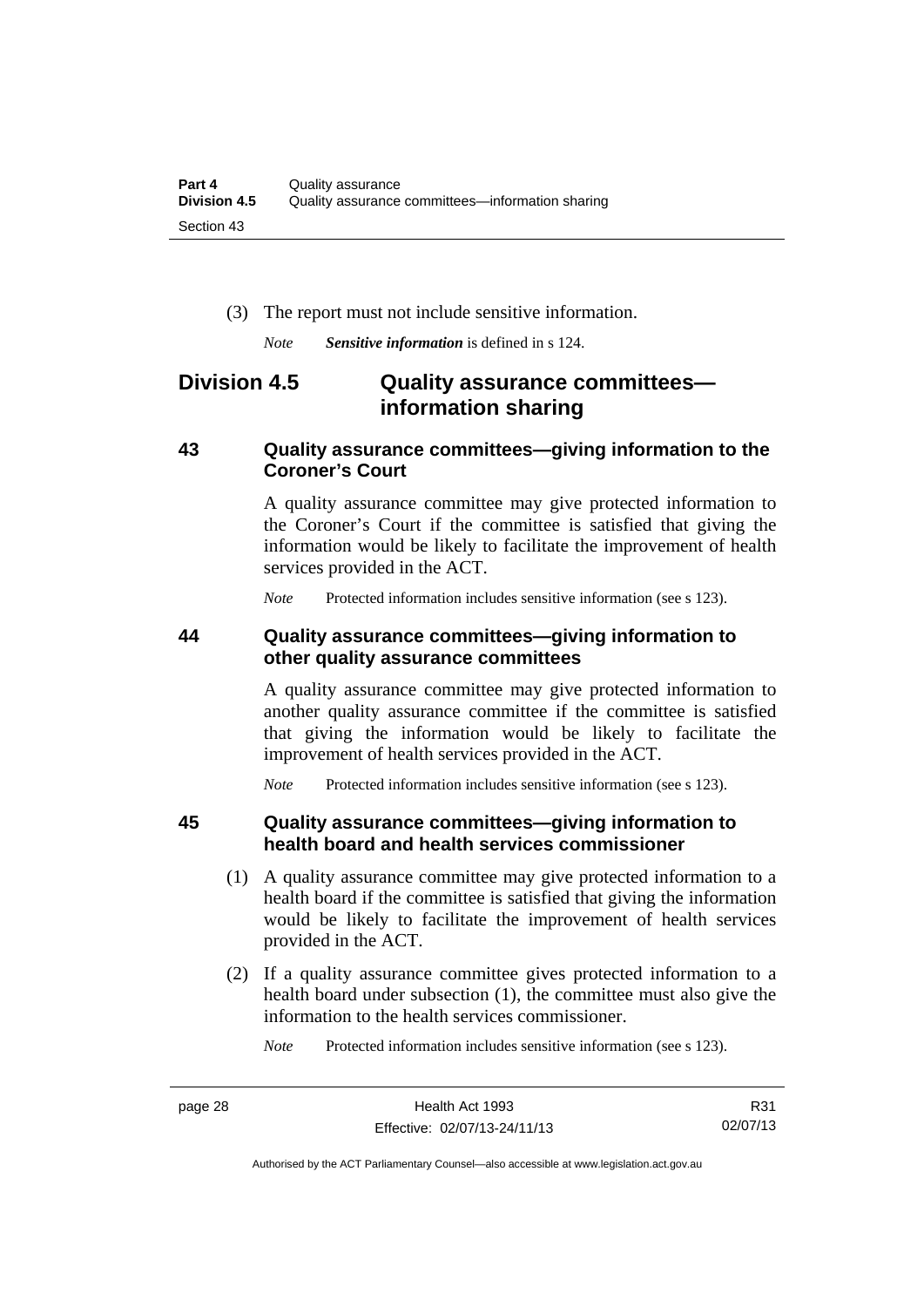(3) The report must not include sensitive information.

*Note* ***Sensitive information*** is defined in s 124.

## Division 4.5 Quality assurance committees—information sharing

### 43 Quality assurance committees—giving information to the Coroner's Court

A quality assurance committee may give protected information to the Coroner's Court if the committee is satisfied that giving the information would be likely to facilitate the improvement of health services provided in the ACT.

*Note* Protected information includes sensitive information (see s 123).

### 44 Quality assurance committees—giving information to other quality assurance committees

A quality assurance committee may give protected information to another quality assurance committee if the committee is satisfied that giving the information would be likely to facilitate the improvement of health services provided in the ACT.

*Note* Protected information includes sensitive information (see s 123).

### 45 Quality assurance committees—giving information to health board and health services commissioner

(1) A quality assurance committee may give protected information to a health board if the committee is satisfied that giving the information would be likely to facilitate the improvement of health services provided in the ACT.

(2) If a quality assurance committee gives protected information to a health board under subsection (1), the committee must also give the information to the health services commissioner.

*Note* Protected information includes sensitive information (see s 123).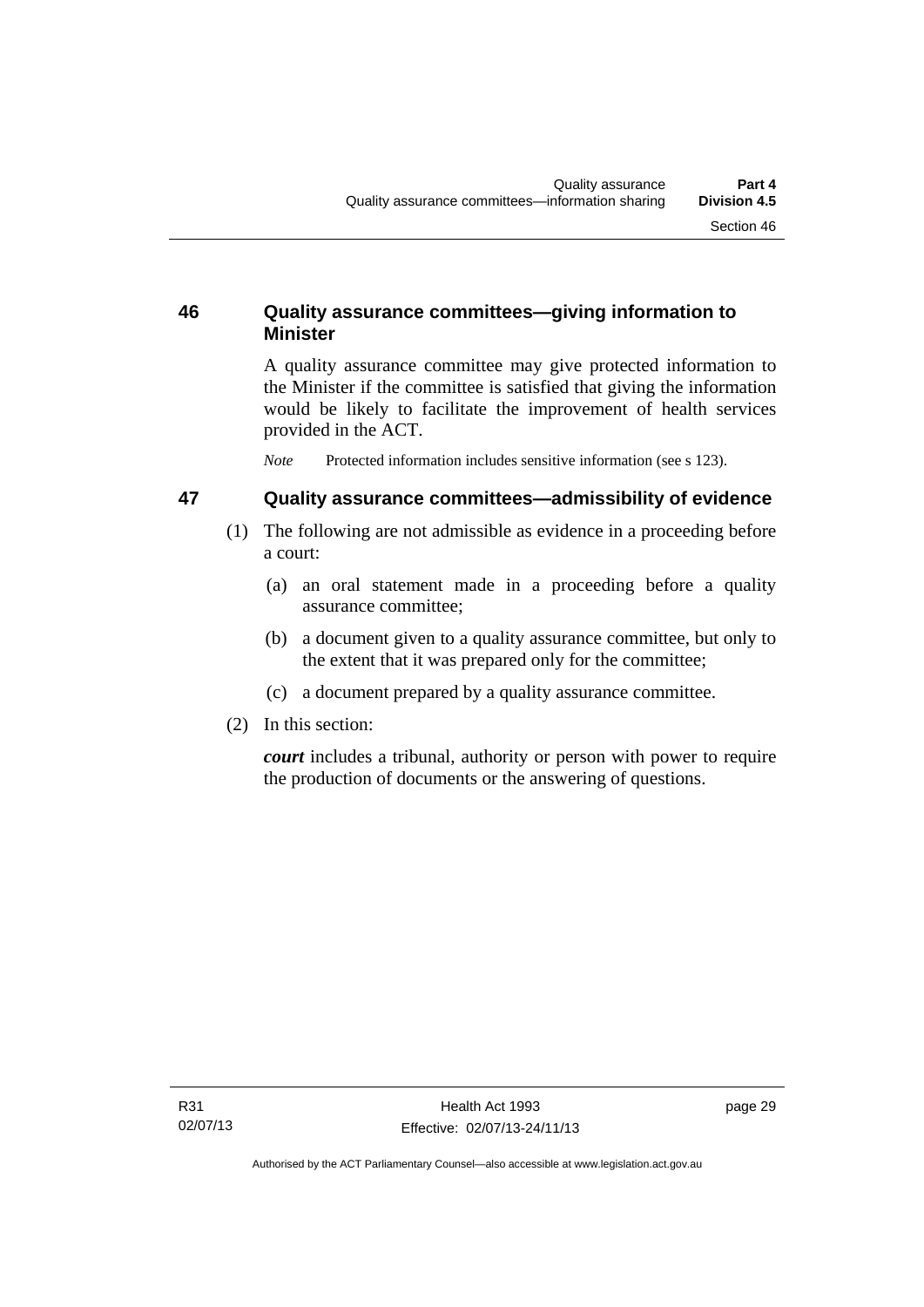### 46 Quality assurance committees—giving information to Minister

A quality assurance committee may give protected information to the Minister if the committee is satisfied that giving the information would be likely to facilitate the improvement of health services provided in the ACT.

*Note* Protected information includes sensitive information (see s 123).

### 47 Quality assurance committees—admissibility of evidence

(1) The following are not admissible as evidence in a proceeding before a court:

(a) an oral statement made in a proceeding before a quality assurance committee;

(b) a document given to a quality assurance committee, but only to the extent that it was prepared only for the committee;

(c) a document prepared by a quality assurance committee.

(2) In this section:

***court*** includes a tribunal, authority or person with power to require the production of documents or the answering of questions.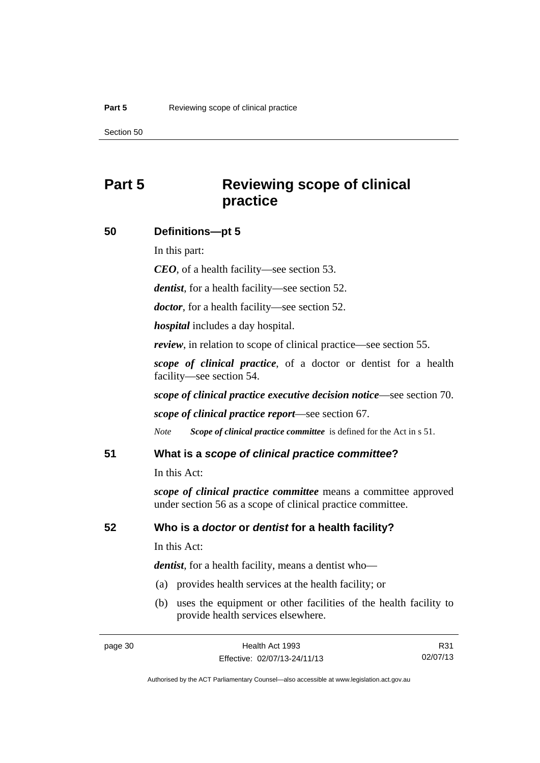# Part 5 Reviewing scope of clinical practice

## 50 Definitions—pt 5

In this part:

***CEO***, of a health facility—see section 53.

***dentist***, for a health facility—see section 52.

***doctor***, for a health facility—see section 52.

***hospital*** includes a day hospital.

***review***, in relation to scope of clinical practice—see section 55.

***scope of clinical practice***, of a doctor or dentist for a health facility—see section 54.

***scope of clinical practice executive decision notice***—see section 70.

***scope of clinical practice report***—see section 67.

*Note* ***Scope of clinical practice committee*** is defined for the Act in s 51.

## 51 What is a *scope of clinical practice committee*?

In this Act:

***scope of clinical practice committee*** means a committee approved under section 56 as a scope of clinical practice committee.

## 52 Who is a *doctor* or *dentist* for a health facility?

In this Act:

***dentist***, for a health facility, means a dentist who—

(a) provides health services at the health facility; or

(b) uses the equipment or other facilities of the health facility to provide health services elsewhere.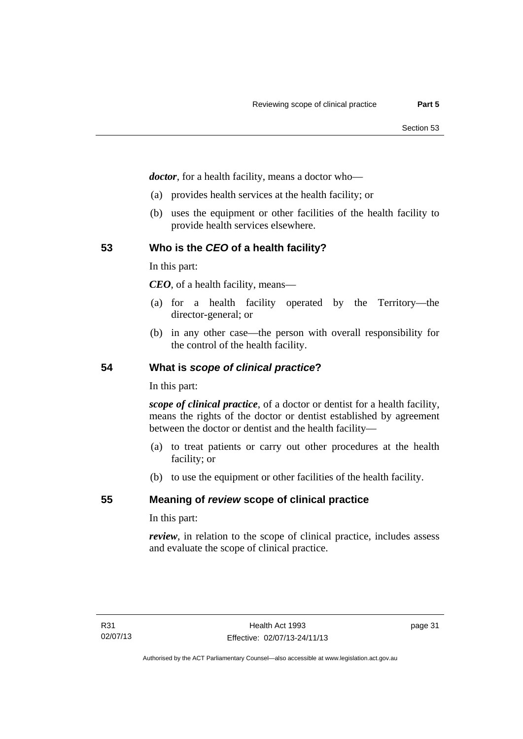***doctor***, for a health facility, means a doctor who—

(a) provides health services at the health facility; or

(b) uses the equipment or other facilities of the health facility to provide health services elsewhere.

## 53 Who is the *CEO* of a health facility?

In this part:

***CEO***, of a health facility, means—

(a) for a health facility operated by the Territory—the director-general; or

(b) in any other case—the person with overall responsibility for the control of the health facility.

## 54 What is *scope of clinical practice*?

In this part:

***scope of clinical practice***, of a doctor or dentist for a health facility, means the rights of the doctor or dentist established by agreement between the doctor or dentist and the health facility—

(a) to treat patients or carry out other procedures at the health facility; or

(b) to use the equipment or other facilities of the health facility.

## 55 Meaning of *review* scope of clinical practice

In this part:

***review***, in relation to the scope of clinical practice, includes assess and evaluate the scope of clinical practice.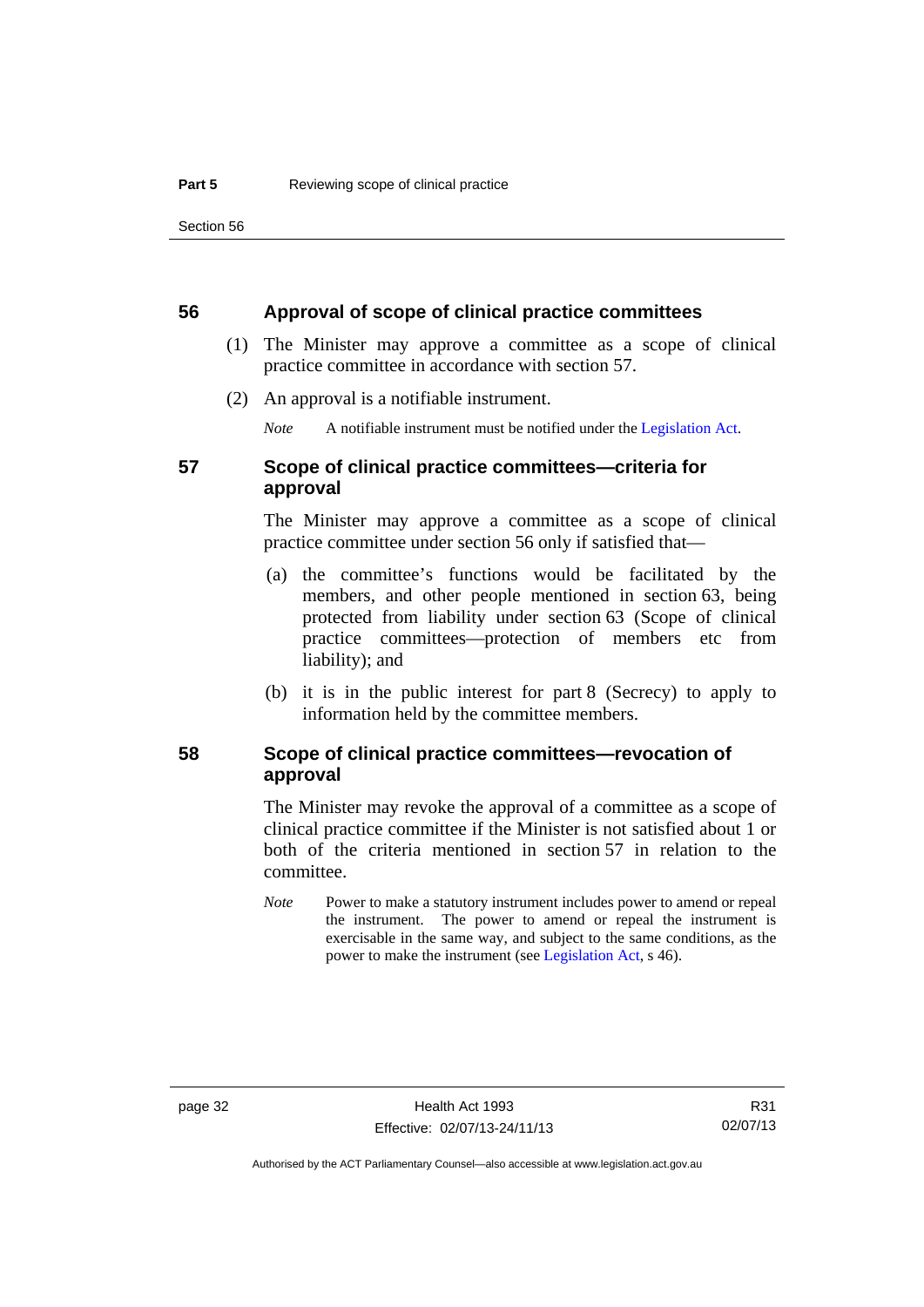## 56 Approval of scope of clinical practice committees

(1) The Minister may approve a committee as a scope of clinical practice committee in accordance with section 57.

(2) An approval is a notifiable instrument.

*Note* A notifiable instrument must be notified under the Legislation Act.

## 57 Scope of clinical practice committees—criteria for approval

The Minister may approve a committee as a scope of clinical practice committee under section 56 only if satisfied that—

(a) the committee's functions would be facilitated by the members, and other people mentioned in section 63, being protected from liability under section 63 (Scope of clinical practice committees—protection of members etc from liability); and

(b) it is in the public interest for part 8 (Secrecy) to apply to information held by the committee members.

## 58 Scope of clinical practice committees—revocation of approval

The Minister may revoke the approval of a committee as a scope of clinical practice committee if the Minister is not satisfied about 1 or both of the criteria mentioned in section 57 in relation to the committee.

*Note* Power to make a statutory instrument includes power to amend or repeal the instrument. The power to amend or repeal the instrument is exercisable in the same way, and subject to the same conditions, as the power to make the instrument (see Legislation Act, s 46).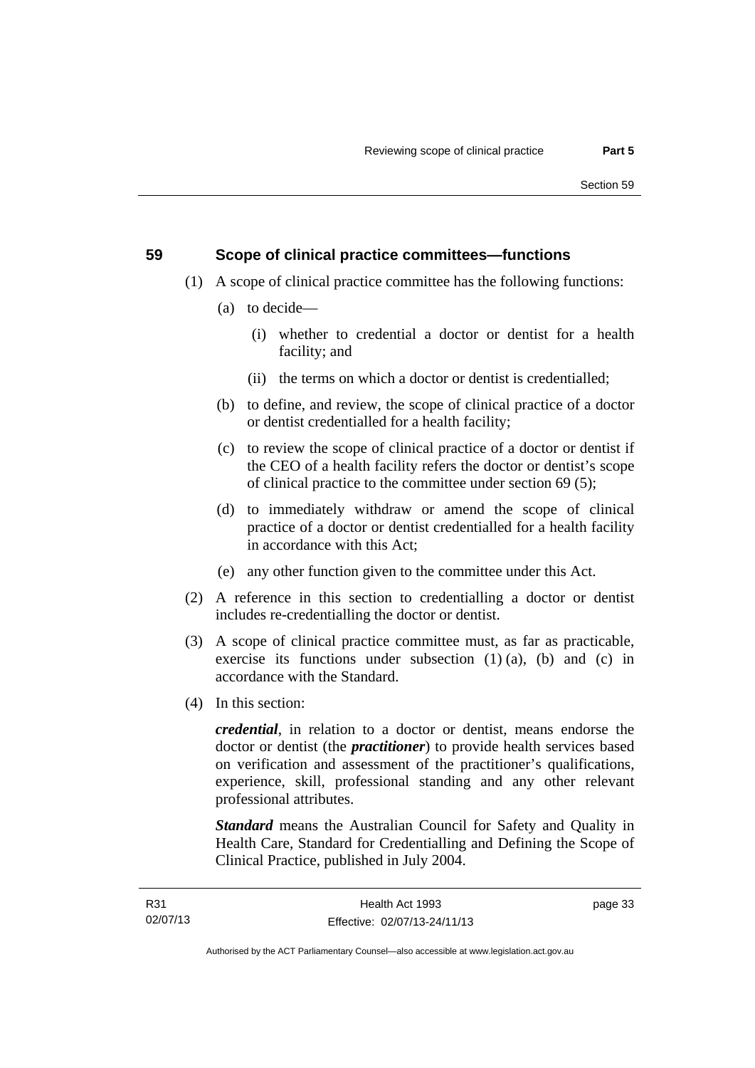## 59 Scope of clinical practice committees—functions

(1) A scope of clinical practice committee has the following functions:

(a) to decide—

(i) whether to credential a doctor or dentist for a health facility; and

(ii) the terms on which a doctor or dentist is credentialled;

(b) to define, and review, the scope of clinical practice of a doctor or dentist credentialled for a health facility;

(c) to review the scope of clinical practice of a doctor or dentist if the CEO of a health facility refers the doctor or dentist's scope of clinical practice to the committee under section 69 (5);

(d) to immediately withdraw or amend the scope of clinical practice of a doctor or dentist credentialled for a health facility in accordance with this Act;

(e) any other function given to the committee under this Act.

(2) A reference in this section to credentialling a doctor or dentist includes re-credentialling the doctor or dentist.

(3) A scope of clinical practice committee must, as far as practicable, exercise its functions under subsection (1) (a), (b) and (c) in accordance with the Standard.

(4) In this section:

***credential***, in relation to a doctor or dentist, means endorse the doctor or dentist (the ***practitioner***) to provide health services based on verification and assessment of the practitioner's qualifications, experience, skill, professional standing and any other relevant professional attributes.

***Standard*** means the Australian Council for Safety and Quality in Health Care, Standard for Credentialling and Defining the Scope of Clinical Practice, published in July 2004.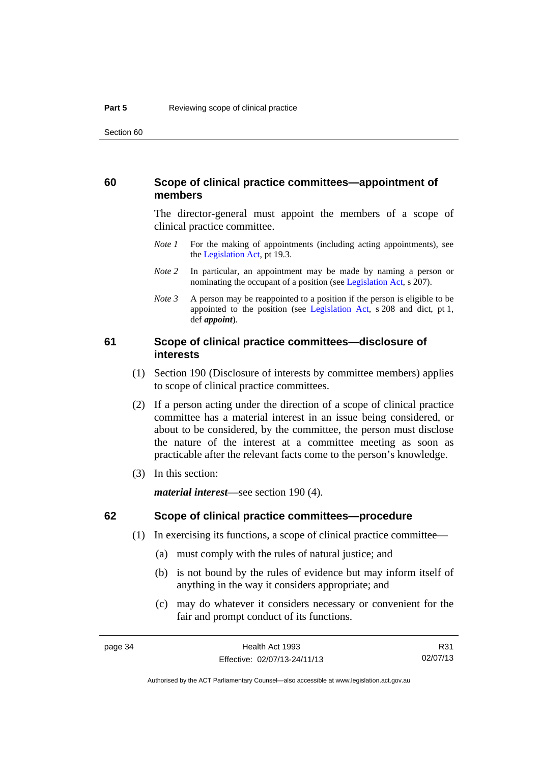### 60 Scope of clinical practice committees—appointment of members

The director-general must appoint the members of a scope of clinical practice committee.

*Note 1* For the making of appointments (including acting appointments), see the Legislation Act, pt 19.3.

*Note 2* In particular, an appointment may be made by naming a person or nominating the occupant of a position (see Legislation Act, s 207).

*Note 3* A person may be reappointed to a position if the person is eligible to be appointed to the position (see Legislation Act, s 208 and dict, pt 1, def ***appoint***).

### 61 Scope of clinical practice committees—disclosure of interests

(1) Section 190 (Disclosure of interests by committee members) applies to scope of clinical practice committees.

(2) If a person acting under the direction of a scope of clinical practice committee has a material interest in an issue being considered, or about to be considered, by the committee, the person must disclose the nature of the interest at a committee meeting as soon as practicable after the relevant facts come to the person's knowledge.

(3) In this section:

***material interest***—see section 190 (4).

### 62 Scope of clinical practice committees—procedure

(1) In exercising its functions, a scope of clinical practice committee—

(a) must comply with the rules of natural justice; and

(b) is not bound by the rules of evidence but may inform itself of anything in the way it considers appropriate; and

(c) may do whatever it considers necessary or convenient for the fair and prompt conduct of its functions.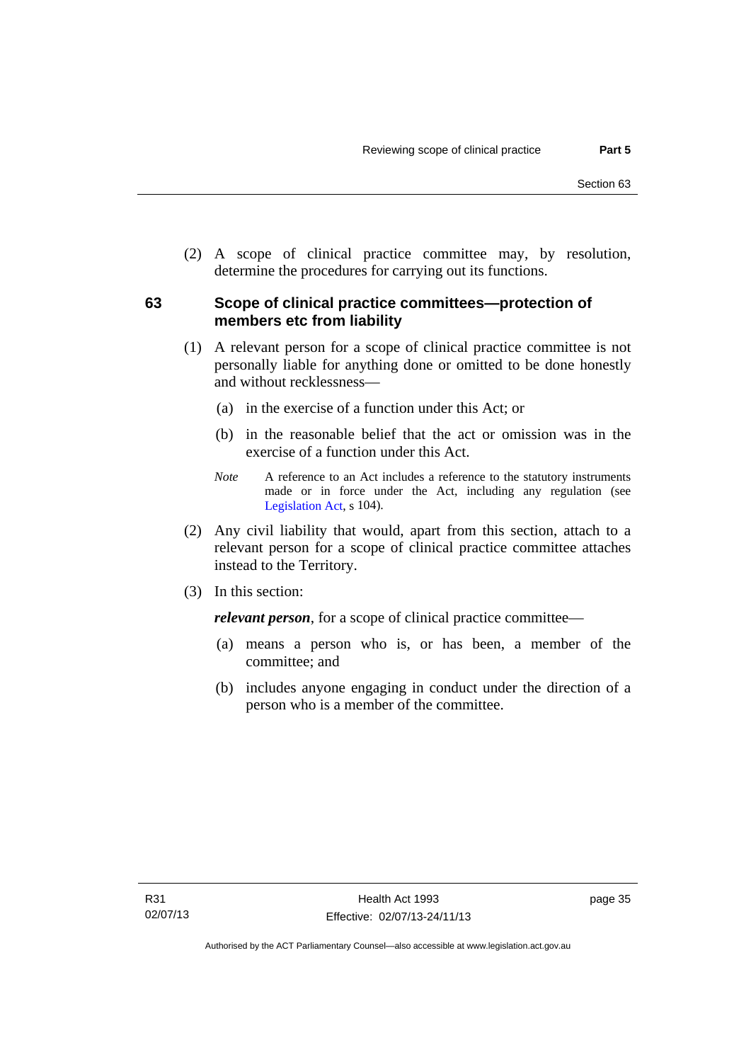(2) A scope of clinical practice committee may, by resolution, determine the procedures for carrying out its functions.

## 63 Scope of clinical practice committees—protection of members etc from liability

(1) A relevant person for a scope of clinical practice committee is not personally liable for anything done or omitted to be done honestly and without recklessness—

(a) in the exercise of a function under this Act; or

(b) in the reasonable belief that the act or omission was in the exercise of a function under this Act.

*Note* A reference to an Act includes a reference to the statutory instruments made or in force under the Act, including any regulation (see Legislation Act, s 104).

(2) Any civil liability that would, apart from this section, attach to a relevant person for a scope of clinical practice committee attaches instead to the Territory.

(3) In this section:

***relevant person***, for a scope of clinical practice committee—

(a) means a person who is, or has been, a member of the committee; and

(b) includes anyone engaging in conduct under the direction of a person who is a member of the committee.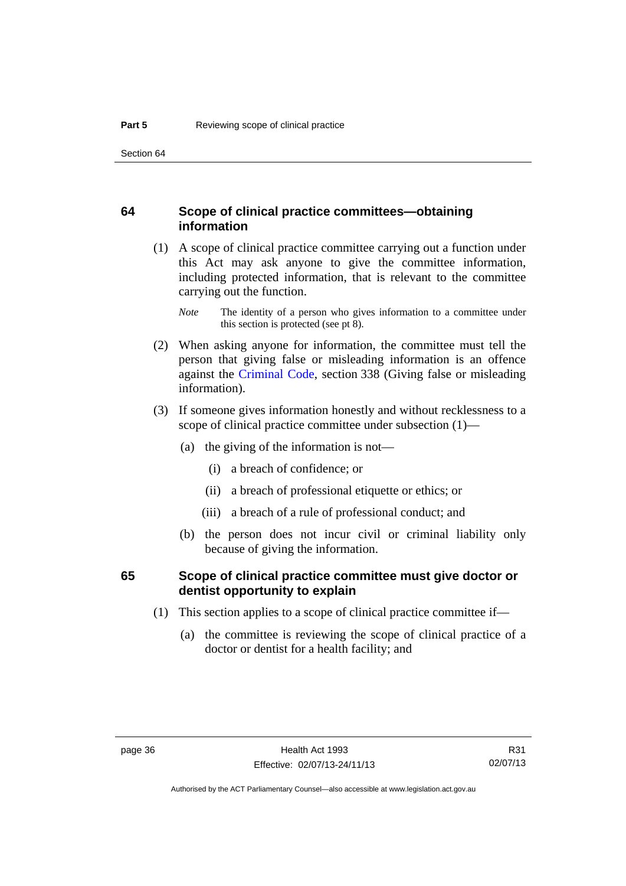## 64 Scope of clinical practice committees—obtaining information

(1) A scope of clinical practice committee carrying out a function under this Act may ask anyone to give the committee information, including protected information, that is relevant to the committee carrying out the function.

*Note* The identity of a person who gives information to a committee under this section is protected (see pt 8).

(2) When asking anyone for information, the committee must tell the person that giving false or misleading information is an offence against the Criminal Code, section 338 (Giving false or misleading information).

(3) If someone gives information honestly and without recklessness to a scope of clinical practice committee under subsection (1)—

(a) the giving of the information is not—

(i) a breach of confidence; or

(ii) a breach of professional etiquette or ethics; or

(iii) a breach of a rule of professional conduct; and

(b) the person does not incur civil or criminal liability only because of giving the information.

## 65 Scope of clinical practice committee must give doctor or dentist opportunity to explain

(1) This section applies to a scope of clinical practice committee if—

(a) the committee is reviewing the scope of clinical practice of a doctor or dentist for a health facility; and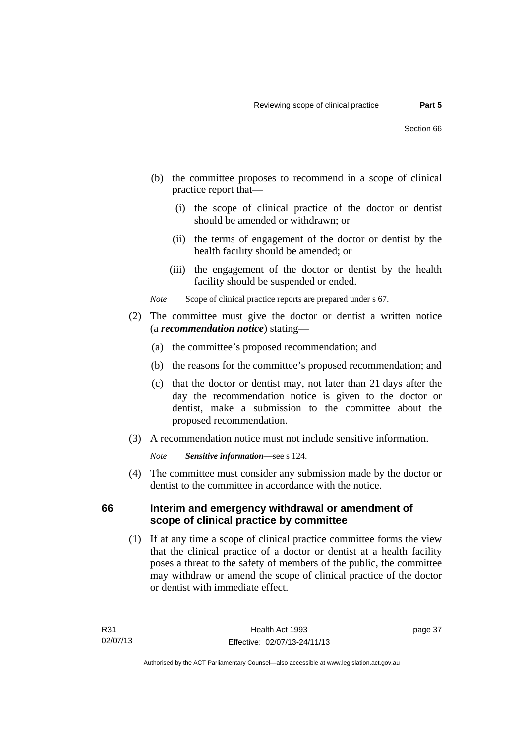(b) the committee proposes to recommend in a scope of clinical practice report that—

(i) the scope of clinical practice of the doctor or dentist should be amended or withdrawn; or

(ii) the terms of engagement of the doctor or dentist by the health facility should be amended; or

(iii) the engagement of the doctor or dentist by the health facility should be suspended or ended.

*Note* Scope of clinical practice reports are prepared under s 67.

(2) The committee must give the doctor or dentist a written notice (a ***recommendation notice***) stating—

(a) the committee's proposed recommendation; and

(b) the reasons for the committee's proposed recommendation; and

(c) that the doctor or dentist may, not later than 21 days after the day the recommendation notice is given to the doctor or dentist, make a submission to the committee about the proposed recommendation.

(3) A recommendation notice must not include sensitive information.

*Note* ***Sensitive information***—see s 124.

(4) The committee must consider any submission made by the doctor or dentist to the committee in accordance with the notice.

## 66 Interim and emergency withdrawal or amendment of scope of clinical practice by committee

(1) If at any time a scope of clinical practice committee forms the view that the clinical practice of a doctor or dentist at a health facility poses a threat to the safety of members of the public, the committee may withdraw or amend the scope of clinical practice of the doctor or dentist with immediate effect.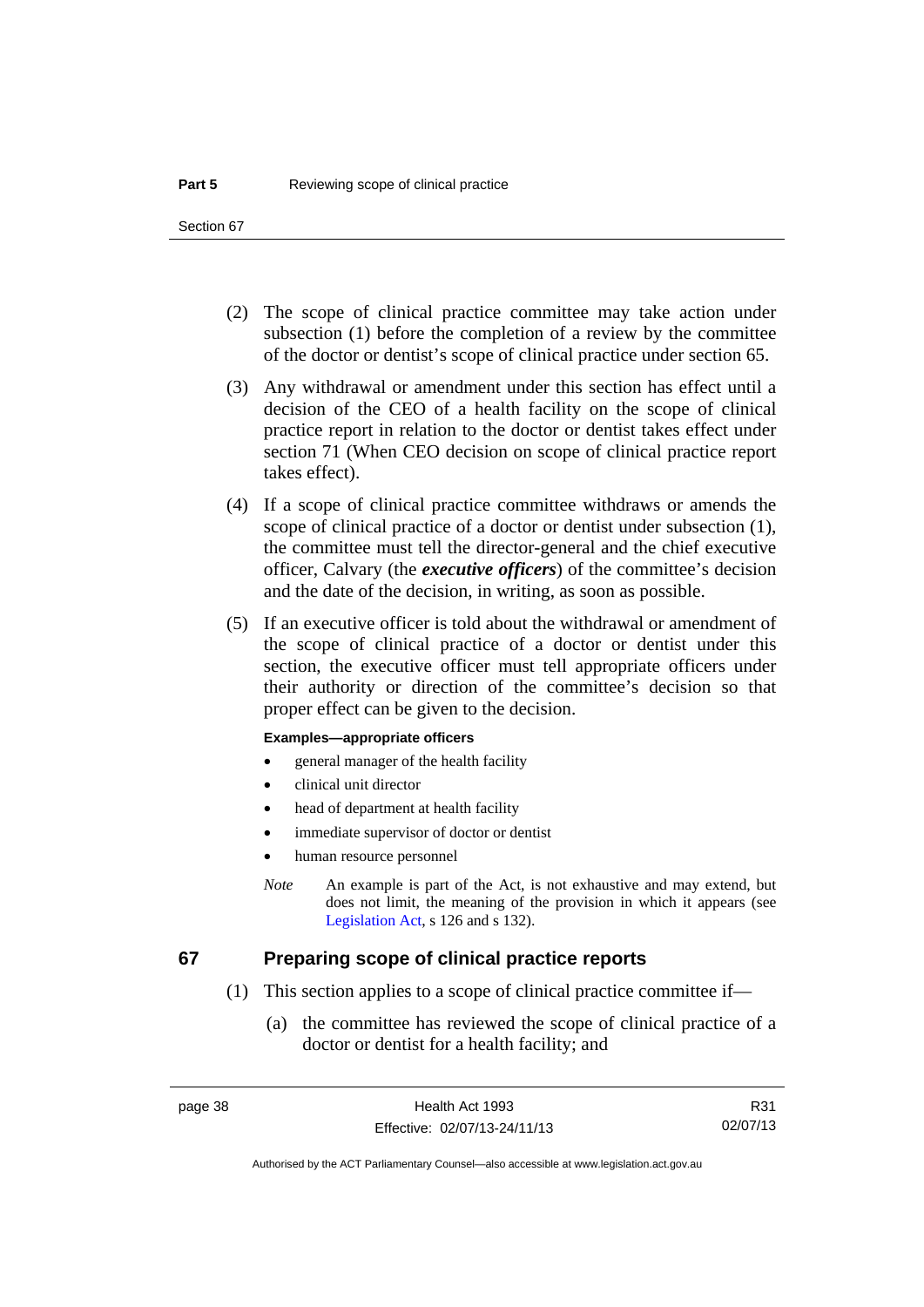(2) The scope of clinical practice committee may take action under subsection (1) before the completion of a review by the committee of the doctor or dentist's scope of clinical practice under section 65.

(3) Any withdrawal or amendment under this section has effect until a decision of the CEO of a health facility on the scope of clinical practice report in relation to the doctor or dentist takes effect under section 71 (When CEO decision on scope of clinical practice report takes effect).

(4) If a scope of clinical practice committee withdraws or amends the scope of clinical practice of a doctor or dentist under subsection (1), the committee must tell the director-general and the chief executive officer, Calvary (the ***executive officers***) of the committee's decision and the date of the decision, in writing, as soon as possible.

(5) If an executive officer is told about the withdrawal or amendment of the scope of clinical practice of a doctor or dentist under this section, the executive officer must tell appropriate officers under their authority or direction of the committee's decision so that proper effect can be given to the decision.

**Examples—appropriate officers**

- general manager of the health facility
- clinical unit director
- head of department at health facility
- immediate supervisor of doctor or dentist
- human resource personnel

*Note* An example is part of the Act, is not exhaustive and may extend, but does not limit, the meaning of the provision in which it appears (see Legislation Act, s 126 and s 132).

## 67 Preparing scope of clinical practice reports

(1) This section applies to a scope of clinical practice committee if—

(a) the committee has reviewed the scope of clinical practice of a doctor or dentist for a health facility; and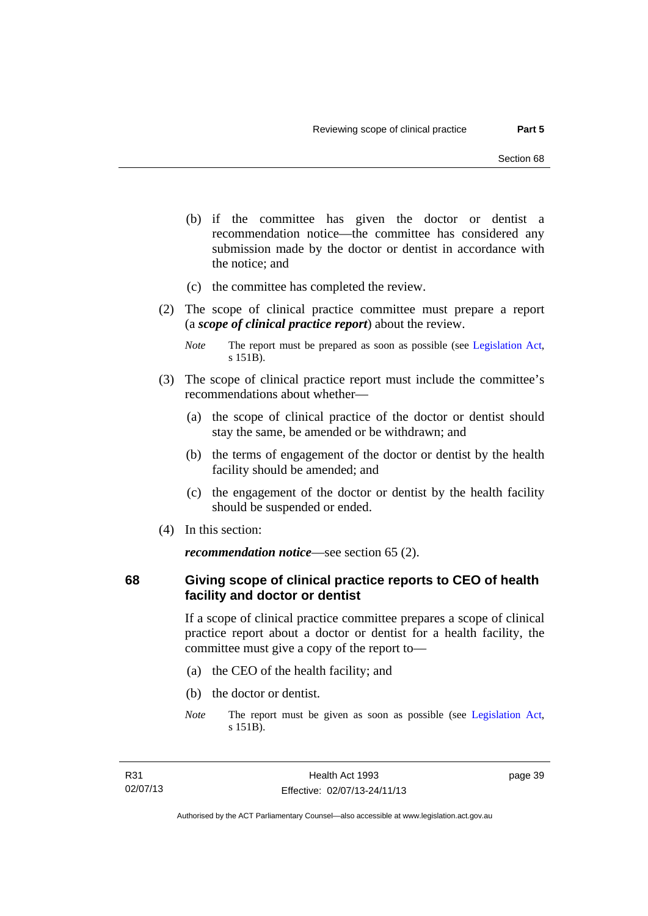(b) if the committee has given the doctor or dentist a recommendation notice—the committee has considered any submission made by the doctor or dentist in accordance with the notice; and

(c) the committee has completed the review.

(2) The scope of clinical practice committee must prepare a report (a ***scope of clinical practice report***) about the review.

*Note* The report must be prepared as soon as possible (see Legislation Act, s 151B).

(3) The scope of clinical practice report must include the committee's recommendations about whether—

(a) the scope of clinical practice of the doctor or dentist should stay the same, be amended or be withdrawn; and

(b) the terms of engagement of the doctor or dentist by the health facility should be amended; and

(c) the engagement of the doctor or dentist by the health facility should be suspended or ended.

(4) In this section:

***recommendation notice***—see section 65 (2).

## 68 Giving scope of clinical practice reports to CEO of health facility and doctor or dentist

If a scope of clinical practice committee prepares a scope of clinical practice report about a doctor or dentist for a health facility, the committee must give a copy of the report to—

(a) the CEO of the health facility; and

(b) the doctor or dentist.

*Note* The report must be given as soon as possible (see Legislation Act, s 151B).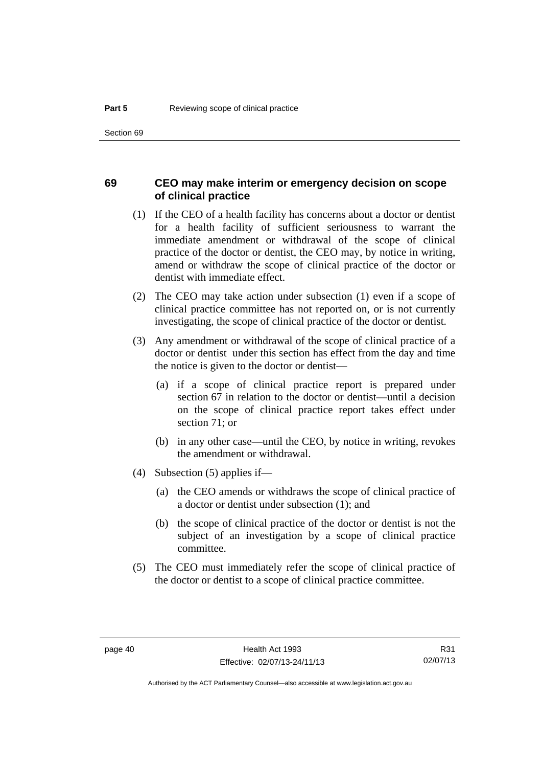### 69 CEO may make interim or emergency decision on scope of clinical practice

(1) If the CEO of a health facility has concerns about a doctor or dentist for a health facility of sufficient seriousness to warrant the immediate amendment or withdrawal of the scope of clinical practice of the doctor or dentist, the CEO may, by notice in writing, amend or withdraw the scope of clinical practice of the doctor or dentist with immediate effect.

(2) The CEO may take action under subsection (1) even if a scope of clinical practice committee has not reported on, or is not currently investigating, the scope of clinical practice of the doctor or dentist.

(3) Any amendment or withdrawal of the scope of clinical practice of a doctor or dentist under this section has effect from the day and time the notice is given to the doctor or dentist—

(a) if a scope of clinical practice report is prepared under section 67 in relation to the doctor or dentist—until a decision on the scope of clinical practice report takes effect under section 71; or

(b) in any other case—until the CEO, by notice in writing, revokes the amendment or withdrawal.

(4) Subsection (5) applies if—

(a) the CEO amends or withdraws the scope of clinical practice of a doctor or dentist under subsection (1); and

(b) the scope of clinical practice of the doctor or dentist is not the subject of an investigation by a scope of clinical practice committee.

(5) The CEO must immediately refer the scope of clinical practice of the doctor or dentist to a scope of clinical practice committee.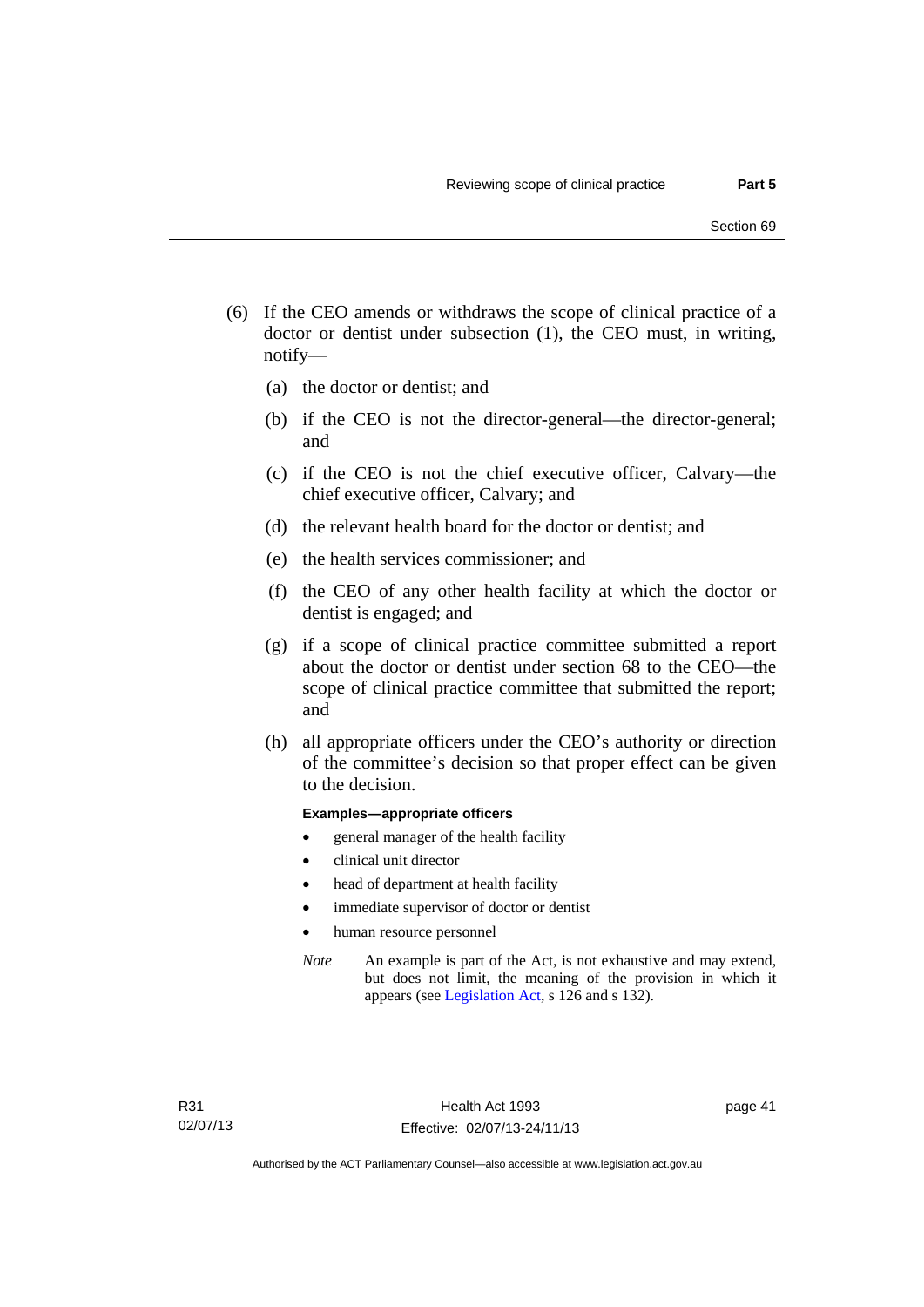(6) If the CEO amends or withdraws the scope of clinical practice of a doctor or dentist under subsection (1), the CEO must, in writing, notify—

(a) the doctor or dentist; and

(b) if the CEO is not the director-general—the director-general; and

(c) if the CEO is not the chief executive officer, Calvary—the chief executive officer, Calvary; and

(d) the relevant health board for the doctor or dentist; and

(e) the health services commissioner; and

(f) the CEO of any other health facility at which the doctor or dentist is engaged; and

(g) if a scope of clinical practice committee submitted a report about the doctor or dentist under section 68 to the CEO—the scope of clinical practice committee that submitted the report; and

(h) all appropriate officers under the CEO's authority or direction of the committee's decision so that proper effect can be given to the decision.

**Examples—appropriate officers**

- general manager of the health facility
- clinical unit director
- head of department at health facility
- immediate supervisor of doctor or dentist
- human resource personnel

*Note* An example is part of the Act, is not exhaustive and may extend, but does not limit, the meaning of the provision in which it appears (see Legislation Act, s 126 and s 132).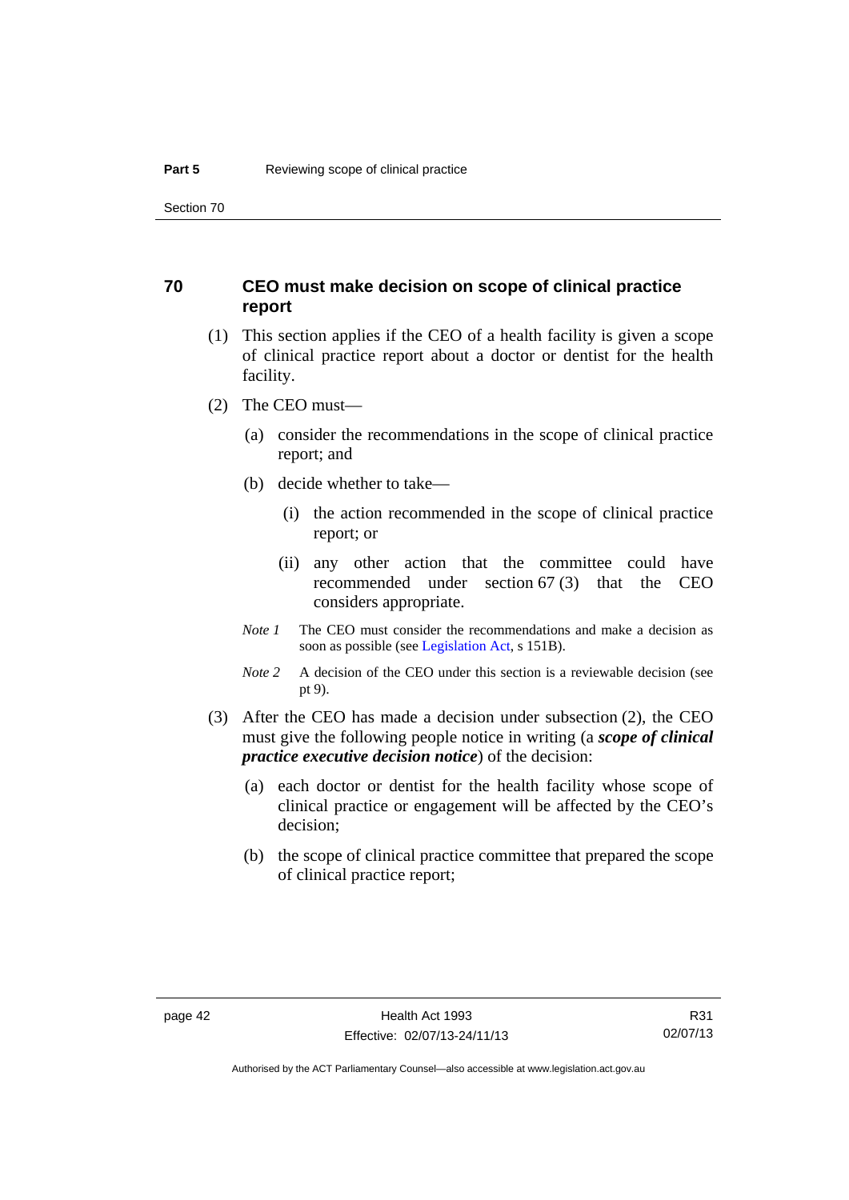## 70 CEO must make decision on scope of clinical practice report

(1) This section applies if the CEO of a health facility is given a scope of clinical practice report about a doctor or dentist for the health facility.

(2) The CEO must—

(a) consider the recommendations in the scope of clinical practice report; and

(b) decide whether to take—

(i) the action recommended in the scope of clinical practice report; or

(ii) any other action that the committee could have recommended under section 67 (3) that the CEO considers appropriate.

*Note 1* The CEO must consider the recommendations and make a decision as soon as possible (see Legislation Act, s 151B).

*Note 2* A decision of the CEO under this section is a reviewable decision (see pt 9).

(3) After the CEO has made a decision under subsection (2), the CEO must give the following people notice in writing (a ***scope of clinical practice executive decision notice***) of the decision:

(a) each doctor or dentist for the health facility whose scope of clinical practice or engagement will be affected by the CEO's decision;

(b) the scope of clinical practice committee that prepared the scope of clinical practice report;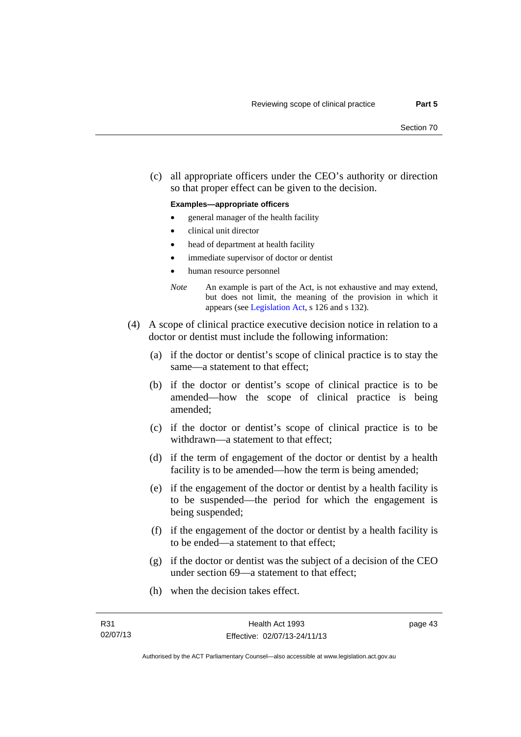(c) all appropriate officers under the CEO's authority or direction so that proper effect can be given to the decision.

**Examples—appropriate officers**

- general manager of the health facility
- clinical unit director
- head of department at health facility
- immediate supervisor of doctor or dentist
- human resource personnel

*Note* An example is part of the Act, is not exhaustive and may extend, but does not limit, the meaning of the provision in which it appears (see Legislation Act, s 126 and s 132).

(4) A scope of clinical practice executive decision notice in relation to a doctor or dentist must include the following information:

(a) if the doctor or dentist's scope of clinical practice is to stay the same—a statement to that effect;

(b) if the doctor or dentist's scope of clinical practice is to be amended—how the scope of clinical practice is being amended;

(c) if the doctor or dentist's scope of clinical practice is to be withdrawn—a statement to that effect;

(d) if the term of engagement of the doctor or dentist by a health facility is to be amended—how the term is being amended;

(e) if the engagement of the doctor or dentist by a health facility is to be suspended—the period for which the engagement is being suspended;

(f) if the engagement of the doctor or dentist by a health facility is to be ended—a statement to that effect;

(g) if the doctor or dentist was the subject of a decision of the CEO under section 69—a statement to that effect;

(h) when the decision takes effect.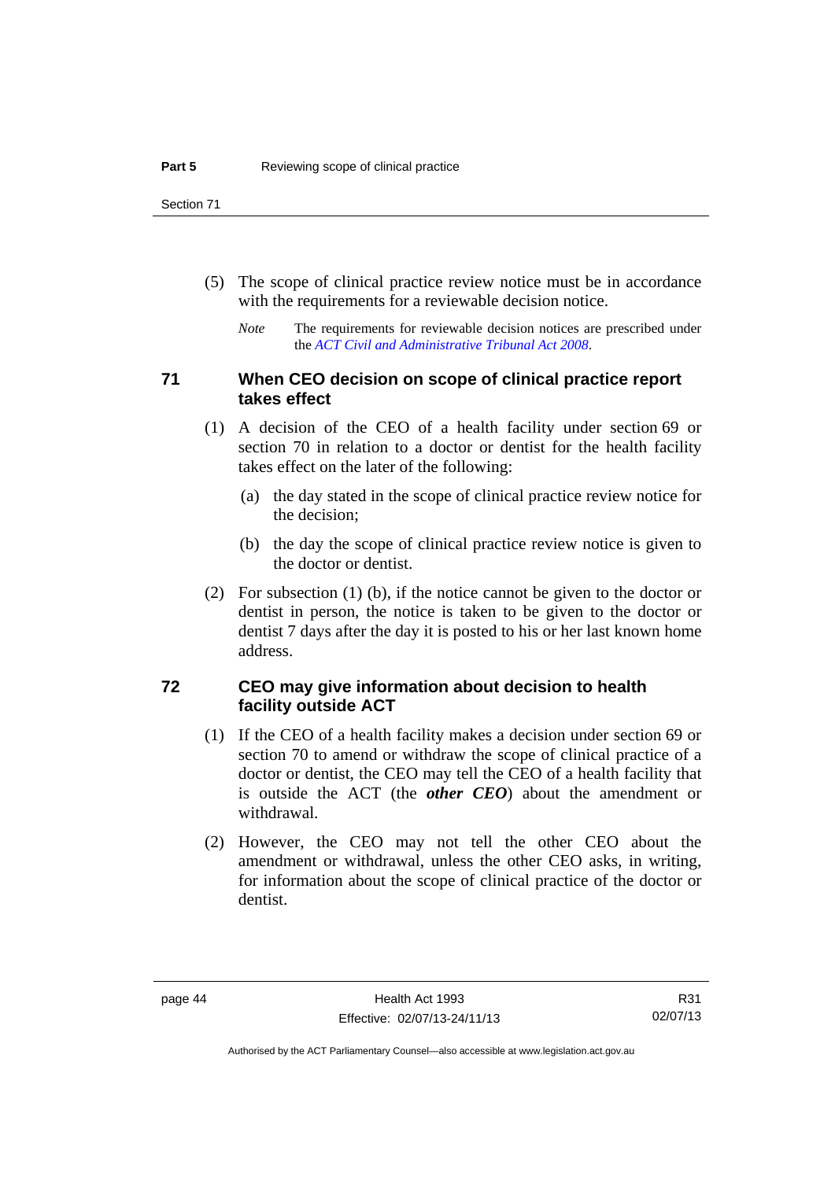(5) The scope of clinical practice review notice must be in accordance with the requirements for a reviewable decision notice.

*Note* The requirements for reviewable decision notices are prescribed under the *ACT Civil and Administrative Tribunal Act 2008*.

## 71 When CEO decision on scope of clinical practice report takes effect

(1) A decision of the CEO of a health facility under section 69 or section 70 in relation to a doctor or dentist for the health facility takes effect on the later of the following:

(a) the day stated in the scope of clinical practice review notice for the decision;

(b) the day the scope of clinical practice review notice is given to the doctor or dentist.

(2) For subsection (1) (b), if the notice cannot be given to the doctor or dentist in person, the notice is taken to be given to the doctor or dentist 7 days after the day it is posted to his or her last known home address.

## 72 CEO may give information about decision to health facility outside ACT

(1) If the CEO of a health facility makes a decision under section 69 or section 70 to amend or withdraw the scope of clinical practice of a doctor or dentist, the CEO may tell the CEO of a health facility that is outside the ACT (the ***other CEO***) about the amendment or withdrawal.

(2) However, the CEO may not tell the other CEO about the amendment or withdrawal, unless the other CEO asks, in writing, for information about the scope of clinical practice of the doctor or dentist.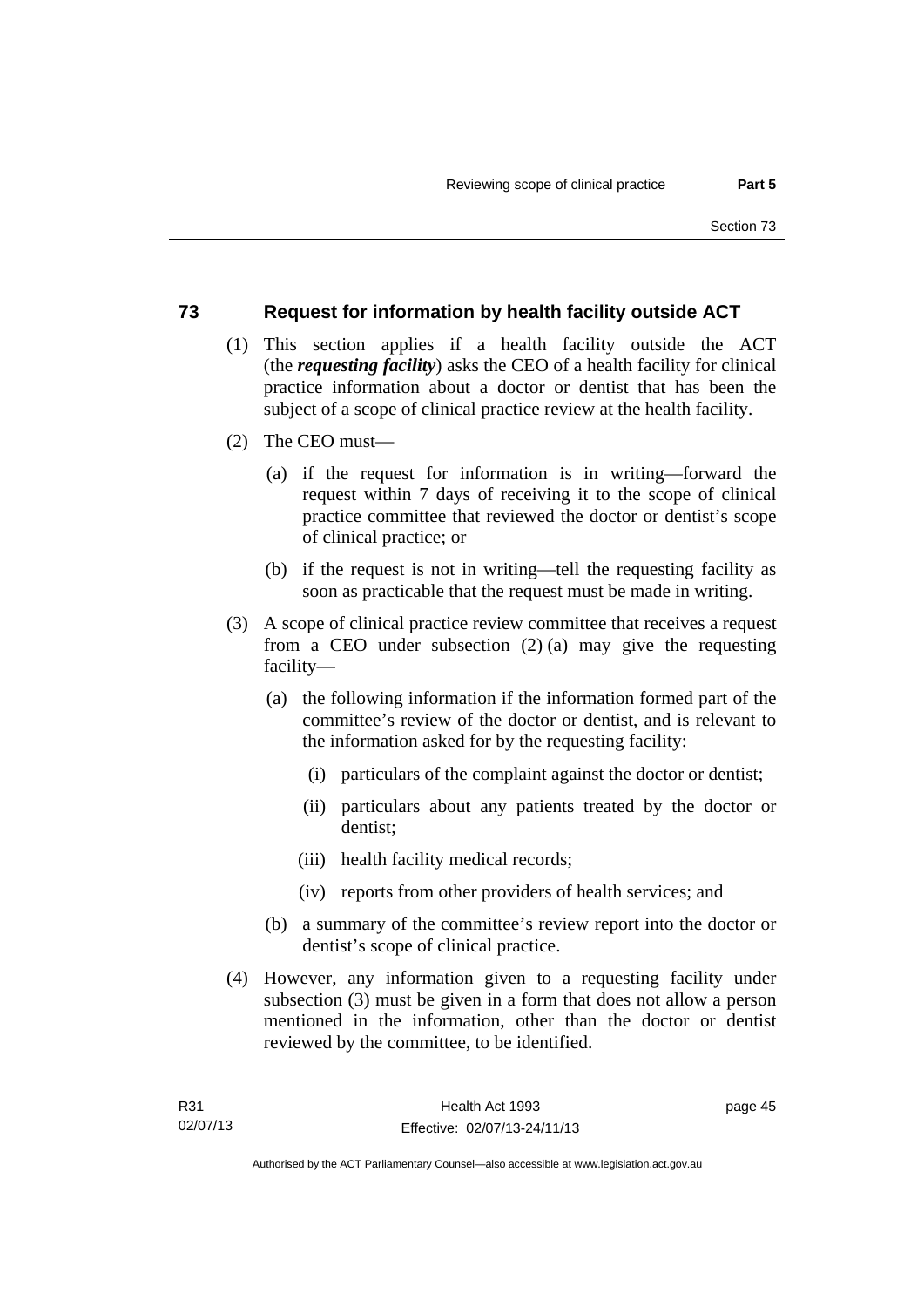## 73 Request for information by health facility outside ACT

(1) This section applies if a health facility outside the ACT (the ***requesting facility***) asks the CEO of a health facility for clinical practice information about a doctor or dentist that has been the subject of a scope of clinical practice review at the health facility.

(2) The CEO must—

(a) if the request for information is in writing—forward the request within 7 days of receiving it to the scope of clinical practice committee that reviewed the doctor or dentist's scope of clinical practice; or

(b) if the request is not in writing—tell the requesting facility as soon as practicable that the request must be made in writing.

(3) A scope of clinical practice review committee that receives a request from a CEO under subsection (2) (a) may give the requesting facility—

(a) the following information if the information formed part of the committee's review of the doctor or dentist, and is relevant to the information asked for by the requesting facility:

(i) particulars of the complaint against the doctor or dentist;

(ii) particulars about any patients treated by the doctor or dentist;

(iii) health facility medical records;

(iv) reports from other providers of health services; and

(b) a summary of the committee's review report into the doctor or dentist's scope of clinical practice.

(4) However, any information given to a requesting facility under subsection (3) must be given in a form that does not allow a person mentioned in the information, other than the doctor or dentist reviewed by the committee, to be identified.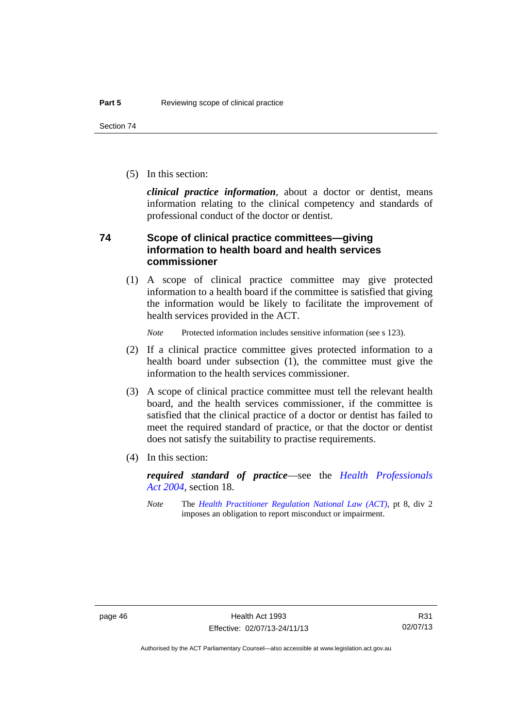(5) In this section:

***clinical practice information***, about a doctor or dentist, means information relating to the clinical competency and standards of professional conduct of the doctor or dentist.

## 74 Scope of clinical practice committees—giving information to health board and health services commissioner

(1) A scope of clinical practice committee may give protected information to a health board if the committee is satisfied that giving the information would be likely to facilitate the improvement of health services provided in the ACT.

*Note* Protected information includes sensitive information (see s 123).

(2) If a clinical practice committee gives protected information to a health board under subsection (1), the committee must give the information to the health services commissioner.

(3) A scope of clinical practice committee must tell the relevant health board, and the health services commissioner, if the committee is satisfied that the clinical practice of a doctor or dentist has failed to meet the required standard of practice, or that the doctor or dentist does not satisfy the suitability to practise requirements.

(4) In this section:

***required standard of practice***—see the *Health Professionals Act 2004*, section 18.

*Note* The *Health Practitioner Regulation National Law (ACT)*, pt 8, div 2 imposes an obligation to report misconduct or impairment.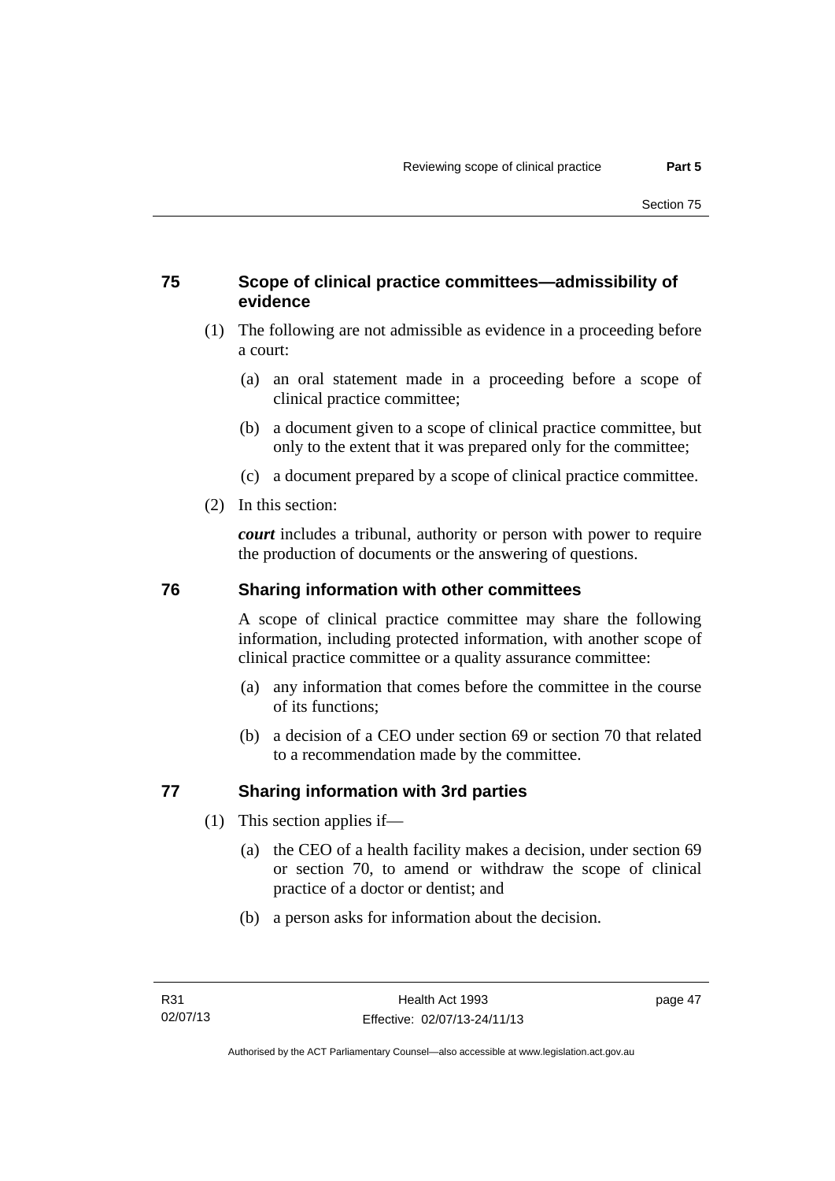### 75 Scope of clinical practice committees—admissibility of evidence

(1) The following are not admissible as evidence in a proceeding before a court:

(a) an oral statement made in a proceeding before a scope of clinical practice committee;

(b) a document given to a scope of clinical practice committee, but only to the extent that it was prepared only for the committee;

(c) a document prepared by a scope of clinical practice committee.

(2) In this section:

***court*** includes a tribunal, authority or person with power to require the production of documents or the answering of questions.

### 76 Sharing information with other committees

A scope of clinical practice committee may share the following information, including protected information, with another scope of clinical practice committee or a quality assurance committee:

(a) any information that comes before the committee in the course of its functions;

(b) a decision of a CEO under section 69 or section 70 that related to a recommendation made by the committee.

### 77 Sharing information with 3rd parties

(1) This section applies if—

(a) the CEO of a health facility makes a decision, under section 69 or section 70, to amend or withdraw the scope of clinical practice of a doctor or dentist; and

(b) a person asks for information about the decision.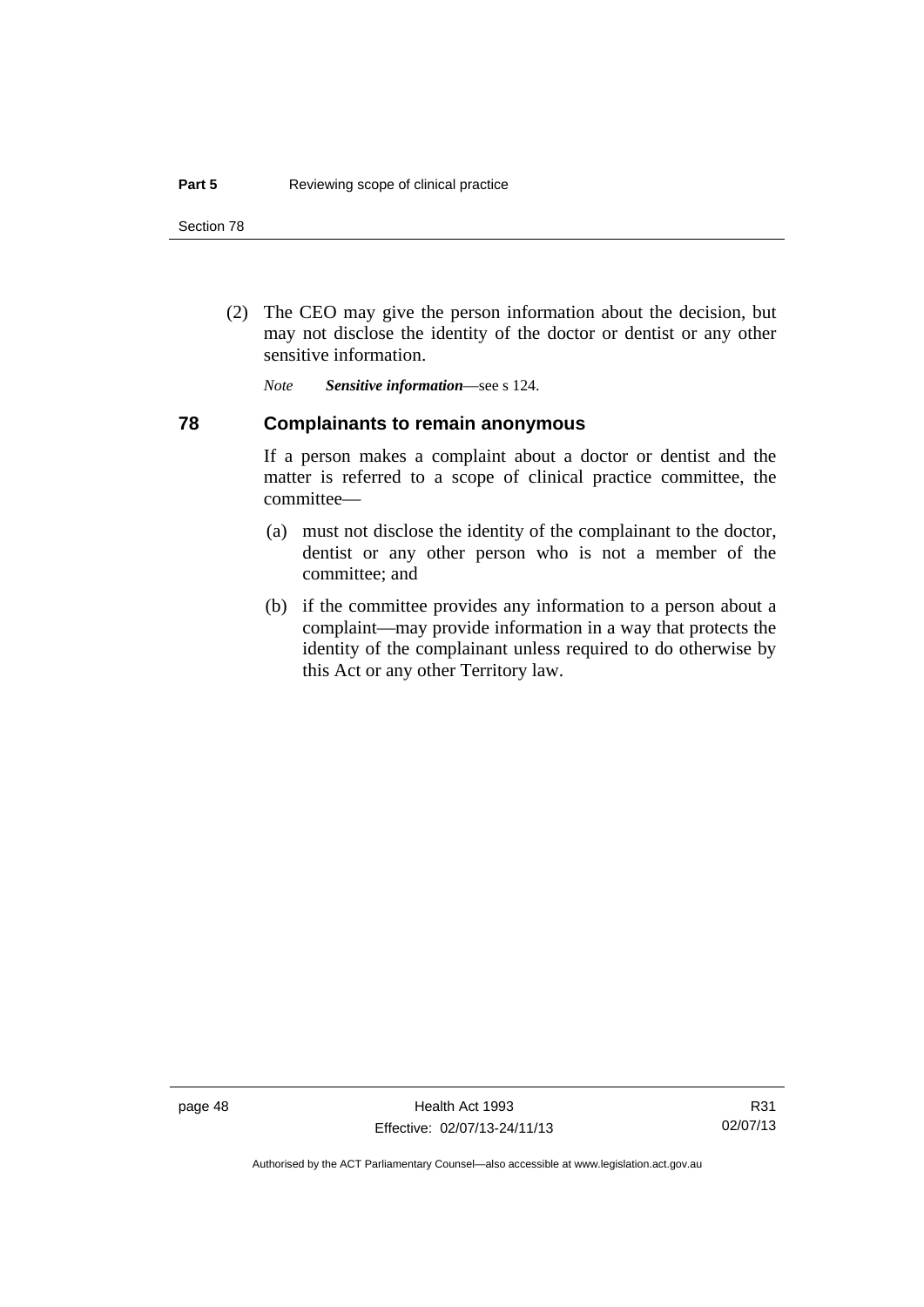(2) The CEO may give the person information about the decision, but may not disclose the identity of the doctor or dentist or any other sensitive information.

*Note* ***Sensitive information***—see s 124.

## 78 Complainants to remain anonymous

If a person makes a complaint about a doctor or dentist and the matter is referred to a scope of clinical practice committee, the committee—

(a) must not disclose the identity of the complainant to the doctor, dentist or any other person who is not a member of the committee; and

(b) if the committee provides any information to a person about a complaint—may provide information in a way that protects the identity of the complainant unless required to do otherwise by this Act or any other Territory law.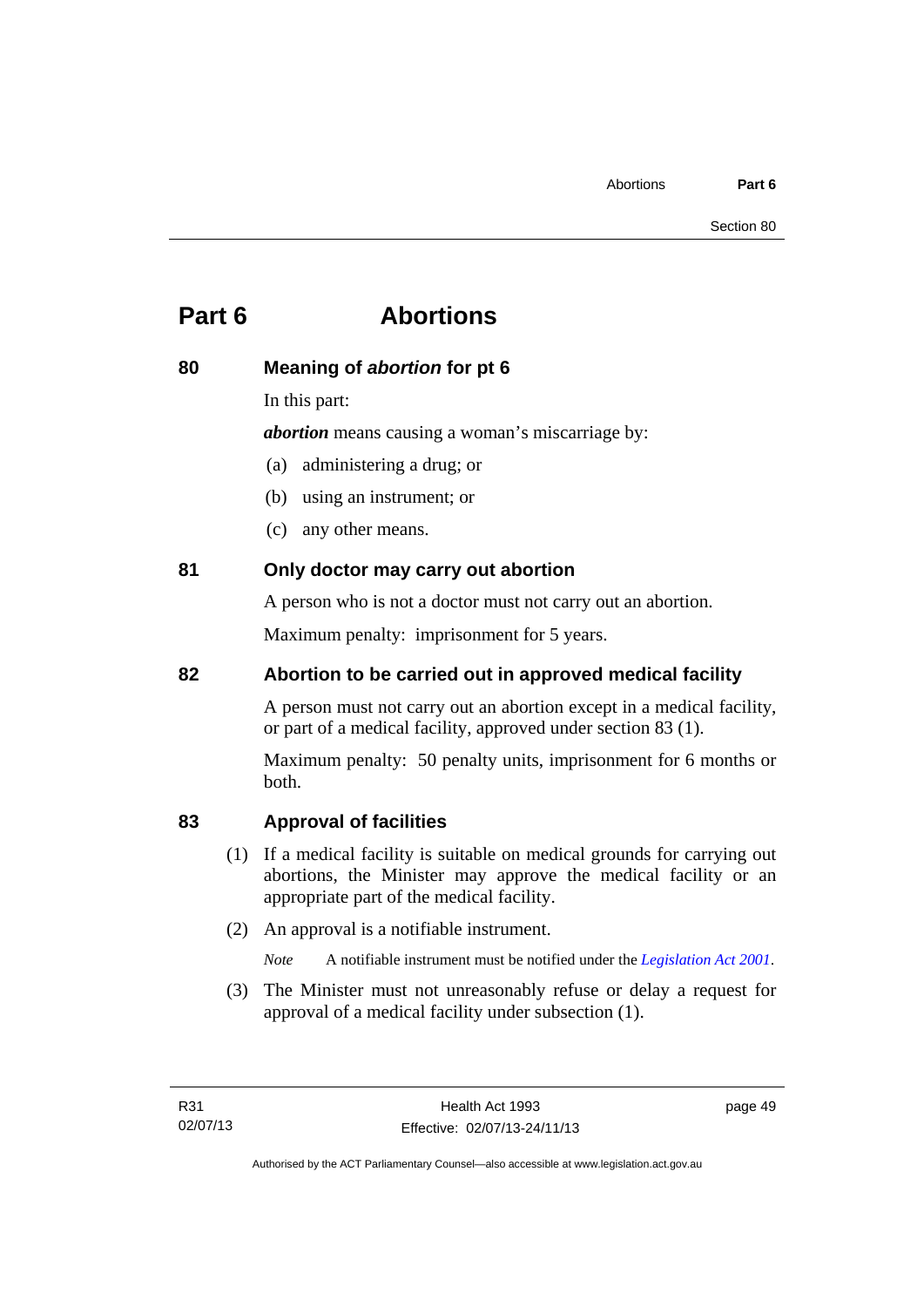# Part 6 Abortions

## 80 Meaning of *abortion* for pt 6

In this part:

***abortion*** means causing a woman's miscarriage by:

(a) administering a drug; or

(b) using an instrument; or

(c) any other means.

## 81 Only doctor may carry out abortion

A person who is not a doctor must not carry out an abortion.

Maximum penalty: imprisonment for 5 years.

## 82 Abortion to be carried out in approved medical facility

A person must not carry out an abortion except in a medical facility, or part of a medical facility, approved under section 83 (1).

Maximum penalty: 50 penalty units, imprisonment for 6 months or both.

## 83 Approval of facilities

(1) If a medical facility is suitable on medical grounds for carrying out abortions, the Minister may approve the medical facility or an appropriate part of the medical facility.

(2) An approval is a notifiable instrument.

*Note* A notifiable instrument must be notified under the *Legislation Act 2001*.

(3) The Minister must not unreasonably refuse or delay a request for approval of a medical facility under subsection (1).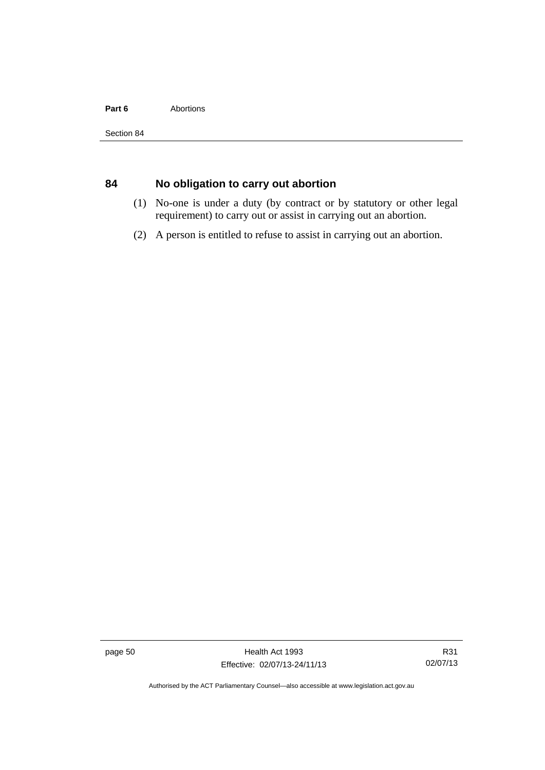## 84 No obligation to carry out abortion

(1) No-one is under a duty (by contract or by statutory or other legal requirement) to carry out or assist in carrying out an abortion.

(2) A person is entitled to refuse to assist in carrying out an abortion.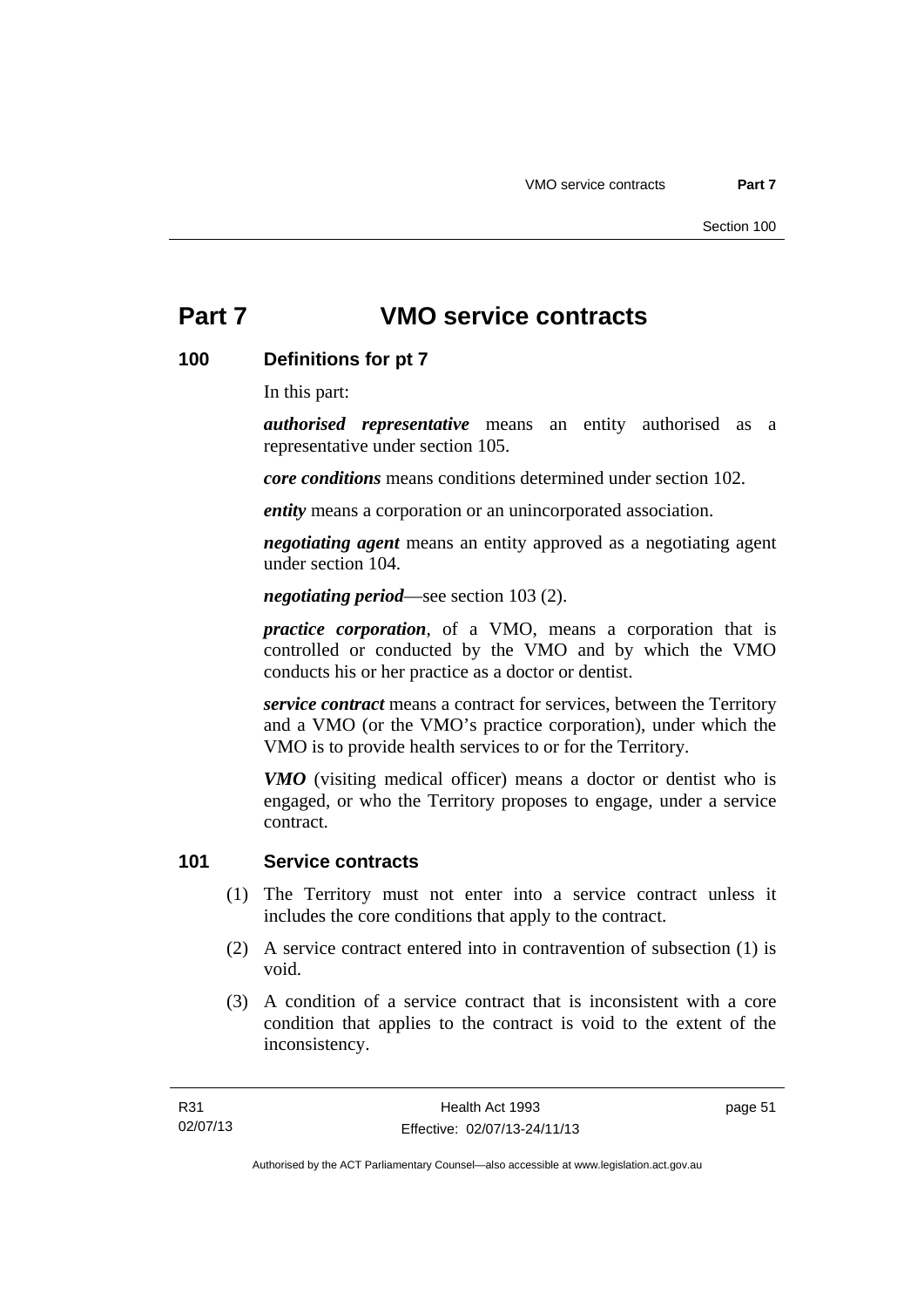# Part 7 VMO service contracts

## 100 Definitions for pt 7

In this part:

***authorised representative*** means an entity authorised as a representative under section 105.

***core conditions*** means conditions determined under section 102.

***entity*** means a corporation or an unincorporated association.

***negotiating agent*** means an entity approved as a negotiating agent under section 104.

***negotiating period***—see section 103 (2).

***practice corporation***, of a VMO, means a corporation that is controlled or conducted by the VMO and by which the VMO conducts his or her practice as a doctor or dentist.

***service contract*** means a contract for services, between the Territory and a VMO (or the VMO's practice corporation), under which the VMO is to provide health services to or for the Territory.

***VMO*** (visiting medical officer) means a doctor or dentist who is engaged, or who the Territory proposes to engage, under a service contract.

## 101 Service contracts

(1) The Territory must not enter into a service contract unless it includes the core conditions that apply to the contract.

(2) A service contract entered into in contravention of subsection (1) is void.

(3) A condition of a service contract that is inconsistent with a core condition that applies to the contract is void to the extent of the inconsistency.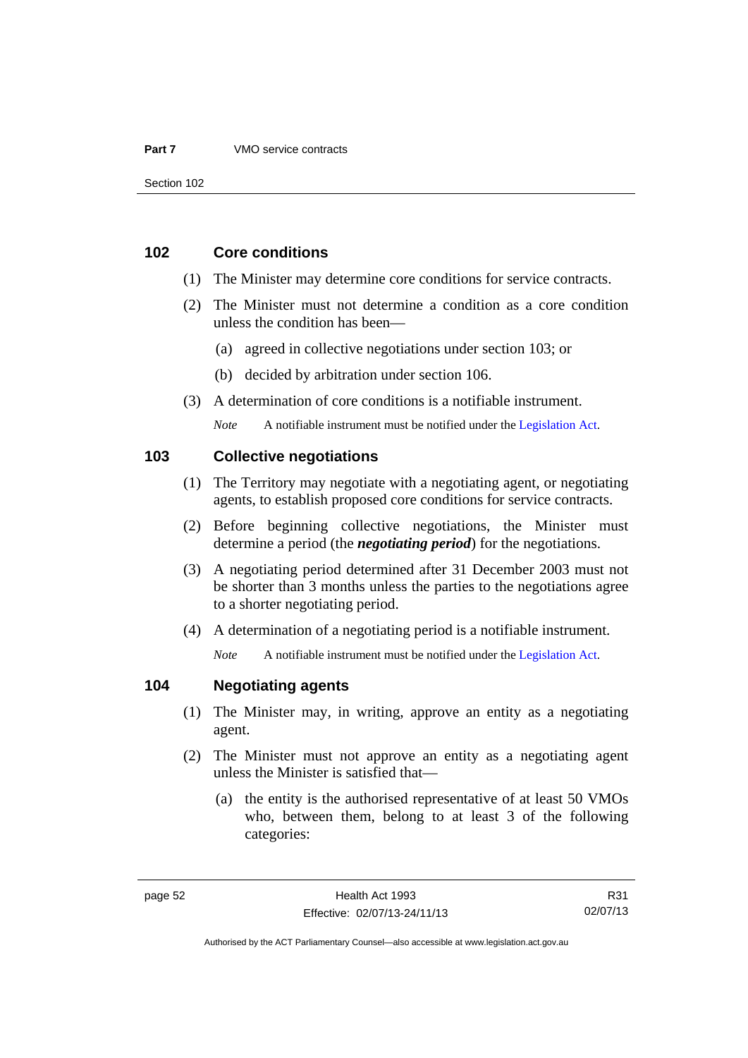## 102 Core conditions

(1) The Minister may determine core conditions for service contracts.

(2) The Minister must not determine a condition as a core condition unless the condition has been—

(a) agreed in collective negotiations under section 103; or

(b) decided by arbitration under section 106.

(3) A determination of core conditions is a notifiable instrument.

*Note* A notifiable instrument must be notified under the Legislation Act.

## 103 Collective negotiations

(1) The Territory may negotiate with a negotiating agent, or negotiating agents, to establish proposed core conditions for service contracts.

(2) Before beginning collective negotiations, the Minister must determine a period (the ***negotiating period***) for the negotiations.

(3) A negotiating period determined after 31 December 2003 must not be shorter than 3 months unless the parties to the negotiations agree to a shorter negotiating period.

(4) A determination of a negotiating period is a notifiable instrument.

*Note* A notifiable instrument must be notified under the Legislation Act.

## 104 Negotiating agents

(1) The Minister may, in writing, approve an entity as a negotiating agent.

(2) The Minister must not approve an entity as a negotiating agent unless the Minister is satisfied that—

(a) the entity is the authorised representative of at least 50 VMOs who, between them, belong to at least 3 of the following categories: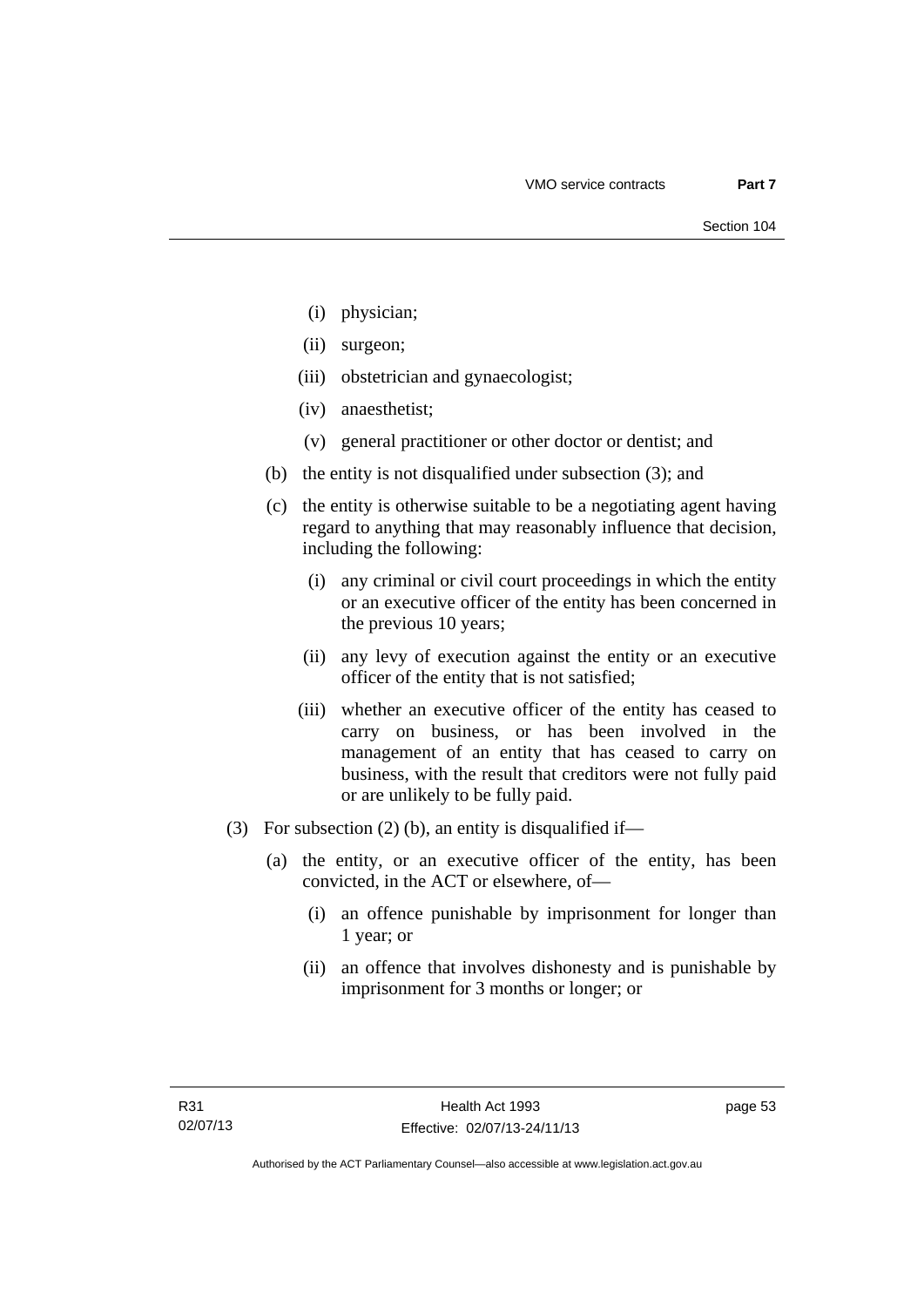(i) physician;

(ii) surgeon;

(iii) obstetrician and gynaecologist;

(iv) anaesthetist;

(v) general practitioner or other doctor or dentist; and

(b) the entity is not disqualified under subsection (3); and

(c) the entity is otherwise suitable to be a negotiating agent having regard to anything that may reasonably influence that decision, including the following:

(i) any criminal or civil court proceedings in which the entity or an executive officer of the entity has been concerned in the previous 10 years;

(ii) any levy of execution against the entity or an executive officer of the entity that is not satisfied;

(iii) whether an executive officer of the entity has ceased to carry on business, or has been involved in the management of an entity that has ceased to carry on business, with the result that creditors were not fully paid or are unlikely to be fully paid.

(3) For subsection (2) (b), an entity is disqualified if—

(a) the entity, or an executive officer of the entity, has been convicted, in the ACT or elsewhere, of—

(i) an offence punishable by imprisonment for longer than 1 year; or

(ii) an offence that involves dishonesty and is punishable by imprisonment for 3 months or longer; or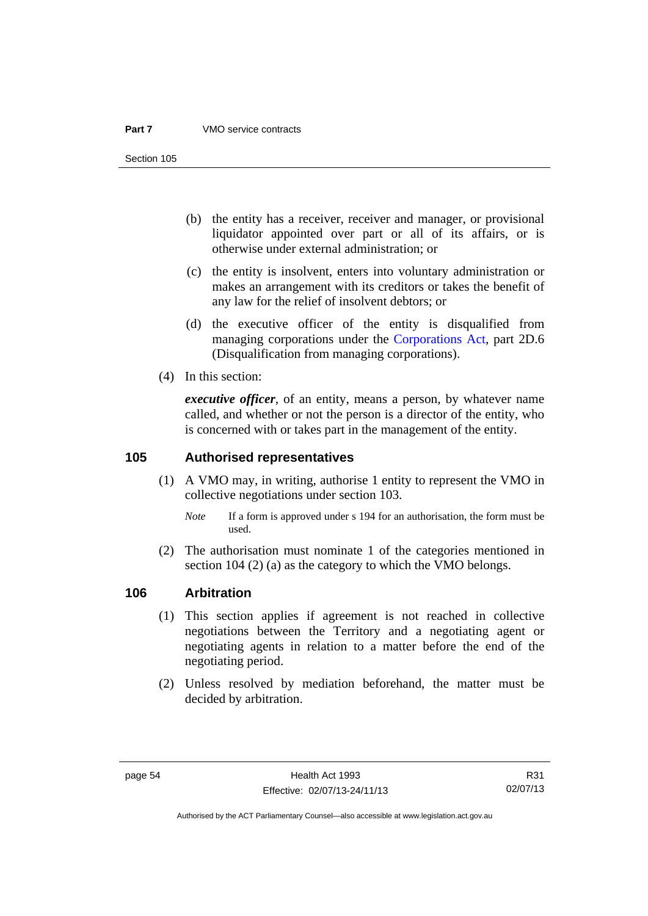(b) the entity has a receiver, receiver and manager, or provisional liquidator appointed over part or all of its affairs, or is otherwise under external administration; or

(c) the entity is insolvent, enters into voluntary administration or makes an arrangement with its creditors or takes the benefit of any law for the relief of insolvent debtors; or

(d) the executive officer of the entity is disqualified from managing corporations under the Corporations Act, part 2D.6 (Disqualification from managing corporations).

(4) In this section:

***executive officer***, of an entity, means a person, by whatever name called, and whether or not the person is a director of the entity, who is concerned with or takes part in the management of the entity.

## 105 Authorised representatives

(1) A VMO may, in writing, authorise 1 entity to represent the VMO in collective negotiations under section 103.

*Note* If a form is approved under s 194 for an authorisation, the form must be used.

(2) The authorisation must nominate 1 of the categories mentioned in section 104 (2) (a) as the category to which the VMO belongs.

## 106 Arbitration

(1) This section applies if agreement is not reached in collective negotiations between the Territory and a negotiating agent or negotiating agents in relation to a matter before the end of the negotiating period.

(2) Unless resolved by mediation beforehand, the matter must be decided by arbitration.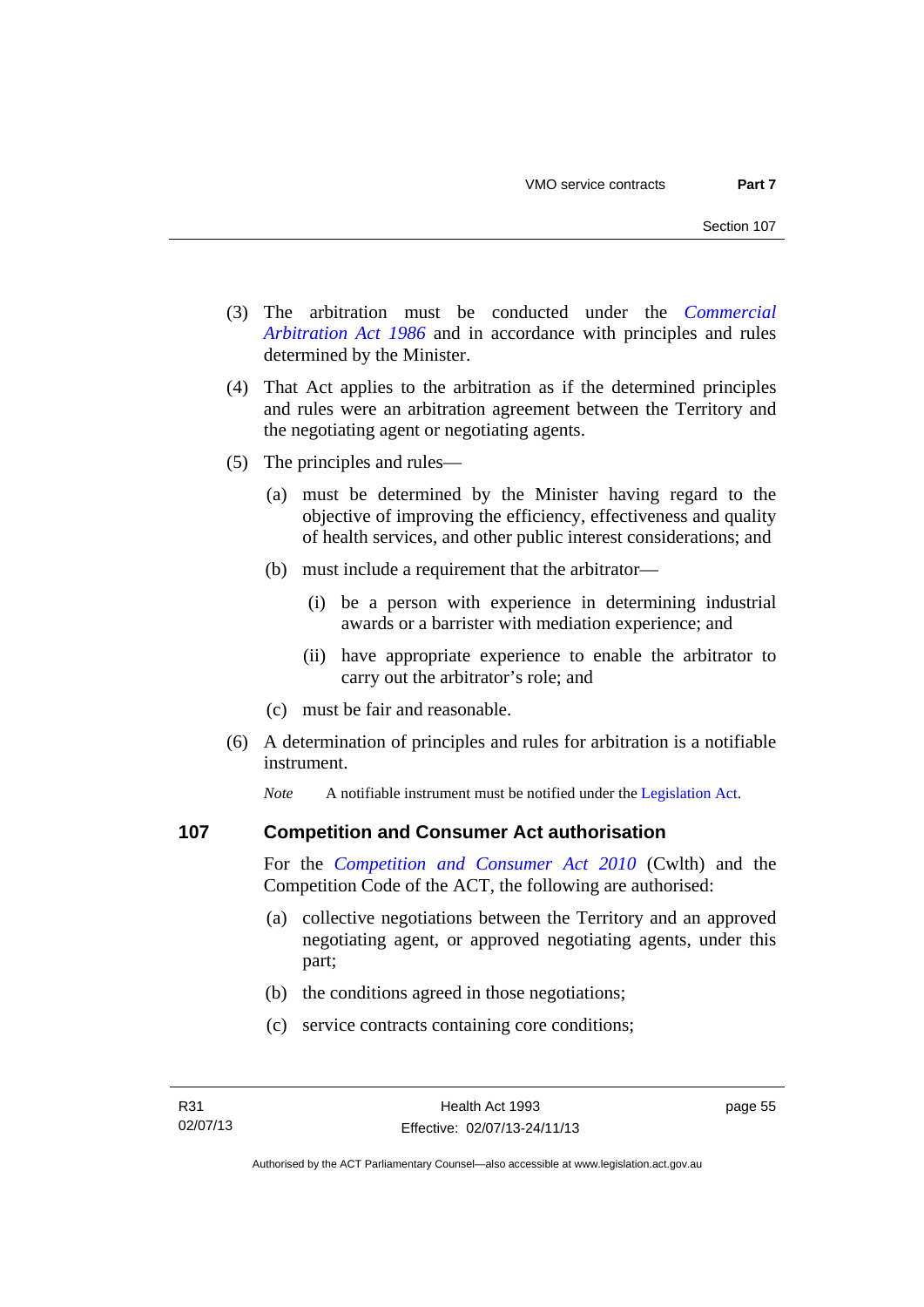(3) The arbitration must be conducted under the *Commercial Arbitration Act 1986* and in accordance with principles and rules determined by the Minister.

(4) That Act applies to the arbitration as if the determined principles and rules were an arbitration agreement between the Territory and the negotiating agent or negotiating agents.

(5) The principles and rules—

(a) must be determined by the Minister having regard to the objective of improving the efficiency, effectiveness and quality of health services, and other public interest considerations; and

(b) must include a requirement that the arbitrator—

(i) be a person with experience in determining industrial awards or a barrister with mediation experience; and

(ii) have appropriate experience to enable the arbitrator to carry out the arbitrator's role; and

(c) must be fair and reasonable.

(6) A determination of principles and rules for arbitration is a notifiable instrument.

*Note* A notifiable instrument must be notified under the Legislation Act.

## 107 Competition and Consumer Act authorisation

For the *Competition and Consumer Act 2010* (Cwlth) and the Competition Code of the ACT, the following are authorised:

(a) collective negotiations between the Territory and an approved negotiating agent, or approved negotiating agents, under this part;

(b) the conditions agreed in those negotiations;

(c) service contracts containing core conditions;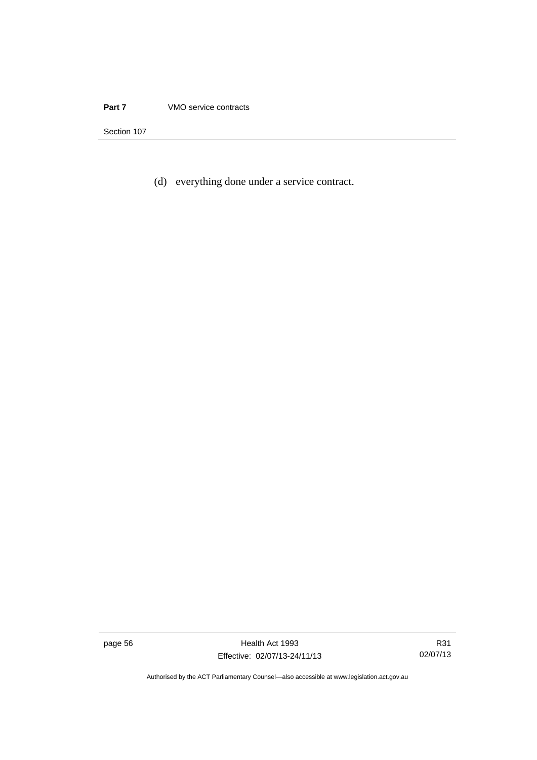(d) everything done under a service contract.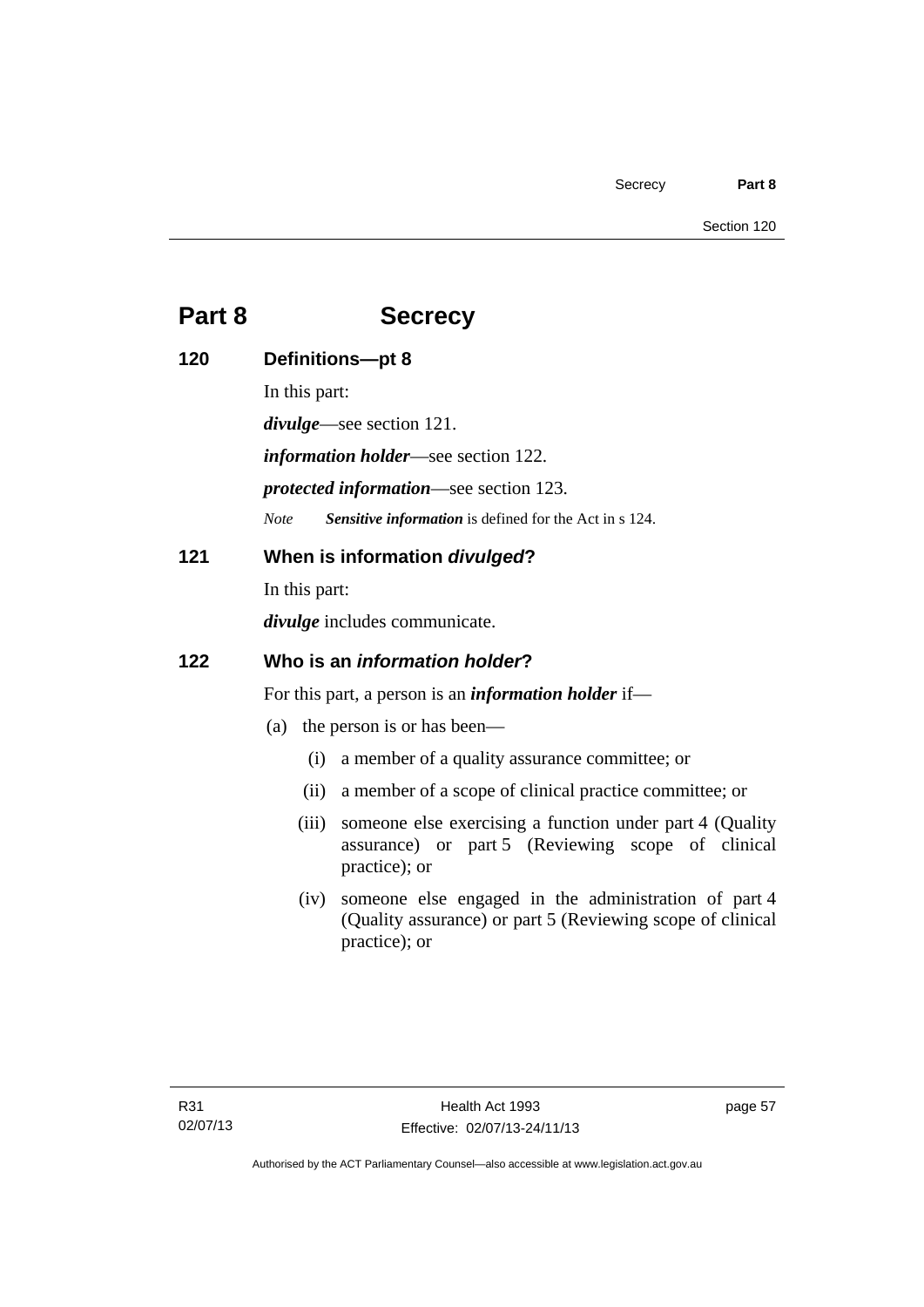# Part 8 Secrecy

## 120 Definitions—pt 8

In this part:

***divulge***—see section 121.

***information holder***—see section 122.

***protected information***—see section 123.

*Note* ***Sensitive information*** is defined for the Act in s 124.

## 121 When is information *divulged*?

In this part:

***divulge*** includes communicate.

## 122 Who is an *information holder*?

For this part, a person is an ***information holder*** if—

(a) the person is or has been—

(i) a member of a quality assurance committee; or

(ii) a member of a scope of clinical practice committee; or

(iii) someone else exercising a function under part 4 (Quality assurance) or part 5 (Reviewing scope of clinical practice); or

(iv) someone else engaged in the administration of part 4 (Quality assurance) or part 5 (Reviewing scope of clinical practice); or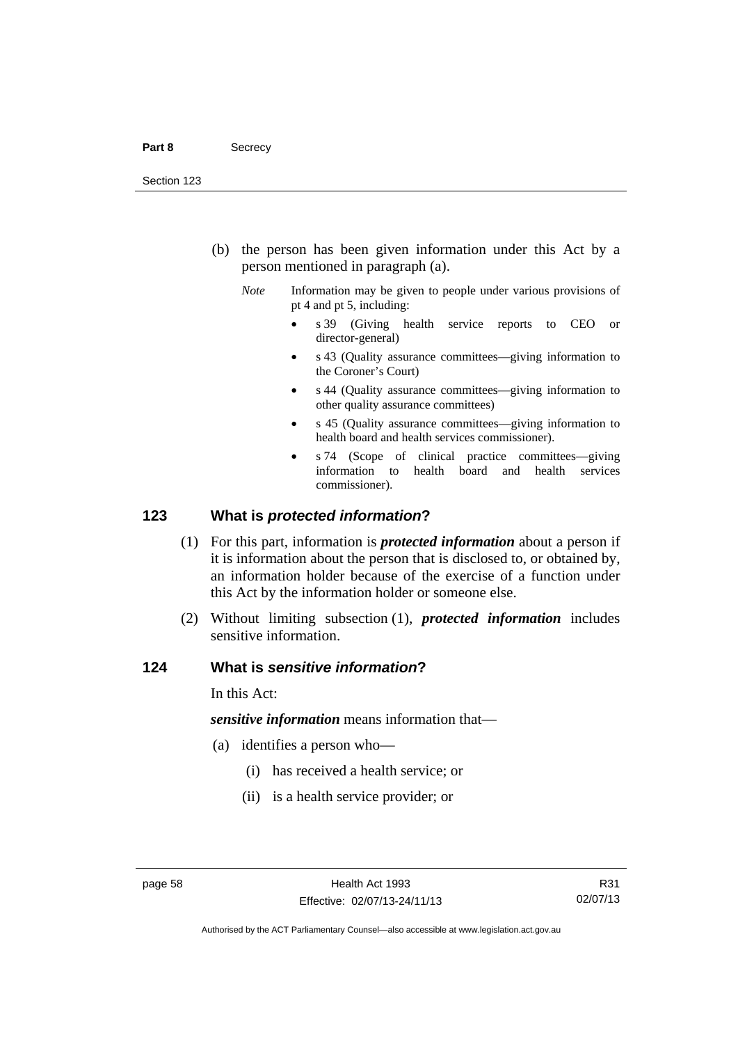(b) the person has been given information under this Act by a person mentioned in paragraph (a).

*Note* Information may be given to people under various provisions of pt 4 and pt 5, including:

- s 39 (Giving health service reports to CEO or director-general)
- s 43 (Quality assurance committees—giving information to the Coroner's Court)
- s 44 (Quality assurance committees—giving information to other quality assurance committees)
- s 45 (Quality assurance committees—giving information to health board and health services commissioner).
- s 74 (Scope of clinical practice committees—giving information to health board and health services commissioner).

## 123 What is *protected information*?

(1) For this part, information is ***protected information*** about a person if it is information about the person that is disclosed to, or obtained by, an information holder because of the exercise of a function under this Act by the information holder or someone else.

(2) Without limiting subsection (1), ***protected information*** includes sensitive information.

## 124 What is *sensitive information*?

In this Act:

***sensitive information*** means information that—

(a) identifies a person who—

(i) has received a health service; or

(ii) is a health service provider; or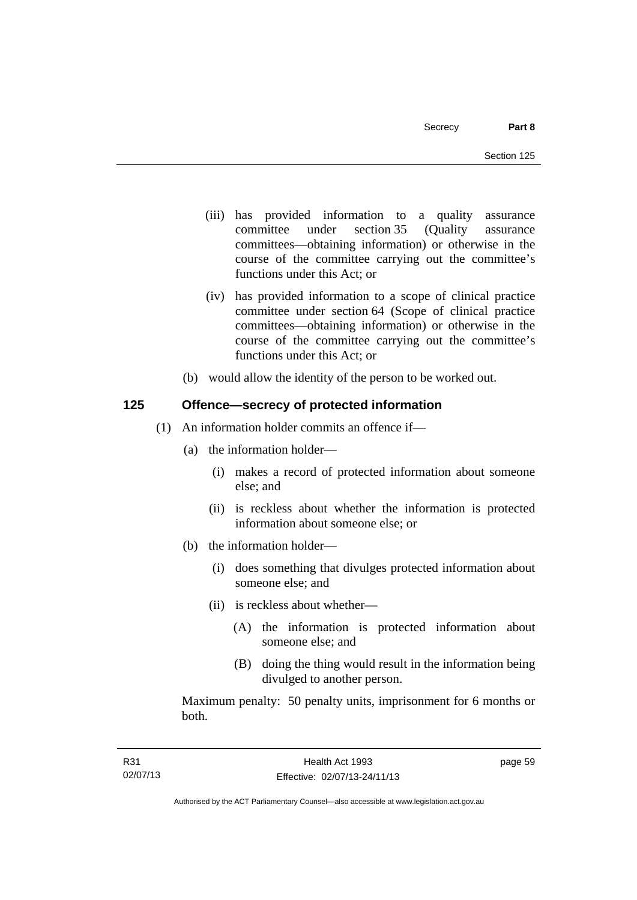(iii) has provided information to a quality assurance committee under section 35 (Quality assurance committees—obtaining information) or otherwise in the course of the committee carrying out the committee's functions under this Act; or

(iv) has provided information to a scope of clinical practice committee under section 64 (Scope of clinical practice committees—obtaining information) or otherwise in the course of the committee carrying out the committee's functions under this Act; or

(b) would allow the identity of the person to be worked out.

## 125 Offence—secrecy of protected information

(1) An information holder commits an offence if—

(a) the information holder—

(i) makes a record of protected information about someone else; and

(ii) is reckless about whether the information is protected information about someone else; or

(b) the information holder—

(i) does something that divulges protected information about someone else; and

(ii) is reckless about whether—

(A) the information is protected information about someone else; and

(B) doing the thing would result in the information being divulged to another person.

Maximum penalty: 50 penalty units, imprisonment for 6 months or both.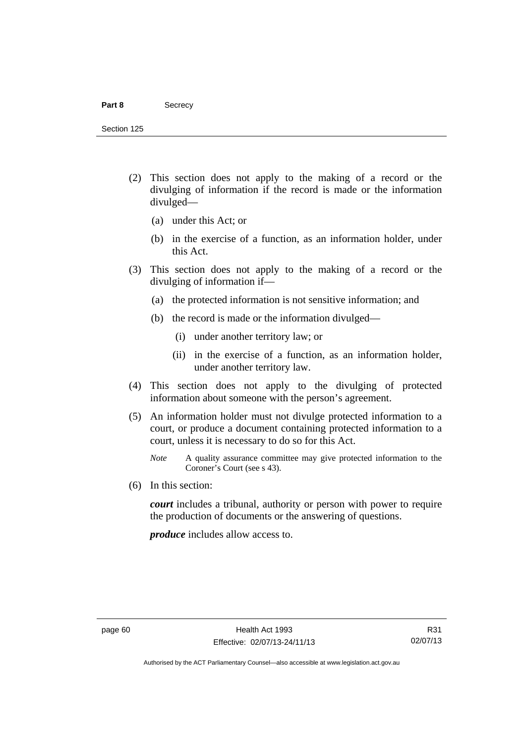(2) This section does not apply to the making of a record or the divulging of information if the record is made or the information divulged—

   (a) under this Act; or

   (b) in the exercise of a function, as an information holder, under this Act.

(3) This section does not apply to the making of a record or the divulging of information if—

   (a) the protected information is not sensitive information; and

   (b) the record is made or the information divulged—

      (i) under another territory law; or

      (ii) in the exercise of a function, as an information holder, under another territory law.

(4) This section does not apply to the divulging of protected information about someone with the person's agreement.

(5) An information holder must not divulge protected information to a court, or produce a document containing protected information to a court, unless it is necessary to do so for this Act.

*Note* A quality assurance committee may give protected information to the Coroner's Court (see s 43).

(6) In this section:

***court*** includes a tribunal, authority or person with power to require the production of documents or the answering of questions.

***produce*** includes allow access to.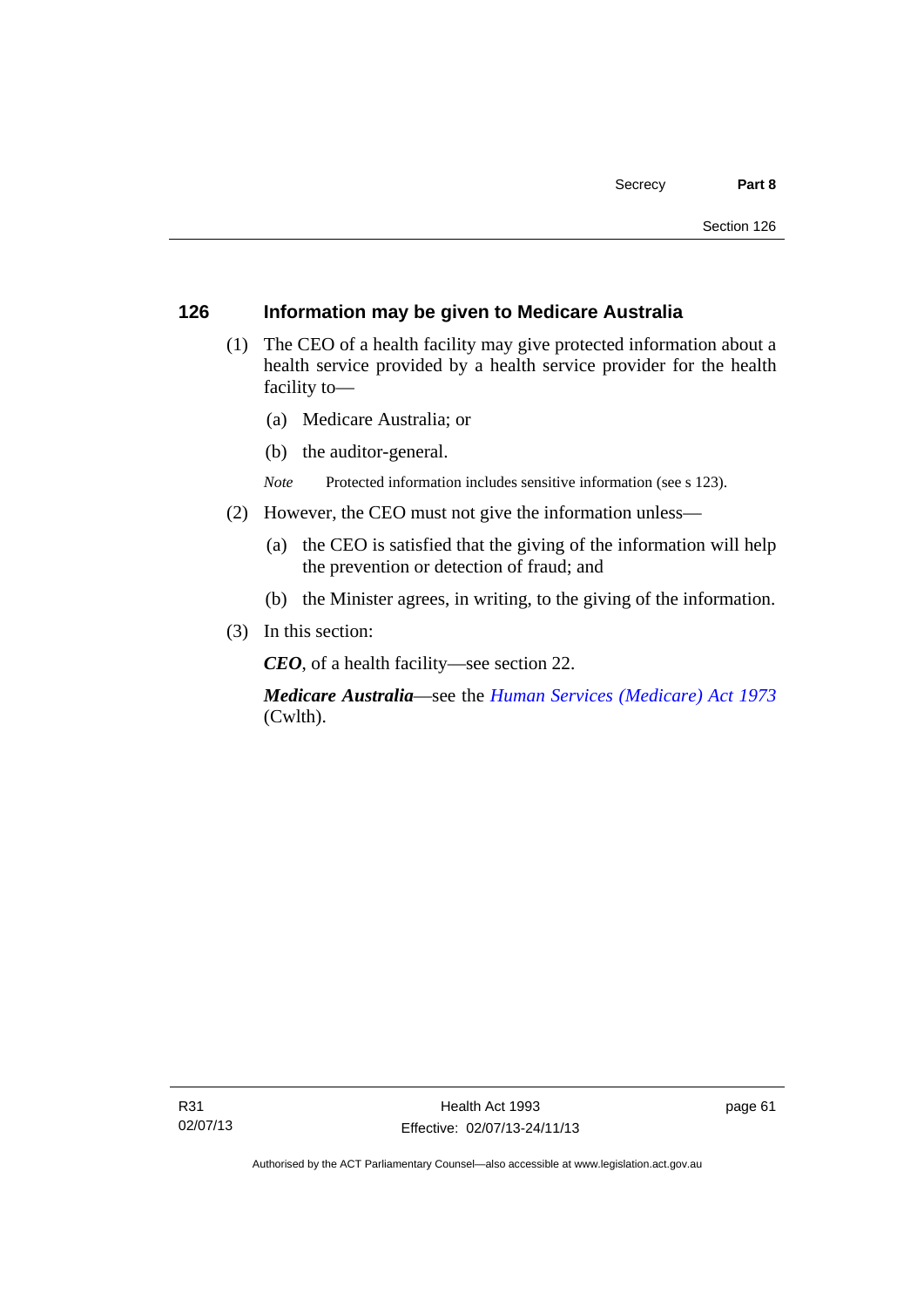## 126 Information may be given to Medicare Australia

(1) The CEO of a health facility may give protected information about a health service provided by a health service provider for the health facility to—

(a) Medicare Australia; or

(b) the auditor-general.

*Note* Protected information includes sensitive information (see s 123).

(2) However, the CEO must not give the information unless—

(a) the CEO is satisfied that the giving of the information will help the prevention or detection of fraud; and

(b) the Minister agrees, in writing, to the giving of the information.

(3) In this section:

***CEO***, of a health facility—see section 22.

***Medicare Australia***—see the *Human Services (Medicare) Act 1973* (Cwlth).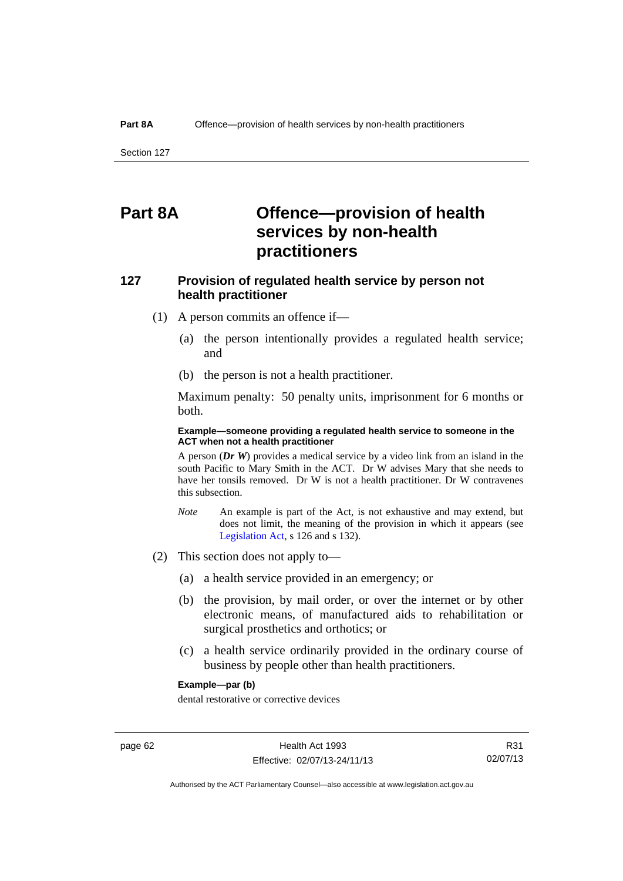# Part 8A Offence—provision of health services by non-health practitioners

## 127 Provision of regulated health service by person not health practitioner

(1) A person commits an offence if—

(a) the person intentionally provides a regulated health service; and

(b) the person is not a health practitioner.

Maximum penalty: 50 penalty units, imprisonment for 6 months or both.

**Example—someone providing a regulated health service to someone in the ACT when not a health practitioner**

A person (***Dr W***) provides a medical service by a video link from an island in the south Pacific to Mary Smith in the ACT. Dr W advises Mary that she needs to have her tonsils removed. Dr W is not a health practitioner. Dr W contravenes this subsection.

*Note* An example is part of the Act, is not exhaustive and may extend, but does not limit, the meaning of the provision in which it appears (see Legislation Act, s 126 and s 132).

(2) This section does not apply to—

(a) a health service provided in an emergency; or

(b) the provision, by mail order, or over the internet or by other electronic means, of manufactured aids to rehabilitation or surgical prosthetics and orthotics; or

(c) a health service ordinarily provided in the ordinary course of business by people other than health practitioners.

**Example—par (b)**

dental restorative or corrective devices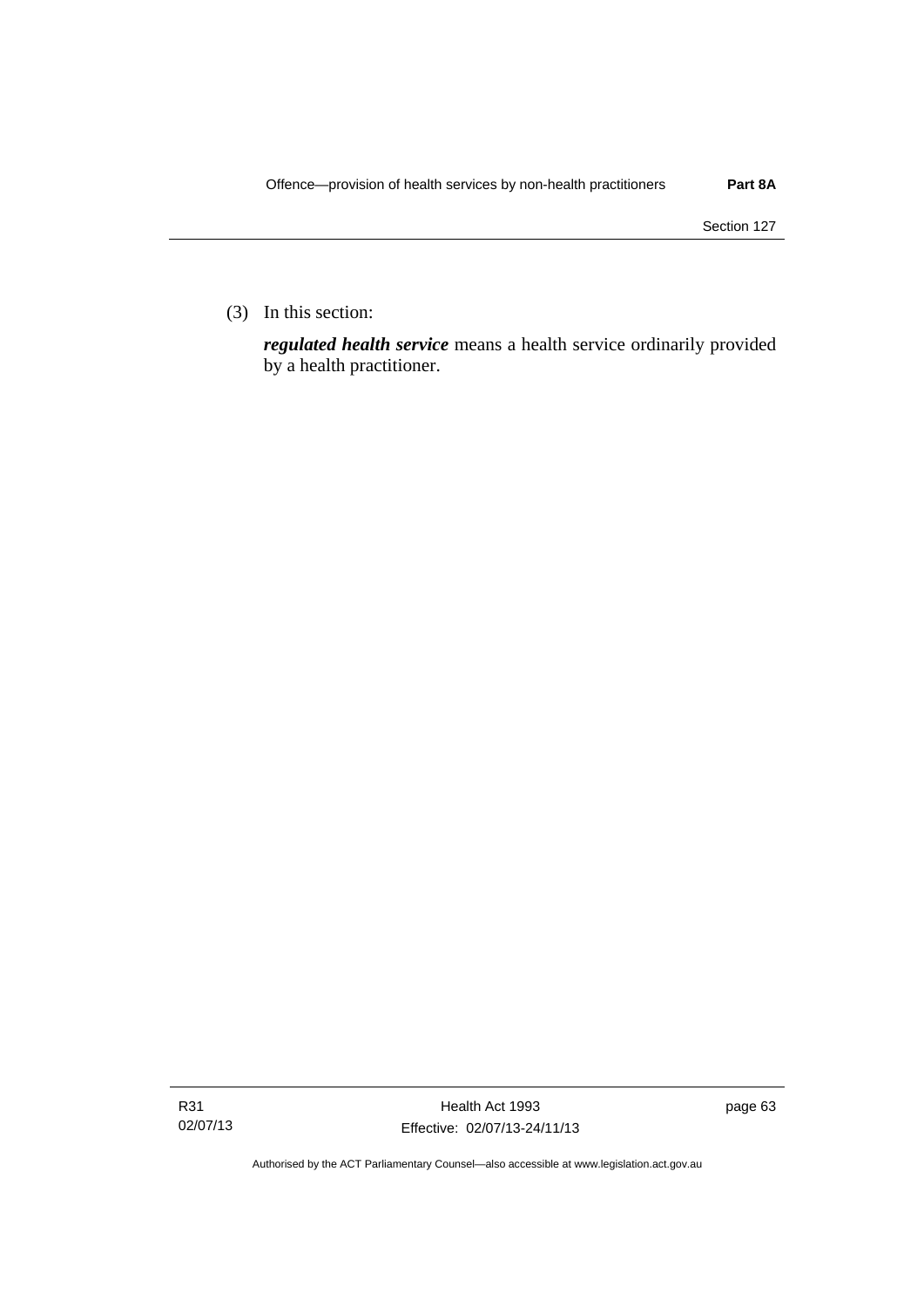(3) In this section:

***regulated health service*** means a health service ordinarily provided by a health practitioner.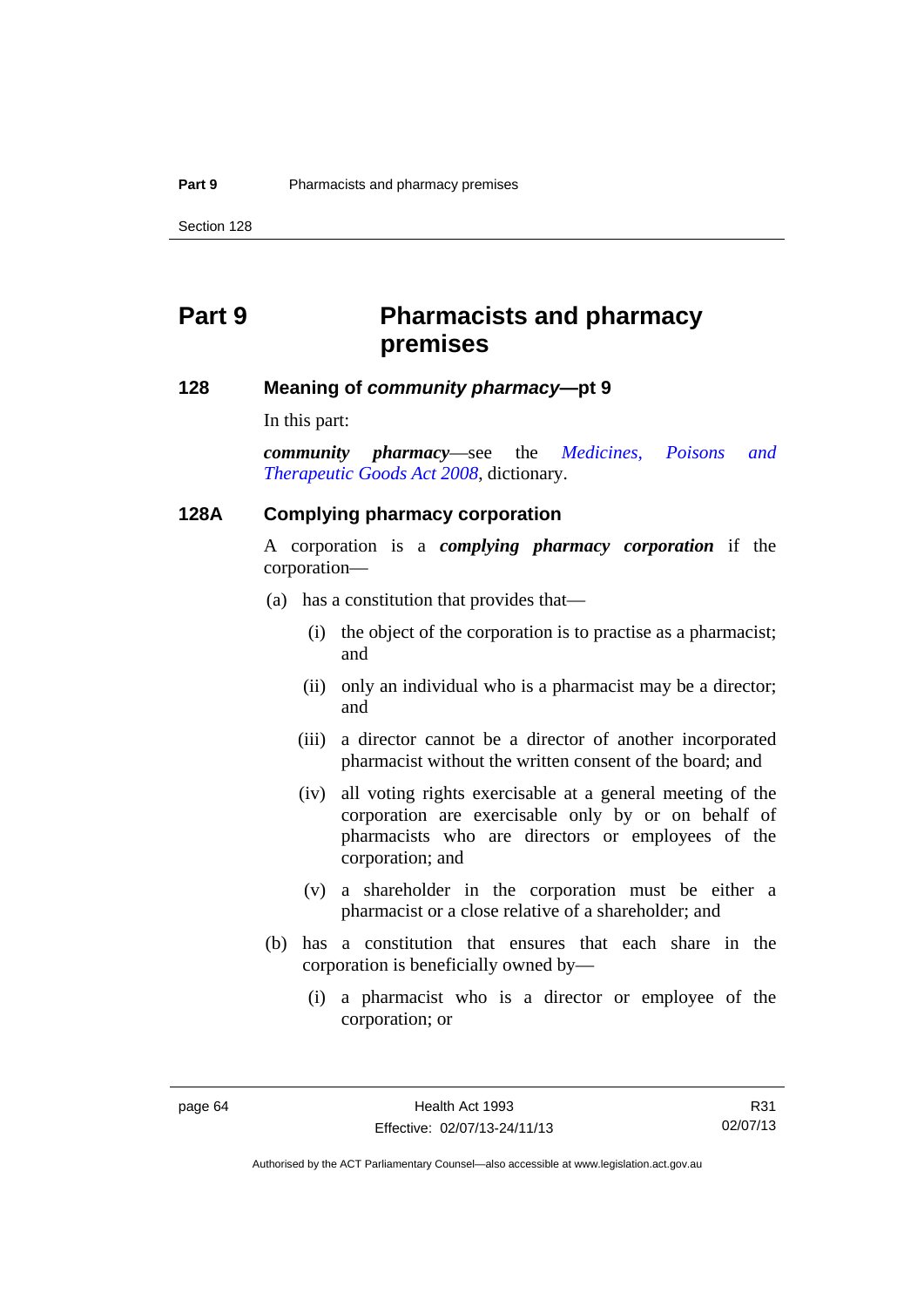# Part 9 Pharmacists and pharmacy premises

## 128 Meaning of *community pharmacy*—pt 9

In this part:

***community pharmacy***—see the *Medicines, Poisons and Therapeutic Goods Act 2008*, dictionary.

## 128A Complying pharmacy corporation

A corporation is a ***complying pharmacy corporation*** if the corporation—

(a) has a constitution that provides that—

(i) the object of the corporation is to practise as a pharmacist; and

(ii) only an individual who is a pharmacist may be a director; and

(iii) a director cannot be a director of another incorporated pharmacist without the written consent of the board; and

(iv) all voting rights exercisable at a general meeting of the corporation are exercisable only by or on behalf of pharmacists who are directors or employees of the corporation; and

(v) a shareholder in the corporation must be either a pharmacist or a close relative of a shareholder; and

(b) has a constitution that ensures that each share in the corporation is beneficially owned by—

(i) a pharmacist who is a director or employee of the corporation; or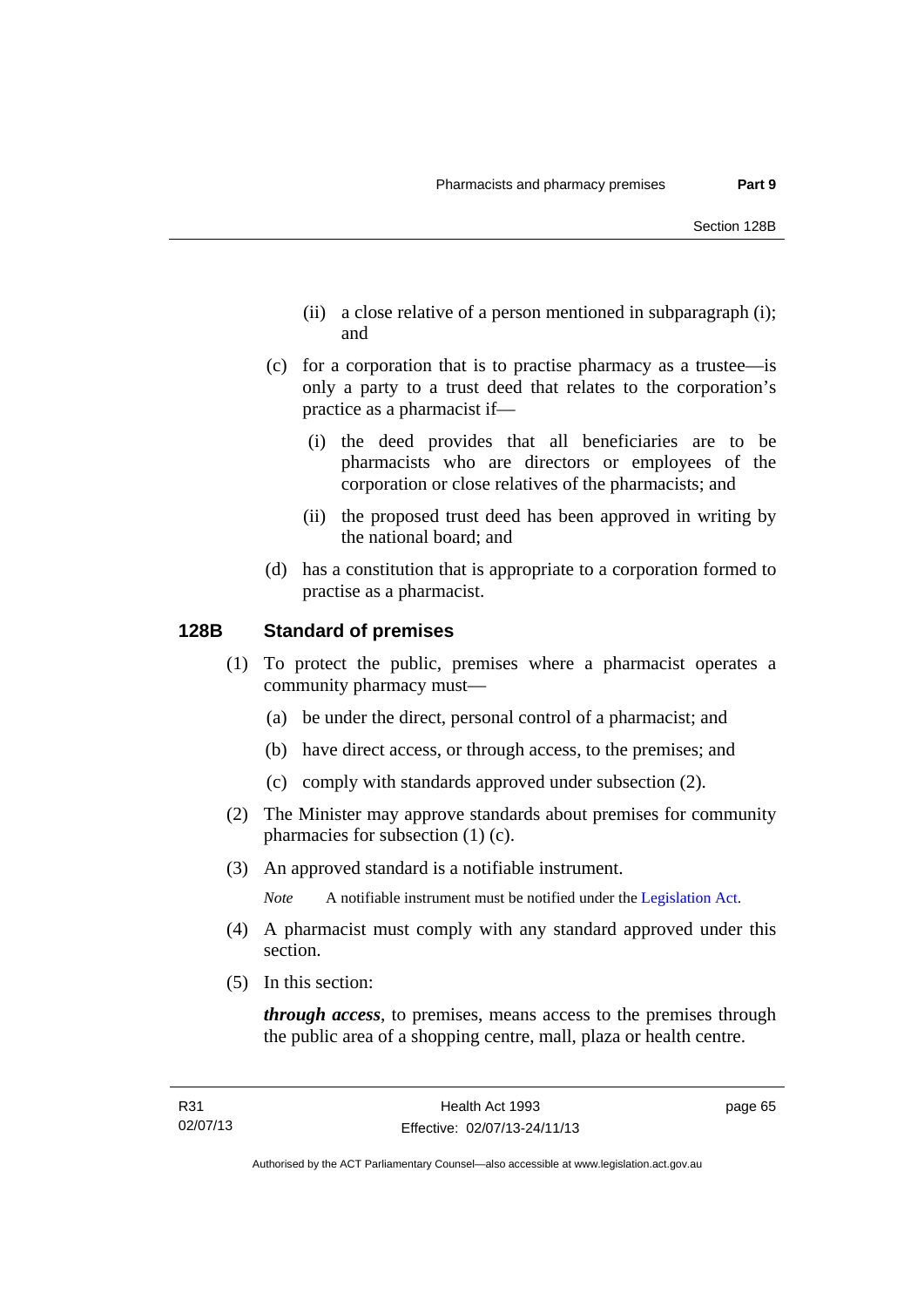(ii) a close relative of a person mentioned in subparagraph (i); and

(c) for a corporation that is to practise pharmacy as a trustee—is only a party to a trust deed that relates to the corporation's practice as a pharmacist if—

(i) the deed provides that all beneficiaries are to be pharmacists who are directors or employees of the corporation or close relatives of the pharmacists; and

(ii) the proposed trust deed has been approved in writing by the national board; and

(d) has a constitution that is appropriate to a corporation formed to practise as a pharmacist.

## 128B Standard of premises

(1) To protect the public, premises where a pharmacist operates a community pharmacy must—

(a) be under the direct, personal control of a pharmacist; and

(b) have direct access, or through access, to the premises; and

(c) comply with standards approved under subsection (2).

(2) The Minister may approve standards about premises for community pharmacies for subsection (1) (c).

(3) An approved standard is a notifiable instrument.

*Note* A notifiable instrument must be notified under the Legislation Act.

(4) A pharmacist must comply with any standard approved under this section.

(5) In this section:

***through access***, to premises, means access to the premises through the public area of a shopping centre, mall, plaza or health centre.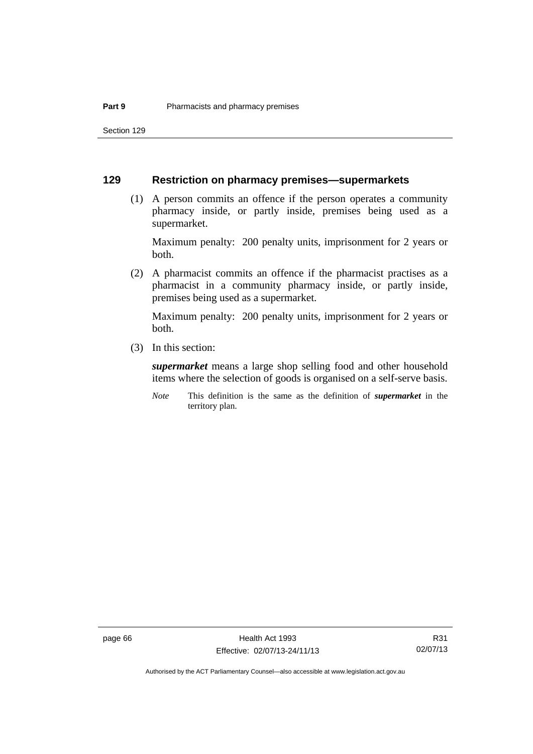## 129 Restriction on pharmacy premises—supermarkets

(1) A person commits an offence if the person operates a community pharmacy inside, or partly inside, premises being used as a supermarket.

Maximum penalty: 200 penalty units, imprisonment for 2 years or both.

(2) A pharmacist commits an offence if the pharmacist practises as a pharmacist in a community pharmacy inside, or partly inside, premises being used as a supermarket.

Maximum penalty: 200 penalty units, imprisonment for 2 years or both.

(3) In this section:

***supermarket*** means a large shop selling food and other household items where the selection of goods is organised on a self-serve basis.

*Note* This definition is the same as the definition of ***supermarket*** in the territory plan.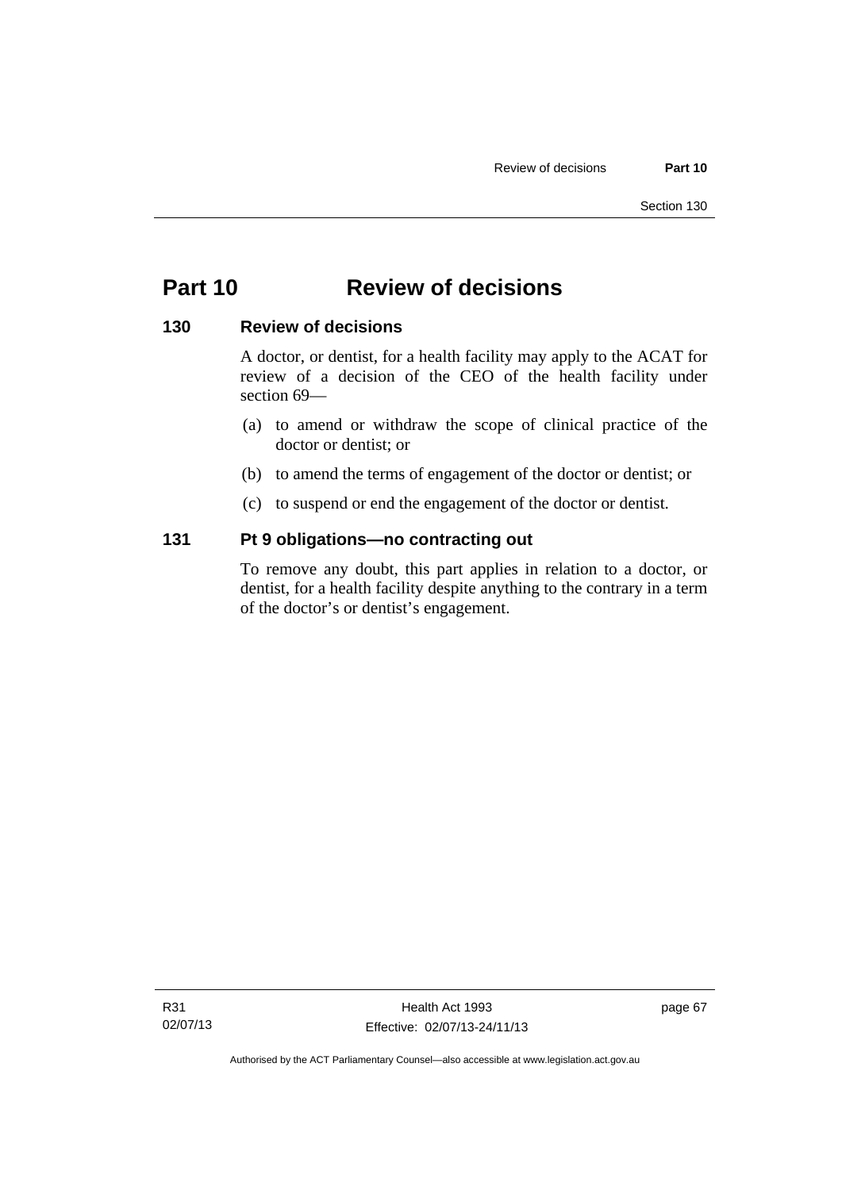# Part 10 Review of decisions

## 130 Review of decisions

A doctor, or dentist, for a health facility may apply to the ACAT for review of a decision of the CEO of the health facility under section 69—

(a) to amend or withdraw the scope of clinical practice of the doctor or dentist; or

(b) to amend the terms of engagement of the doctor or dentist; or

(c) to suspend or end the engagement of the doctor or dentist.

## 131 Pt 9 obligations—no contracting out

To remove any doubt, this part applies in relation to a doctor, or dentist, for a health facility despite anything to the contrary in a term of the doctor's or dentist's engagement.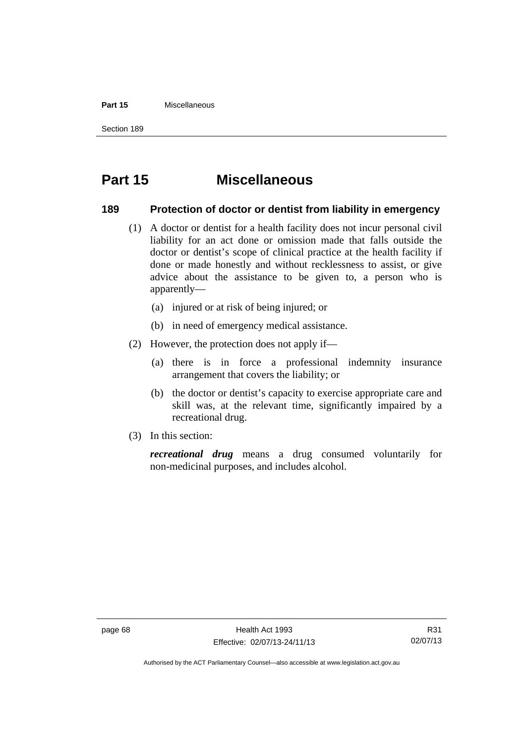# Part 15 Miscellaneous

## 189 Protection of doctor or dentist from liability in emergency

(1) A doctor or dentist for a health facility does not incur personal civil liability for an act done or omission made that falls outside the doctor or dentist's scope of clinical practice at the health facility if done or made honestly and without recklessness to assist, or give advice about the assistance to be given to, a person who is apparently—

(a) injured or at risk of being injured; or

(b) in need of emergency medical assistance.

(2) However, the protection does not apply if—

(a) there is in force a professional indemnity insurance arrangement that covers the liability; or

(b) the doctor or dentist's capacity to exercise appropriate care and skill was, at the relevant time, significantly impaired by a recreational drug.

(3) In this section:

***recreational drug*** means a drug consumed voluntarily for non-medicinal purposes, and includes alcohol.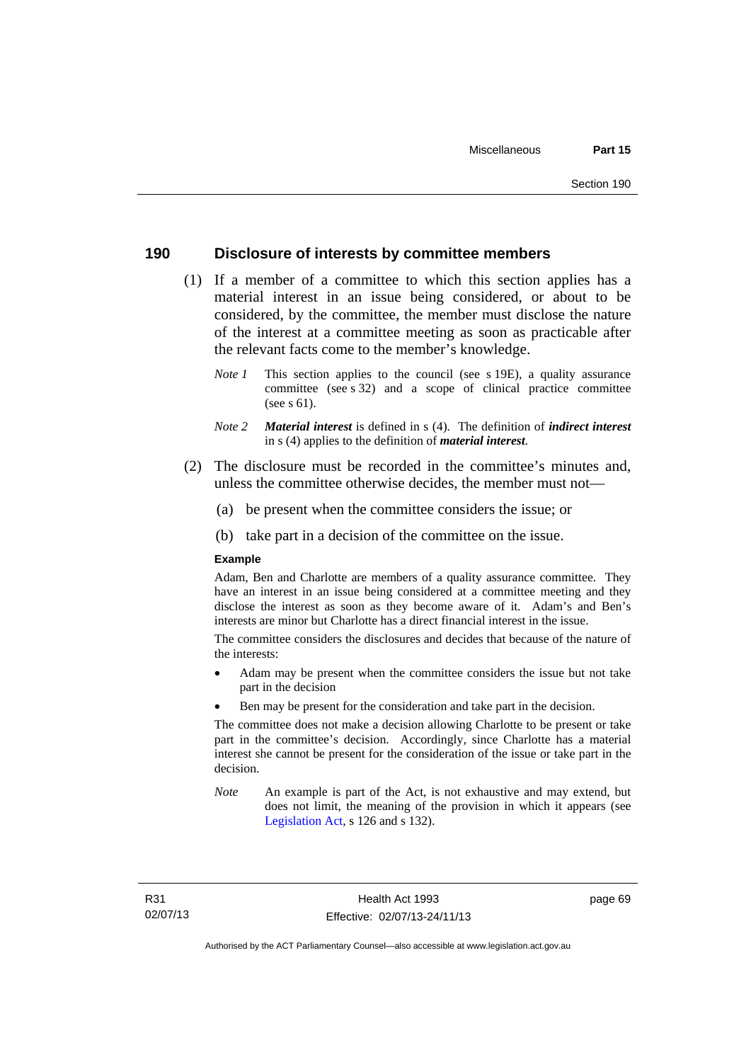## 190 Disclosure of interests by committee members

(1) If a member of a committee to which this section applies has a material interest in an issue being considered, or about to be considered, by the committee, the member must disclose the nature of the interest at a committee meeting as soon as practicable after the relevant facts come to the member's knowledge.

*Note 1* This section applies to the council (see s 19E), a quality assurance committee (see s 32) and a scope of clinical practice committee (see s 61).

*Note 2* ***Material interest*** is defined in s (4). The definition of ***indirect interest*** in s (4) applies to the definition of ***material interest***.

(2) The disclosure must be recorded in the committee's minutes and, unless the committee otherwise decides, the member must not—

(a) be present when the committee considers the issue; or

(b) take part in a decision of the committee on the issue.

**Example**

Adam, Ben and Charlotte are members of a quality assurance committee. They have an interest in an issue being considered at a committee meeting and they disclose the interest as soon as they become aware of it. Adam's and Ben's interests are minor but Charlotte has a direct financial interest in the issue.

The committee considers the disclosures and decides that because of the nature of the interests:

- Adam may be present when the committee considers the issue but not take part in the decision
- Ben may be present for the consideration and take part in the decision.

The committee does not make a decision allowing Charlotte to be present or take part in the committee's decision. Accordingly, since Charlotte has a material interest she cannot be present for the consideration of the issue or take part in the decision.

*Note* An example is part of the Act, is not exhaustive and may extend, but does not limit, the meaning of the provision in which it appears (see Legislation Act, s 126 and s 132).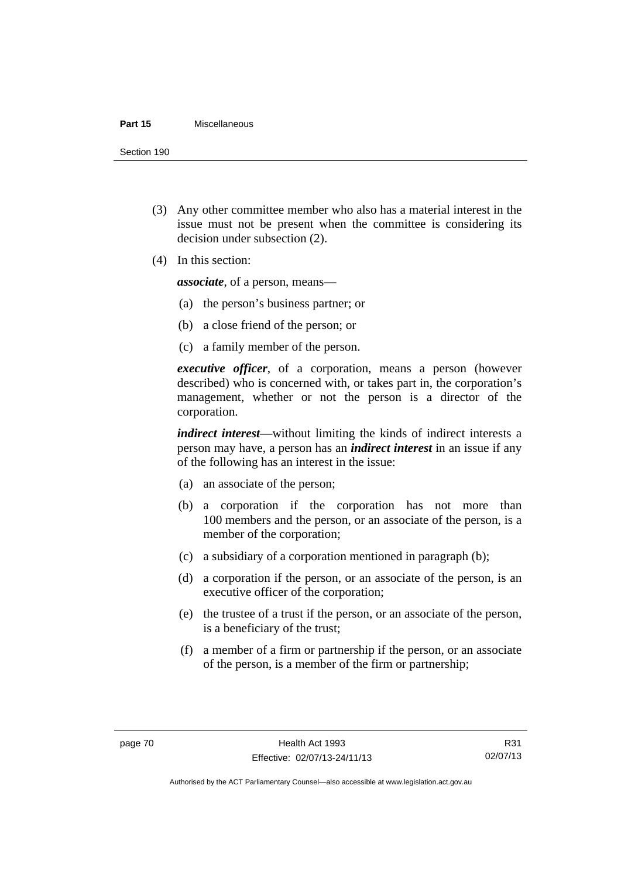(3) Any other committee member who also has a material interest in the issue must not be present when the committee is considering its decision under subsection (2).

(4) In this section:

***associate***, of a person, means—

(a) the person's business partner; or

(b) a close friend of the person; or

(c) a family member of the person.

***executive officer***, of a corporation, means a person (however described) who is concerned with, or takes part in, the corporation's management, whether or not the person is a director of the corporation.

***indirect interest***—without limiting the kinds of indirect interests a person may have, a person has an ***indirect interest*** in an issue if any of the following has an interest in the issue:

(a) an associate of the person;

(b) a corporation if the corporation has not more than 100 members and the person, or an associate of the person, is a member of the corporation;

(c) a subsidiary of a corporation mentioned in paragraph (b);

(d) a corporation if the person, or an associate of the person, is an executive officer of the corporation;

(e) the trustee of a trust if the person, or an associate of the person, is a beneficiary of the trust;

(f) a member of a firm or partnership if the person, or an associate of the person, is a member of the firm or partnership;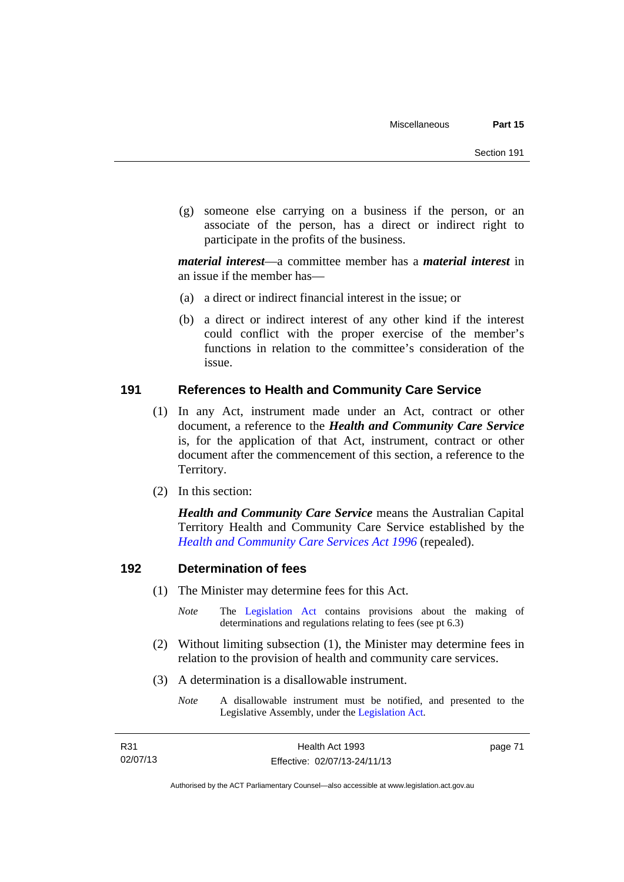(g) someone else carrying on a business if the person, or an associate of the person, has a direct or indirect right to participate in the profits of the business.

***material interest***—a committee member has a ***material interest*** in an issue if the member has—

(a) a direct or indirect financial interest in the issue; or

(b) a direct or indirect interest of any other kind if the interest could conflict with the proper exercise of the member's functions in relation to the committee's consideration of the issue.

## 191 References to Health and Community Care Service

(1) In any Act, instrument made under an Act, contract or other document, a reference to the ***Health and Community Care Service*** is, for the application of that Act, instrument, contract or other document after the commencement of this section, a reference to the Territory.

(2) In this section:

***Health and Community Care Service*** means the Australian Capital Territory Health and Community Care Service established by the *Health and Community Care Services Act 1996* (repealed).

## 192 Determination of fees

(1) The Minister may determine fees for this Act.

*Note* The Legislation Act contains provisions about the making of determinations and regulations relating to fees (see pt 6.3)

(2) Without limiting subsection (1), the Minister may determine fees in relation to the provision of health and community care services.

(3) A determination is a disallowable instrument.

*Note* A disallowable instrument must be notified, and presented to the Legislative Assembly, under the Legislation Act.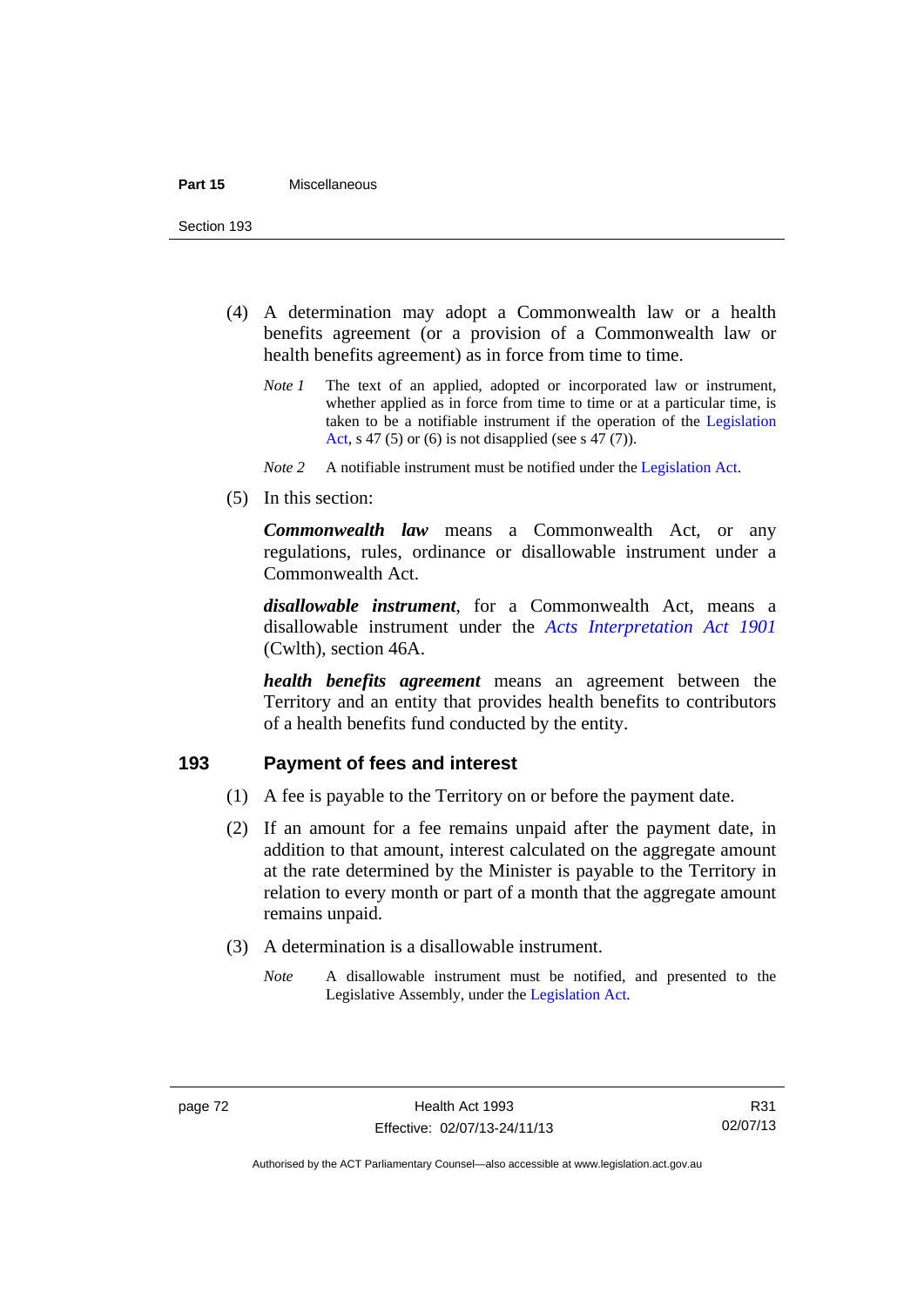(4) A determination may adopt a Commonwealth law or a health benefits agreement (or a provision of a Commonwealth law or health benefits agreement) as in force from time to time.

*Note 1* The text of an applied, adopted or incorporated law or instrument, whether applied as in force from time to time or at a particular time, is taken to be a notifiable instrument if the operation of the Legislation Act, s 47 (5) or (6) is not disapplied (see s 47 (7)).

*Note 2* A notifiable instrument must be notified under the Legislation Act.

(5) In this section:

***Commonwealth law*** means a Commonwealth Act, or any regulations, rules, ordinance or disallowable instrument under a Commonwealth Act.

***disallowable instrument***, for a Commonwealth Act, means a disallowable instrument under the *Acts Interpretation Act 1901* (Cwlth), section 46A.

***health benefits agreement*** means an agreement between the Territory and an entity that provides health benefits to contributors of a health benefits fund conducted by the entity.

## 193 Payment of fees and interest

(1) A fee is payable to the Territory on or before the payment date.

(2) If an amount for a fee remains unpaid after the payment date, in addition to that amount, interest calculated on the aggregate amount at the rate determined by the Minister is payable to the Territory in relation to every month or part of a month that the aggregate amount remains unpaid.

(3) A determination is a disallowable instrument.

*Note* A disallowable instrument must be notified, and presented to the Legislative Assembly, under the Legislation Act.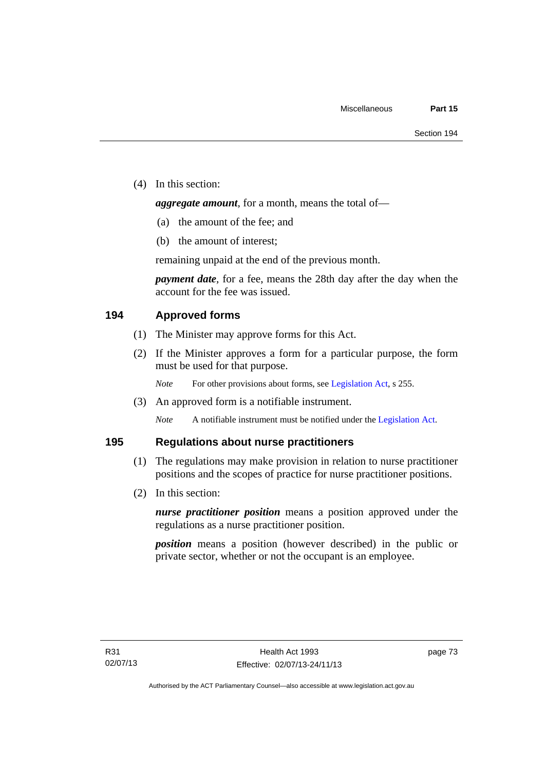(4) In this section:

***aggregate amount***, for a month, means the total of—

(a) the amount of the fee; and

(b) the amount of interest;

remaining unpaid at the end of the previous month.

***payment date***, for a fee, means the 28th day after the day when the account for the fee was issued.

## 194 Approved forms

(1) The Minister may approve forms for this Act.

(2) If the Minister approves a form for a particular purpose, the form must be used for that purpose.

*Note* For other provisions about forms, see Legislation Act, s 255.

(3) An approved form is a notifiable instrument.

*Note* A notifiable instrument must be notified under the Legislation Act.

## 195 Regulations about nurse practitioners

(1) The regulations may make provision in relation to nurse practitioner positions and the scopes of practice for nurse practitioner positions.

(2) In this section:

***nurse practitioner position*** means a position approved under the regulations as a nurse practitioner position.

***position*** means a position (however described) in the public or private sector, whether or not the occupant is an employee.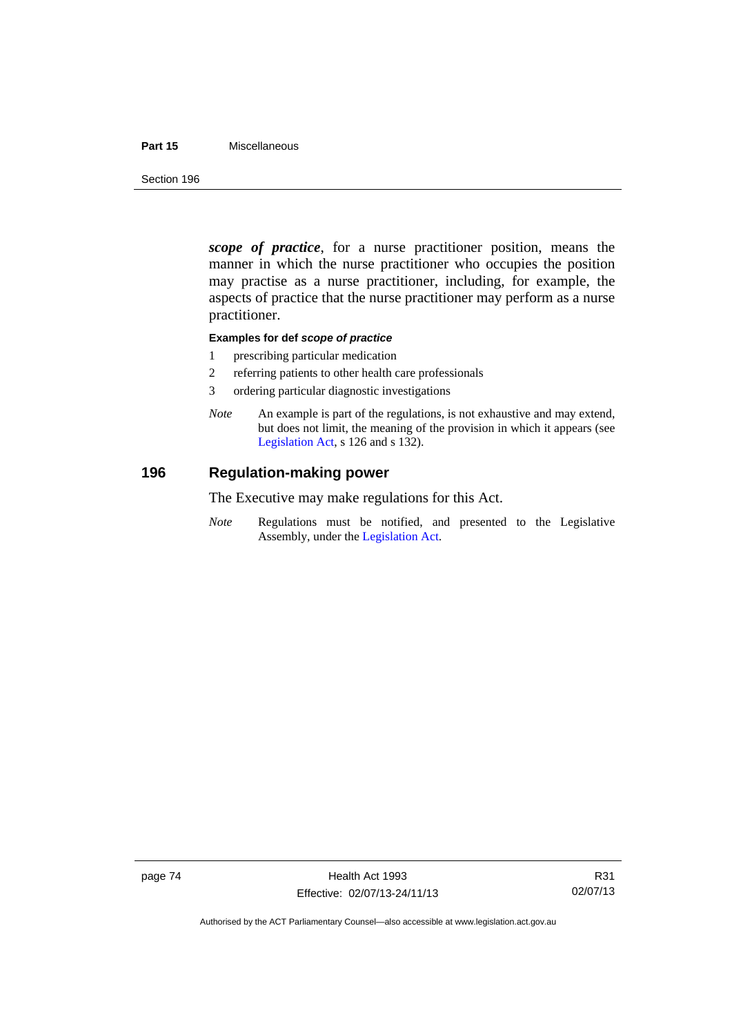***scope of practice***, for a nurse practitioner position, means the manner in which the nurse practitioner who occupies the position may practise as a nurse practitioner, including, for example, the aspects of practice that the nurse practitioner may perform as a nurse practitioner.

**Examples for def *scope of practice***

1 prescribing particular medication
2 referring patients to other health care professionals
3 ordering particular diagnostic investigations

*Note* An example is part of the regulations, is not exhaustive and may extend, but does not limit, the meaning of the provision in which it appears (see Legislation Act, s 126 and s 132).

## 196 Regulation-making power

The Executive may make regulations for this Act.

*Note* Regulations must be notified, and presented to the Legislative Assembly, under the Legislation Act.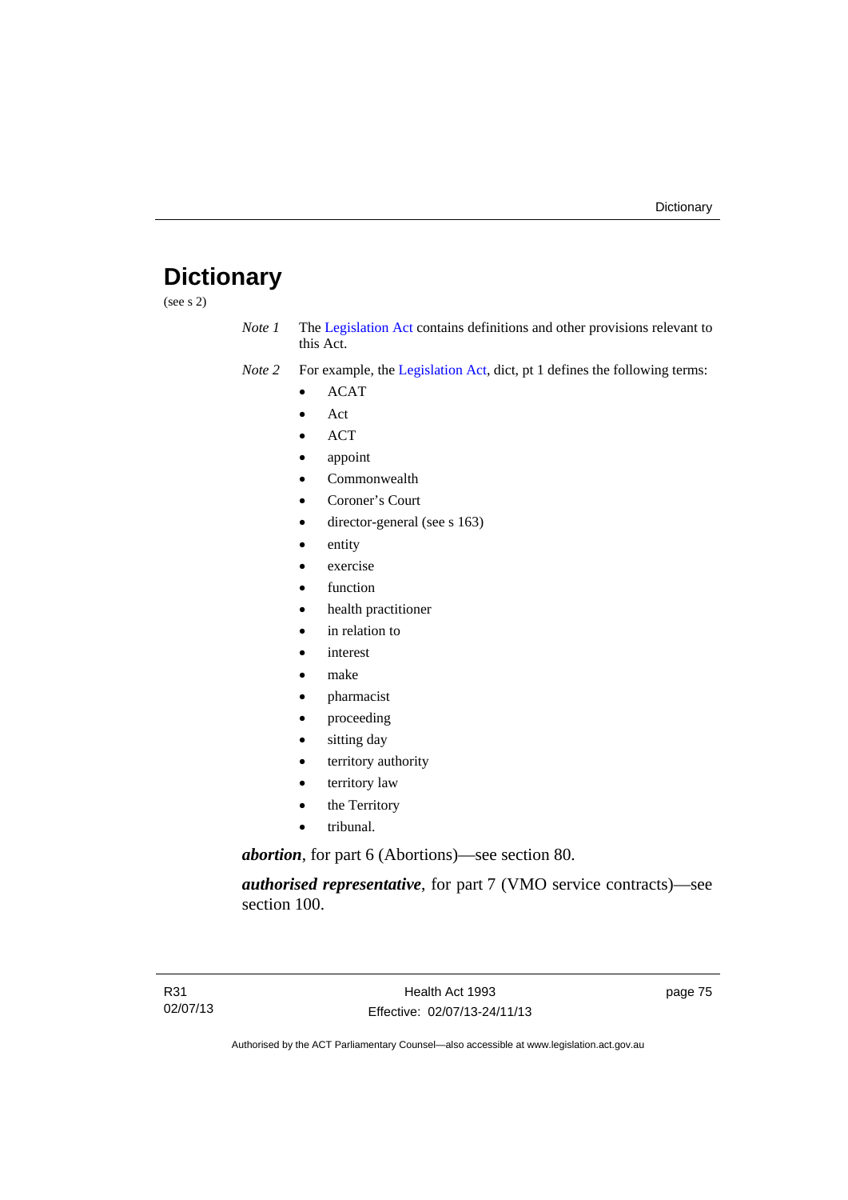# Dictionary

(see s 2)

*Note 1* The Legislation Act contains definitions and other provisions relevant to this Act.

*Note 2* For example, the Legislation Act, dict, pt 1 defines the following terms:

- ACAT
- Act
- ACT
- appoint
- Commonwealth
- Coroner's Court
- director-general (see s 163)
- entity
- exercise
- function
- health practitioner
- in relation to
- interest
- make
- pharmacist
- proceeding
- sitting day
- territory authority
- territory law
- the Territory
- tribunal.

***abortion***, for part 6 (Abortions)—see section 80.

***authorised representative***, for part 7 (VMO service contracts)—see section 100.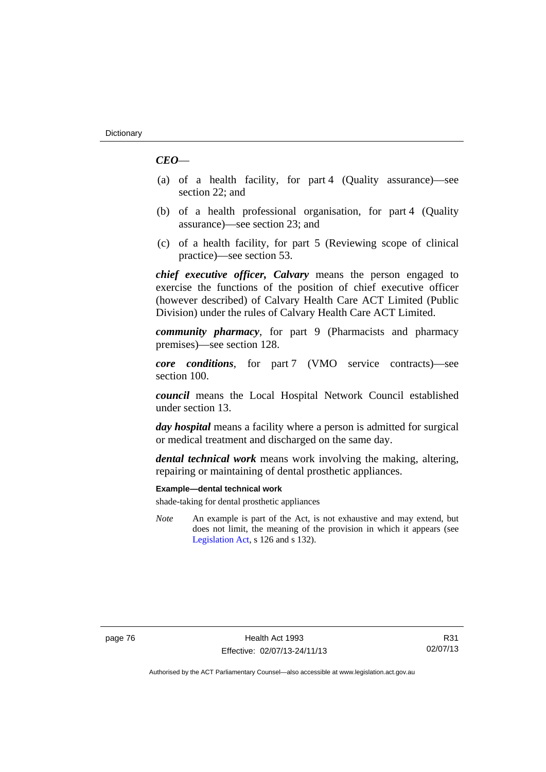***CEO***—

(a) of a health facility, for part 4 (Quality assurance)—see section 22; and

(b) of a health professional organisation, for part 4 (Quality assurance)—see section 23; and

(c) of a health facility, for part 5 (Reviewing scope of clinical practice)—see section 53.

***chief executive officer, Calvary*** means the person engaged to exercise the functions of the position of chief executive officer (however described) of Calvary Health Care ACT Limited (Public Division) under the rules of Calvary Health Care ACT Limited.

***community pharmacy***, for part 9 (Pharmacists and pharmacy premises)—see section 128.

***core conditions***, for part 7 (VMO service contracts)—see section 100.

***council*** means the Local Hospital Network Council established under section 13.

***day hospital*** means a facility where a person is admitted for surgical or medical treatment and discharged on the same day.

***dental technical work*** means work involving the making, altering, repairing or maintaining of dental prosthetic appliances.

**Example—dental technical work**

shade-taking for dental prosthetic appliances

*Note* An example is part of the Act, is not exhaustive and may extend, but does not limit, the meaning of the provision in which it appears (see Legislation Act, s 126 and s 132).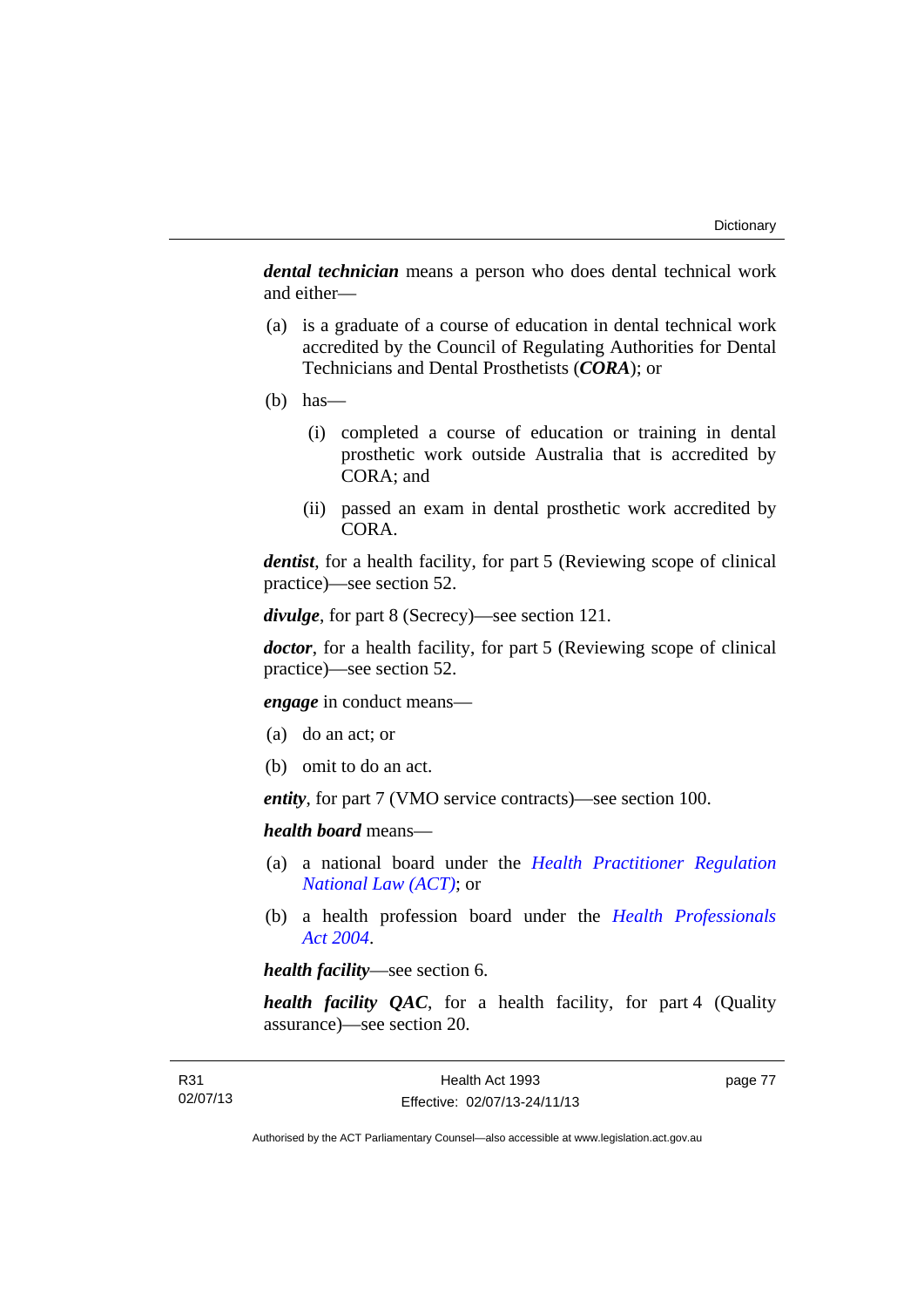***dental technician*** means a person who does dental technical work and either—

(a) is a graduate of a course of education in dental technical work accredited by the Council of Regulating Authorities for Dental Technicians and Dental Prosthetists (***CORA***); or

(b) has—

  (i) completed a course of education or training in dental prosthetic work outside Australia that is accredited by CORA; and

  (ii) passed an exam in dental prosthetic work accredited by CORA.

***dentist***, for a health facility, for part 5 (Reviewing scope of clinical practice)—see section 52.

***divulge***, for part 8 (Secrecy)—see section 121.

***doctor***, for a health facility, for part 5 (Reviewing scope of clinical practice)—see section 52.

***engage*** in conduct means—

(a) do an act; or

(b) omit to do an act.

***entity***, for part 7 (VMO service contracts)—see section 100.

***health board*** means—

(a) a national board under the *Health Practitioner Regulation National Law (ACT)*; or

(b) a health profession board under the *Health Professionals Act 2004*.

***health facility***—see section 6.

***health facility QAC***, for a health facility, for part 4 (Quality assurance)—see section 20.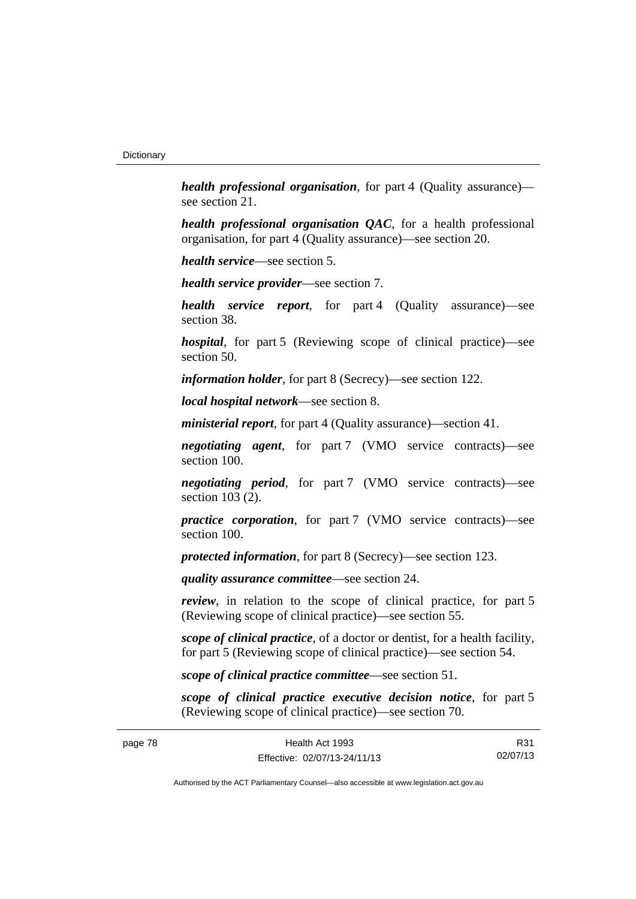***health professional organisation***, for part 4 (Quality assurance)—see section 21.

***health professional organisation QAC***, for a health professional organisation, for part 4 (Quality assurance)—see section 20.

***health service***—see section 5.

***health service provider***—see section 7.

***health service report***, for part 4 (Quality assurance)—see section 38.

***hospital***, for part 5 (Reviewing scope of clinical practice)—see section 50.

***information holder***, for part 8 (Secrecy)—see section 122.

***local hospital network***—see section 8.

***ministerial report***, for part 4 (Quality assurance)—section 41.

***negotiating agent***, for part 7 (VMO service contracts)—see section 100.

***negotiating period***, for part 7 (VMO service contracts)—see section 103 (2).

***practice corporation***, for part 7 (VMO service contracts)—see section 100.

***protected information***, for part 8 (Secrecy)—see section 123.

***quality assurance committee***—see section 24.

***review***, in relation to the scope of clinical practice, for part 5 (Reviewing scope of clinical practice)—see section 55.

***scope of clinical practice***, of a doctor or dentist, for a health facility, for part 5 (Reviewing scope of clinical practice)—see section 54.

***scope of clinical practice committee***—see section 51.

***scope of clinical practice executive decision notice***, for part 5 (Reviewing scope of clinical practice)—see section 70.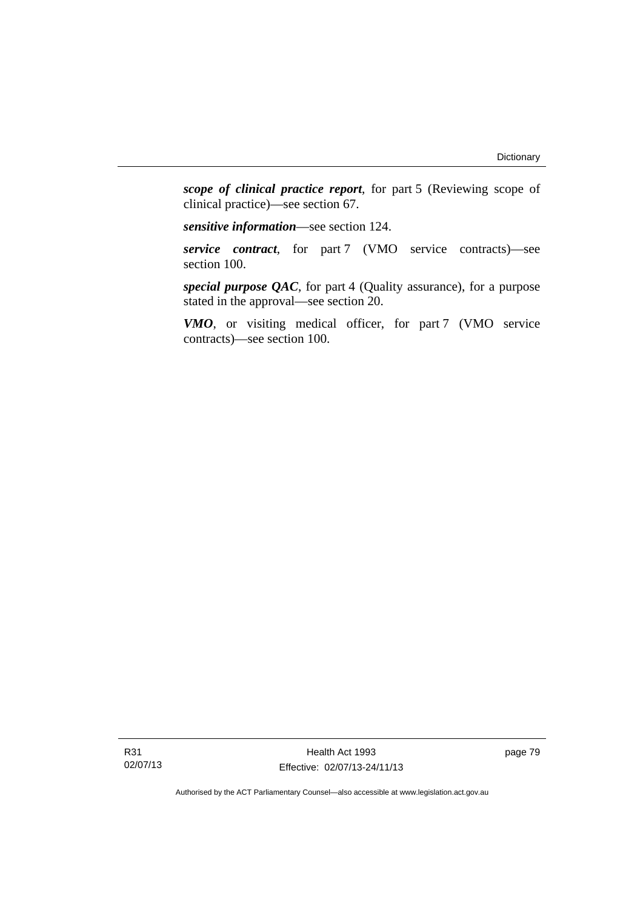***scope of clinical practice report***, for part 5 (Reviewing scope of clinical practice)—see section 67.

***sensitive information***—see section 124.

***service contract***, for part 7 (VMO service contracts)—see section 100.

***special purpose QAC***, for part 4 (Quality assurance), for a purpose stated in the approval—see section 20.

***VMO***, or visiting medical officer, for part 7 (VMO service contracts)—see section 100.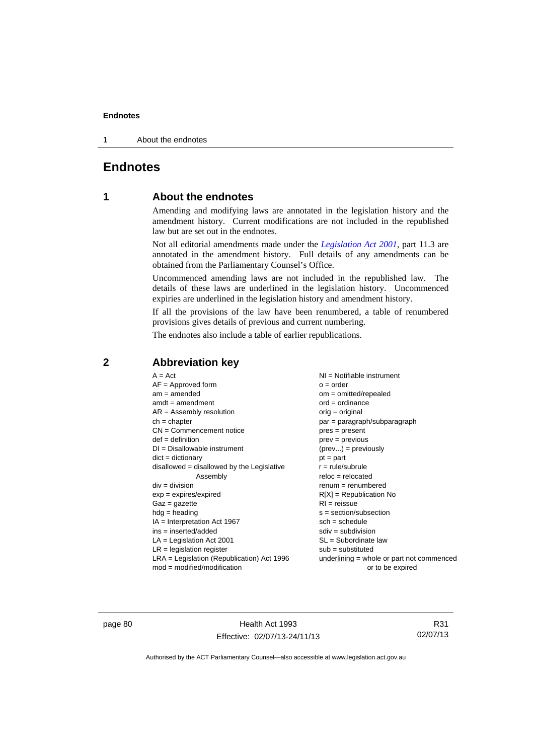# Endnotes

## 1 About the endnotes

Amending and modifying laws are annotated in the legislation history and the amendment history. Current modifications are not included in the republished law but are set out in the endnotes.

Not all editorial amendments made under the *Legislation Act 2001*, part 11.3 are annotated in the amendment history. Full details of any amendments can be obtained from the Parliamentary Counsel's Office.

Uncommenced amending laws are not included in the republished law. The details of these laws are underlined in the legislation history. Uncommenced expiries are underlined in the legislation history and amendment history.

If all the provisions of the law have been renumbered, a table of renumbered provisions gives details of previous and current numbering.

The endnotes also include a table of earlier republications.

## 2 Abbreviation key

A = Act
AF = Approved form
am = amended
amdt = amendment
AR = Assembly resolution
ch = chapter
CN = Commencement notice
def = definition
DI = Disallowable instrument
dict = dictionary
disallowed = disallowed by the Legislative Assembly
div = division
exp = expires/expired
Gaz = gazette
hdg = heading
IA = Interpretation Act 1967
ins = inserted/added
LA = Legislation Act 2001
LR = legislation register
LRA = Legislation (Republication) Act 1996
mod = modified/modification
NI = Notifiable instrument
o = order
om = omitted/repealed
ord = ordinance
orig = original
par = paragraph/subparagraph
pres = present
prev = previous
(prev...) = previously
pt = part
r = rule/subrule
reloc = relocated
renum = renumbered
R[X] = Republication No
RI = reissue
s = section/subsection
sch = schedule
sdiv = subdivision
SL = Subordinate law
sub = substituted
underlining = whole or part not commenced or to be expired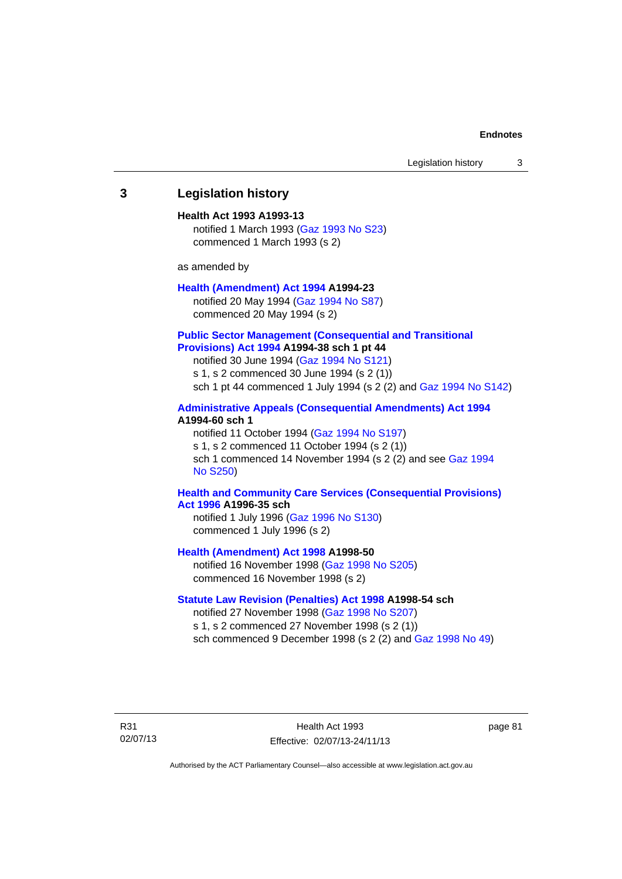## 3 Legislation history

**Health Act 1993 A1993-13**
notified 1 March 1993 (Gaz 1993 No S23)
commenced 1 March 1993 (s 2)

as amended by

**Health (Amendment) Act 1994 A1994-23**
notified 20 May 1994 (Gaz 1994 No S87)
commenced 20 May 1994 (s 2)

**Public Sector Management (Consequential and Transitional Provisions) Act 1994 A1994-38 sch 1 pt 44**
notified 30 June 1994 (Gaz 1994 No S121)
s 1, s 2 commenced 30 June 1994 (s 2 (1))
sch 1 pt 44 commenced 1 July 1994 (s 2 (2) and Gaz 1994 No S142)

**Administrative Appeals (Consequential Amendments) Act 1994 A1994-60 sch 1**
notified 11 October 1994 (Gaz 1994 No S197)
s 1, s 2 commenced 11 October 1994 (s 2 (1))
sch 1 commenced 14 November 1994 (s 2 (2) and see Gaz 1994 No S250)

**Health and Community Care Services (Consequential Provisions) Act 1996 A1996-35 sch**
notified 1 July 1996 (Gaz 1996 No S130)
commenced 1 July 1996 (s 2)

**Health (Amendment) Act 1998 A1998-50**
notified 16 November 1998 (Gaz 1998 No S205)
commenced 16 November 1998 (s 2)

**Statute Law Revision (Penalties) Act 1998 A1998-54 sch**
notified 27 November 1998 (Gaz 1998 No S207)
s 1, s 2 commenced 27 November 1998 (s 2 (1))
sch commenced 9 December 1998 (s 2 (2) and Gaz 1998 No 49)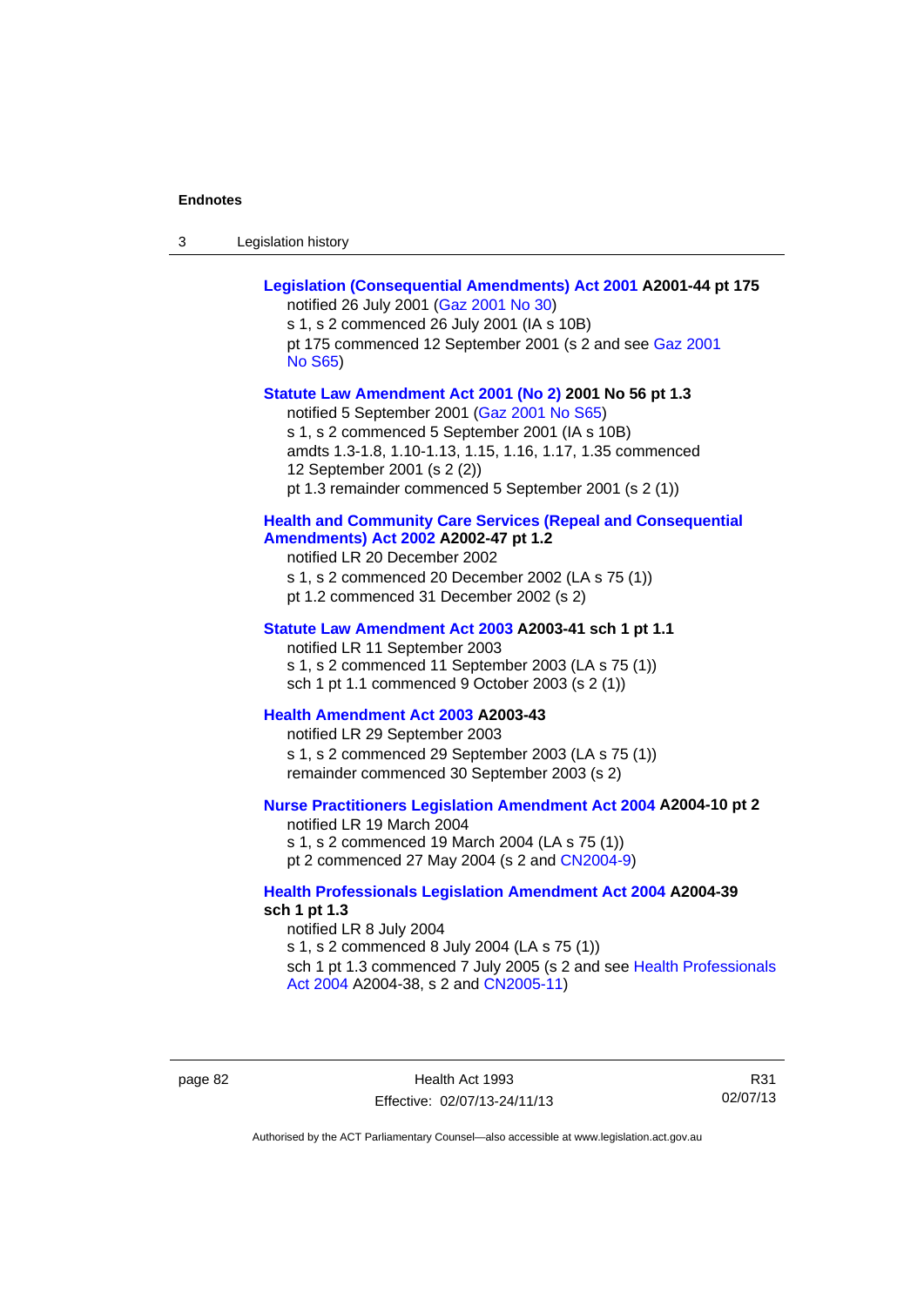**Legislation (Consequential Amendments) Act 2001 A2001-44 pt 175**
notified 26 July 2001 (Gaz 2001 No 30)
s 1, s 2 commenced 26 July 2001 (IA s 10B)
pt 175 commenced 12 September 2001 (s 2 and see Gaz 2001 No S65)

**Statute Law Amendment Act 2001 (No 2) 2001 No 56 pt 1.3**
notified 5 September 2001 (Gaz 2001 No S65)
s 1, s 2 commenced 5 September 2001 (IA s 10B)
amdts 1.3-1.8, 1.10-1.13, 1.15, 1.16, 1.17, 1.35 commenced 12 September 2001 (s 2 (2))
pt 1.3 remainder commenced 5 September 2001 (s 2 (1))

**Health and Community Care Services (Repeal and Consequential Amendments) Act 2002 A2002-47 pt 1.2**
notified LR 20 December 2002
s 1, s 2 commenced 20 December 2002 (LA s 75 (1))
pt 1.2 commenced 31 December 2002 (s 2)

**Statute Law Amendment Act 2003 A2003-41 sch 1 pt 1.1**
notified LR 11 September 2003
s 1, s 2 commenced 11 September 2003 (LA s 75 (1))
sch 1 pt 1.1 commenced 9 October 2003 (s 2 (1))

**Health Amendment Act 2003 A2003-43**
notified LR 29 September 2003
s 1, s 2 commenced 29 September 2003 (LA s 75 (1))
remainder commenced 30 September 2003 (s 2)

**Nurse Practitioners Legislation Amendment Act 2004 A2004-10 pt 2**
notified LR 19 March 2004
s 1, s 2 commenced 19 March 2004 (LA s 75 (1))
pt 2 commenced 27 May 2004 (s 2 and CN2004-9)

**Health Professionals Legislation Amendment Act 2004 A2004-39 sch 1 pt 1.3**
notified LR 8 July 2004
s 1, s 2 commenced 8 July 2004 (LA s 75 (1))
sch 1 pt 1.3 commenced 7 July 2005 (s 2 and see Health Professionals Act 2004 A2004-38, s 2 and CN2005-11)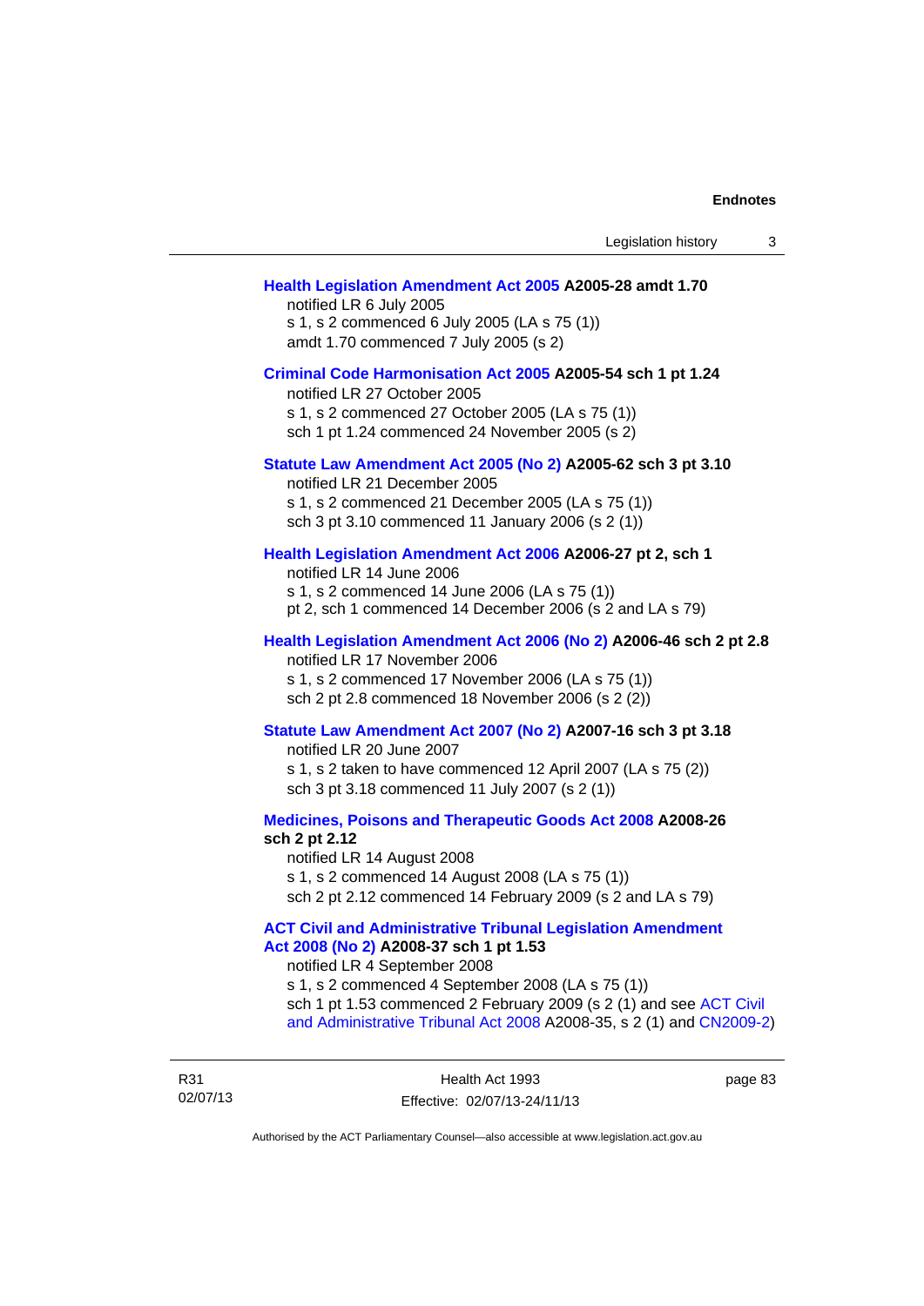**Health Legislation Amendment Act 2005 A2005-28 amdt 1.70**

notified LR 6 July 2005

s 1, s 2 commenced 6 July 2005 (LA s 75 (1))

amdt 1.70 commenced 7 July 2005 (s 2)

**Criminal Code Harmonisation Act 2005 A2005-54 sch 1 pt 1.24**

notified LR 27 October 2005

s 1, s 2 commenced 27 October 2005 (LA s 75 (1))

sch 1 pt 1.24 commenced 24 November 2005 (s 2)

**Statute Law Amendment Act 2005 (No 2) A2005-62 sch 3 pt 3.10**

notified LR 21 December 2005

s 1, s 2 commenced 21 December 2005 (LA s 75 (1))

sch 3 pt 3.10 commenced 11 January 2006 (s 2 (1))

**Health Legislation Amendment Act 2006 A2006-27 pt 2, sch 1**

notified LR 14 June 2006

s 1, s 2 commenced 14 June 2006 (LA s 75 (1))

pt 2, sch 1 commenced 14 December 2006 (s 2 and LA s 79)

**Health Legislation Amendment Act 2006 (No 2) A2006-46 sch 2 pt 2.8**

notified LR 17 November 2006

s 1, s 2 commenced 17 November 2006 (LA s 75 (1))

sch 2 pt 2.8 commenced 18 November 2006 (s 2 (2))

**Statute Law Amendment Act 2007 (No 2) A2007-16 sch 3 pt 3.18**

notified LR 20 June 2007

s 1, s 2 taken to have commenced 12 April 2007 (LA s 75 (2))

sch 3 pt 3.18 commenced 11 July 2007 (s 2 (1))

**Medicines, Poisons and Therapeutic Goods Act 2008 A2008-26 sch 2 pt 2.12**

notified LR 14 August 2008

s 1, s 2 commenced 14 August 2008 (LA s 75 (1))

sch 2 pt 2.12 commenced 14 February 2009 (s 2 and LA s 79)

**ACT Civil and Administrative Tribunal Legislation Amendment Act 2008 (No 2) A2008-37 sch 1 pt 1.53**

notified LR 4 September 2008

s 1, s 2 commenced 4 September 2008 (LA s 75 (1))

sch 1 pt 1.53 commenced 2 February 2009 (s 2 (1) and see ACT Civil and Administrative Tribunal Act 2008 A2008-35, s 2 (1) and CN2009-2)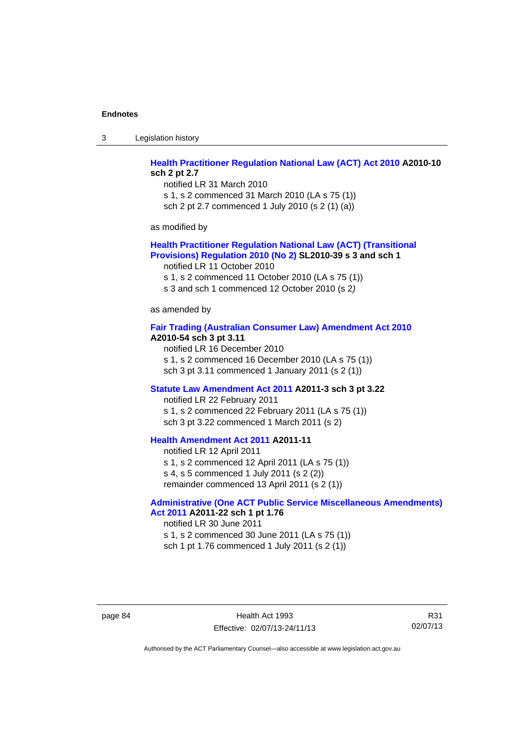**Health Practitioner Regulation National Law (ACT) Act 2010 A2010-10 sch 2 pt 2.7**

notified LR 31 March 2010
s 1, s 2 commenced 31 March 2010 (LA s 75 (1))
sch 2 pt 2.7 commenced 1 July 2010 (s 2 (1) (a))

as modified by

**Health Practitioner Regulation National Law (ACT) (Transitional Provisions) Regulation 2010 (No 2) SL2010-39 s 3 and sch 1**

notified LR 11 October 2010
s 1, s 2 commenced 11 October 2010 (LA s 75 (1))
s 3 and sch 1 commenced 12 October 2010 (s 2)

as amended by

**Fair Trading (Australian Consumer Law) Amendment Act 2010 A2010-54 sch 3 pt 3.11**

notified LR 16 December 2010
s 1, s 2 commenced 16 December 2010 (LA s 75 (1))
sch 3 pt 3.11 commenced 1 January 2011 (s 2 (1))

**Statute Law Amendment Act 2011 A2011-3 sch 3 pt 3.22**

notified LR 22 February 2011
s 1, s 2 commenced 22 February 2011 (LA s 75 (1))
sch 3 pt 3.22 commenced 1 March 2011 (s 2)

**Health Amendment Act 2011 A2011-11**

notified LR 12 April 2011
s 1, s 2 commenced 12 April 2011 (LA s 75 (1))
s 4, s 5 commenced 1 July 2011 (s 2 (2))
remainder commenced 13 April 2011 (s 2 (1))

**Administrative (One ACT Public Service Miscellaneous Amendments) Act 2011 A2011-22 sch 1 pt 1.76**

notified LR 30 June 2011
s 1, s 2 commenced 30 June 2011 (LA s 75 (1))
sch 1 pt 1.76 commenced 1 July 2011 (s 2 (1))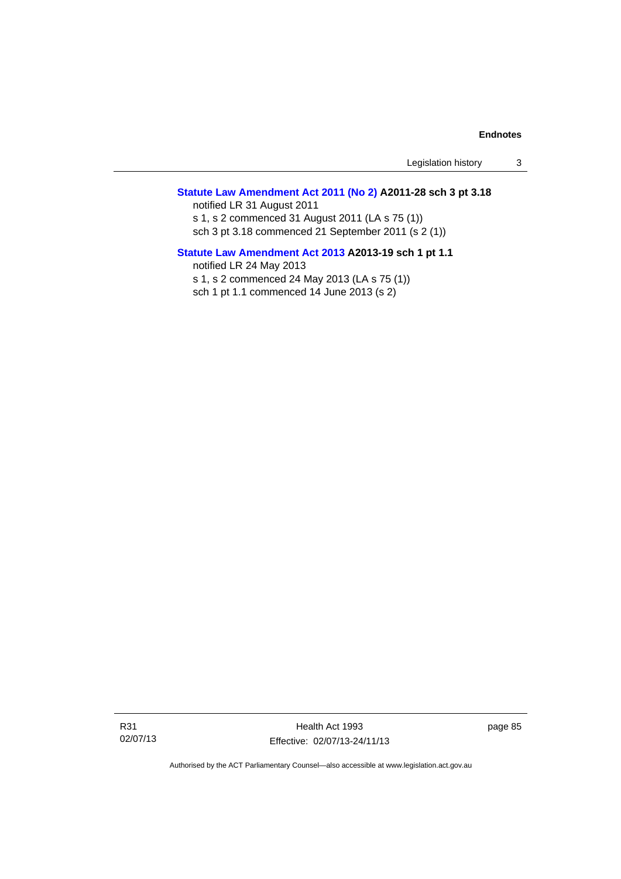**Statute Law Amendment Act 2011 (No 2) A2011-28 sch 3 pt 3.18**

notified LR 31 August 2011

s 1, s 2 commenced 31 August 2011 (LA s 75 (1))

sch 3 pt 3.18 commenced 21 September 2011 (s 2 (1))

**Statute Law Amendment Act 2013 A2013-19 sch 1 pt 1.1**

notified LR 24 May 2013

s 1, s 2 commenced 24 May 2013 (LA s 75 (1))

sch 1 pt 1.1 commenced 14 June 2013 (s 2)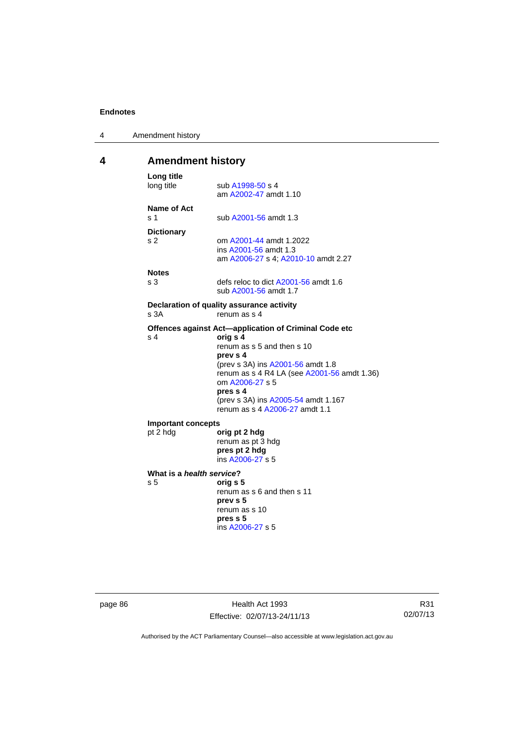# 4 Amendment history

**Long title**

long title — sub A1998-50 s 4
am A2002-47 amdt 1.10

**Name of Act**

s 1 — sub A2001-56 amdt 1.3

**Dictionary**

s 2 — om A2001-44 amdt 1.2022
ins A2001-56 amdt 1.3
am A2006-27 s 4; A2010-10 amdt 2.27

**Notes**

s 3 — defs reloc to dict A2001-56 amdt 1.6
sub A2001-56 amdt 1.7

**Declaration of quality assurance activity**

s 3A — renum as s 4

**Offences against Act—application of Criminal Code etc**

s 4 — **orig s 4**
renum as s 5 and then s 10
**prev s 4**
(prev s 3A) ins A2001-56 amdt 1.8
renum as s 4 R4 LA (see A2001-56 amdt 1.36)
om A2006-27 s 5
**pres s 4**
(prev s 3A) ins A2005-54 amdt 1.167
renum as s 4 A2006-27 amdt 1.1

**Important concepts**

pt 2 hdg — **orig pt 2 hdg**
renum as pt 3 hdg
**pres pt 2 hdg**
ins A2006-27 s 5

**What is a *health service*?**

s 5 — **orig s 5**
renum as s 6 and then s 11
**prev s 5**
renum as s 10
**pres s 5**
ins A2006-27 s 5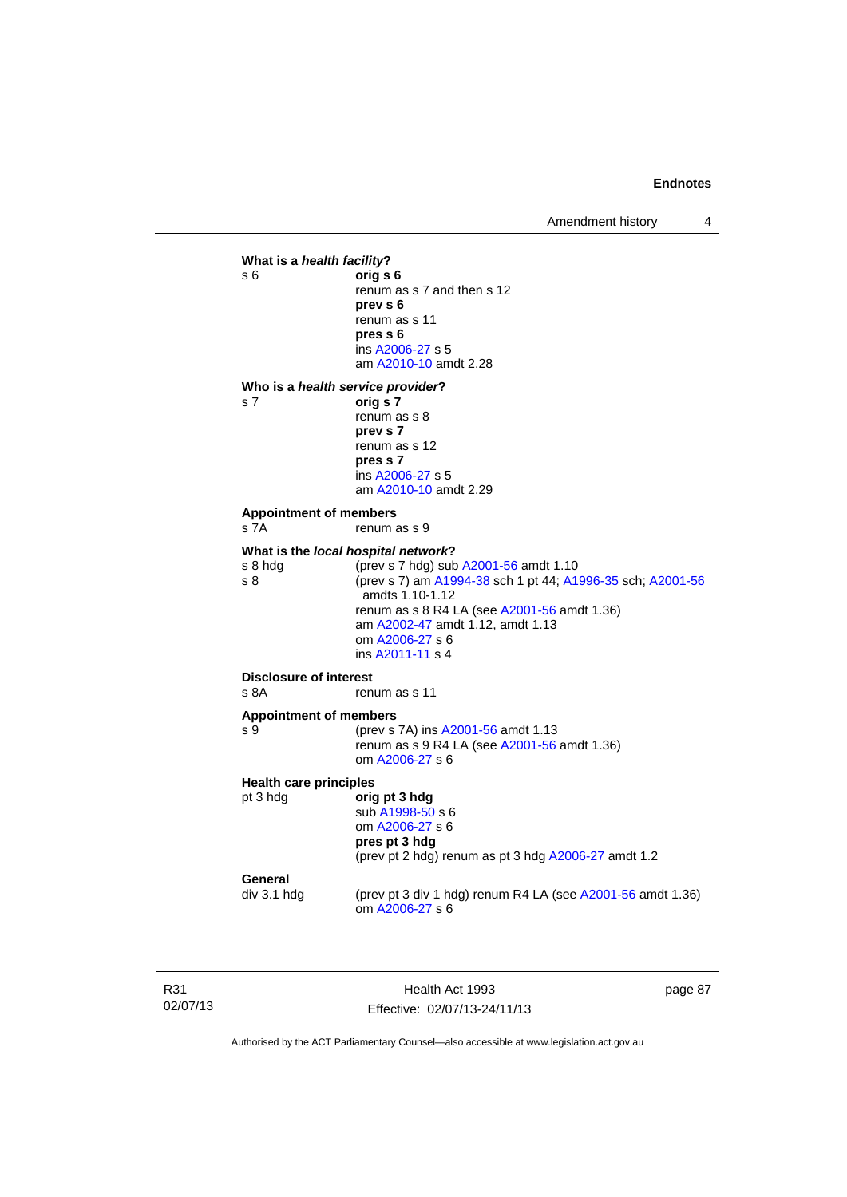**What is a *health facility*?**

s 6
**orig s 6**
renum as s 7 and then s 12
**prev s 6**
renum as s 11
**pres s 6**
ins A2006-27 s 5
am A2010-10 amdt 2.28

**Who is a *health service provider*?**

s 7
**orig s 7**
renum as s 8
**prev s 7**
renum as s 12
**pres s 7**
ins A2006-27 s 5
am A2010-10 amdt 2.29

**Appointment of members**

s 7A
renum as s 9

**What is the *local hospital network*?**

s 8 hdg
(prev s 7 hdg) sub A2001-56 amdt 1.10

s 8
(prev s 7) am A1994-38 sch 1 pt 44; A1996-35 sch; A2001-56 amdts 1.10-1.12
renum as s 8 R4 LA (see A2001-56 amdt 1.36)
am A2002-47 amdt 1.12, amdt 1.13
om A2006-27 s 6
ins A2011-11 s 4

**Disclosure of interest**

s 8A
renum as s 11

**Appointment of members**

s 9
(prev s 7A) ins A2001-56 amdt 1.13
renum as s 9 R4 LA (see A2001-56 amdt 1.36)
om A2006-27 s 6

**Health care principles**

pt 3 hdg
**orig pt 3 hdg**
sub A1998-50 s 6
om A2006-27 s 6
**pres pt 3 hdg**
(prev pt 2 hdg) renum as pt 3 hdg A2006-27 amdt 1.2

**General**

div 3.1 hdg
(prev pt 3 div 1 hdg) renum R4 LA (see A2001-56 amdt 1.36)
om A2006-27 s 6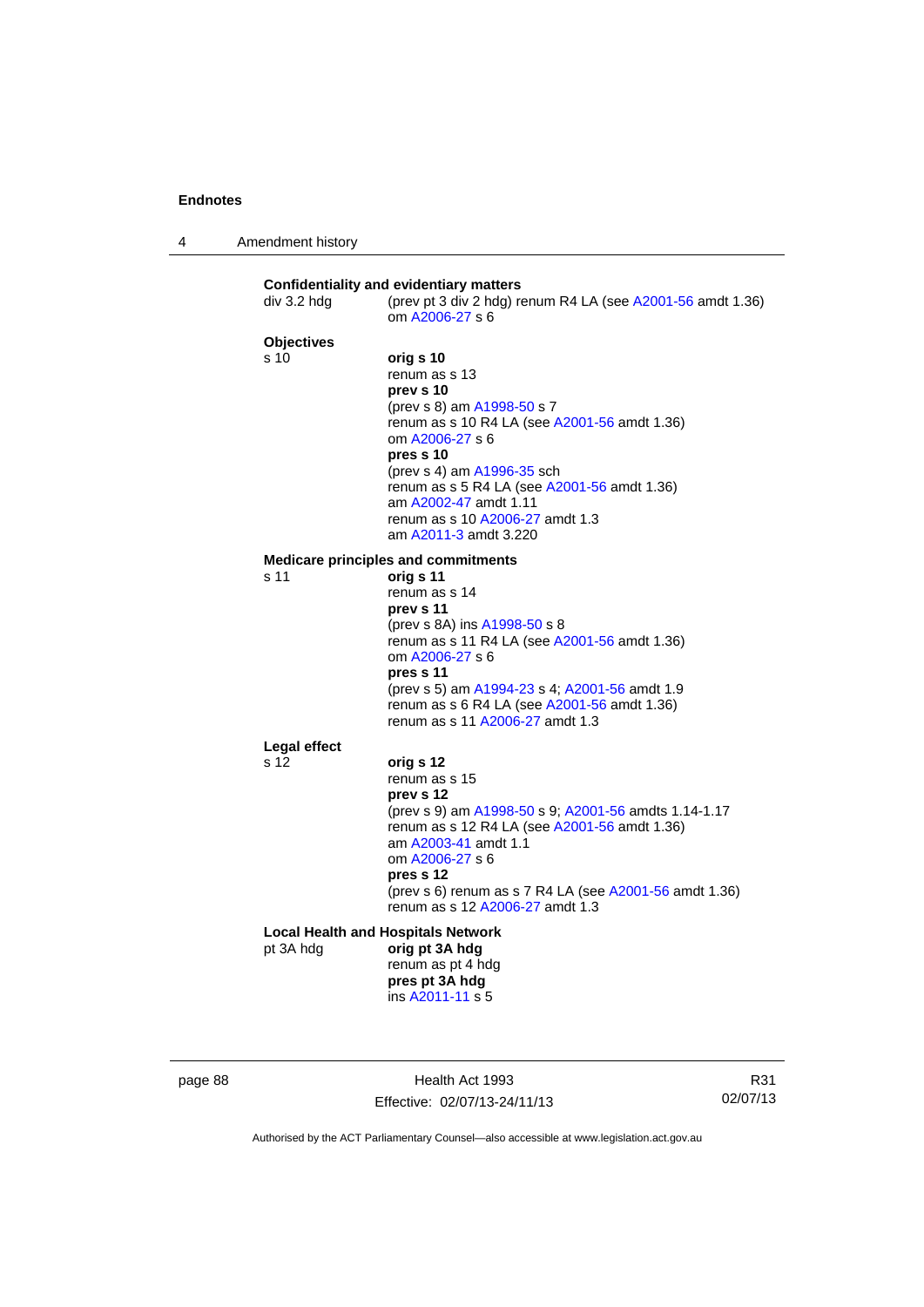**Confidentiality and evidentiary matters**

div 3.2 hdg (prev pt 3 div 2 hdg) renum R4 LA (see A2001-56 amdt 1.36)
om A2006-27 s 6

**Objectives**

s 10 **orig s 10**
renum as s 13
**prev s 10**
(prev s 8) am A1998-50 s 7
renum as s 10 R4 LA (see A2001-56 amdt 1.36)
om A2006-27 s 6
**pres s 10**
(prev s 4) am A1996-35 sch
renum as s 5 R4 LA (see A2001-56 amdt 1.36)
am A2002-47 amdt 1.11
renum as s 10 A2006-27 amdt 1.3
am A2011-3 amdt 3.220

**Medicare principles and commitments**

s 11 **orig s 11**
renum as s 14
**prev s 11**
(prev s 8A) ins A1998-50 s 8
renum as s 11 R4 LA (see A2001-56 amdt 1.36)
om A2006-27 s 6
**pres s 11**
(prev s 5) am A1994-23 s 4; A2001-56 amdt 1.9
renum as s 6 R4 LA (see A2001-56 amdt 1.36)
renum as s 11 A2006-27 amdt 1.3

**Legal effect**

s 12 **orig s 12**
renum as s 15
**prev s 12**
(prev s 9) am A1998-50 s 9; A2001-56 amdts 1.14-1.17
renum as s 12 R4 LA (see A2001-56 amdt 1.36)
am A2003-41 amdt 1.1
om A2006-27 s 6
**pres s 12**
(prev s 6) renum as s 7 R4 LA (see A2001-56 amdt 1.36)
renum as s 12 A2006-27 amdt 1.3

**Local Health and Hospitals Network**

pt 3A hdg **orig pt 3A hdg**
renum as pt 4 hdg
**pres pt 3A hdg**
ins A2011-11 s 5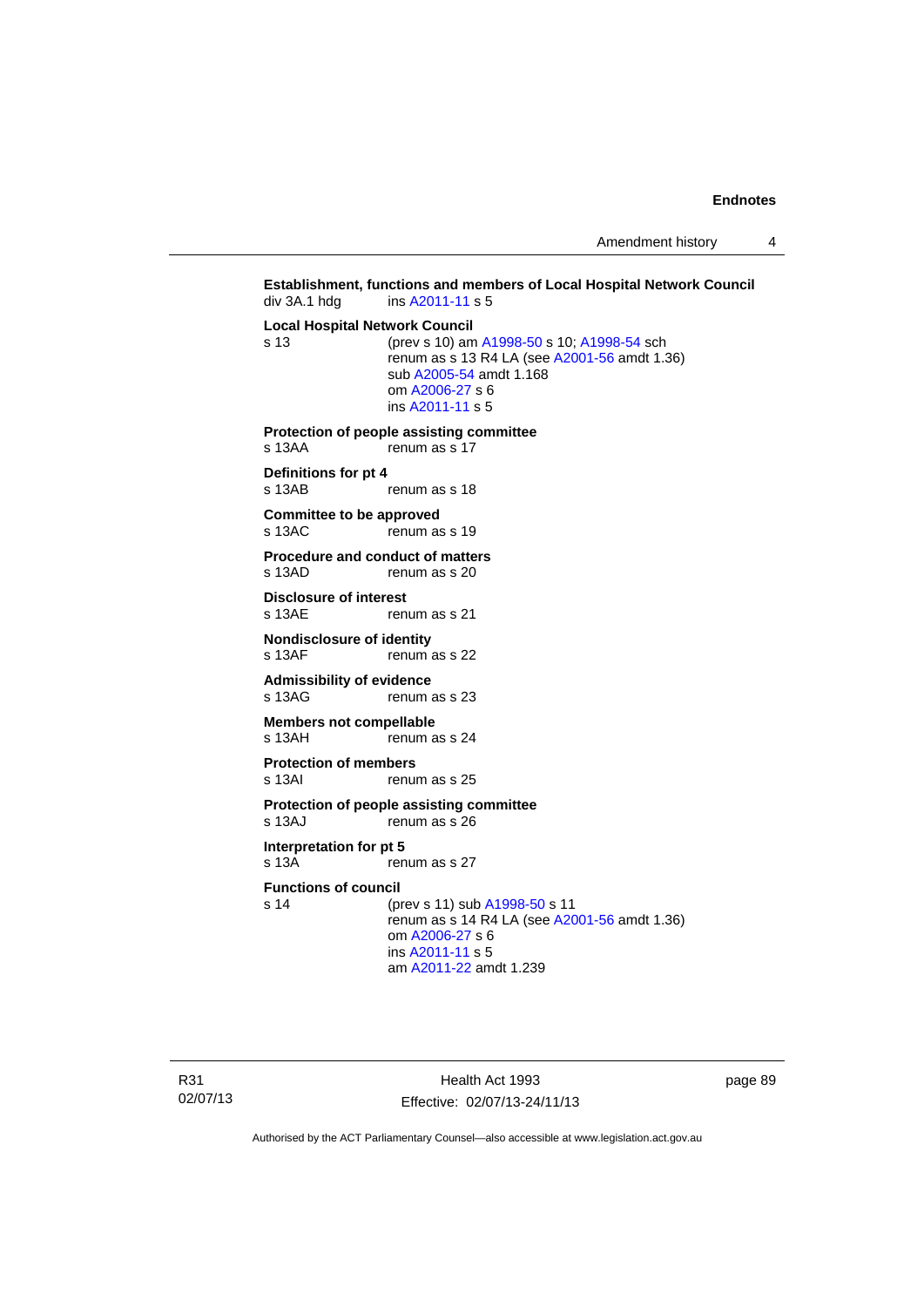**Establishment, functions and members of Local Hospital Network Council**

div 3A.1 hdg ins A2011-11 s 5

**Local Hospital Network Council**

s 13 (prev s 10) am A1998-50 s 10; A1998-54 sch
renum as s 13 R4 LA (see A2001-56 amdt 1.36)
sub A2005-54 amdt 1.168
om A2006-27 s 6
ins A2011-11 s 5

**Protection of people assisting committee**

s 13AA renum as s 17

**Definitions for pt 4**

s 13AB renum as s 18

**Committee to be approved**

s 13AC renum as s 19

**Procedure and conduct of matters**

s 13AD renum as s 20

**Disclosure of interest**

s 13AE renum as s 21

**Nondisclosure of identity**

s 13AF renum as s 22

**Admissibility of evidence**

s 13AG renum as s 23

**Members not compellable**

s 13AH renum as s 24

**Protection of members**

s 13AI renum as s 25

**Protection of people assisting committee**

s 13AJ renum as s 26

**Interpretation for pt 5**

s 13A renum as s 27

**Functions of council**

s 14 (prev s 11) sub A1998-50 s 11
renum as s 14 R4 LA (see A2001-56 amdt 1.36)
om A2006-27 s 6
ins A2011-11 s 5
am A2011-22 amdt 1.239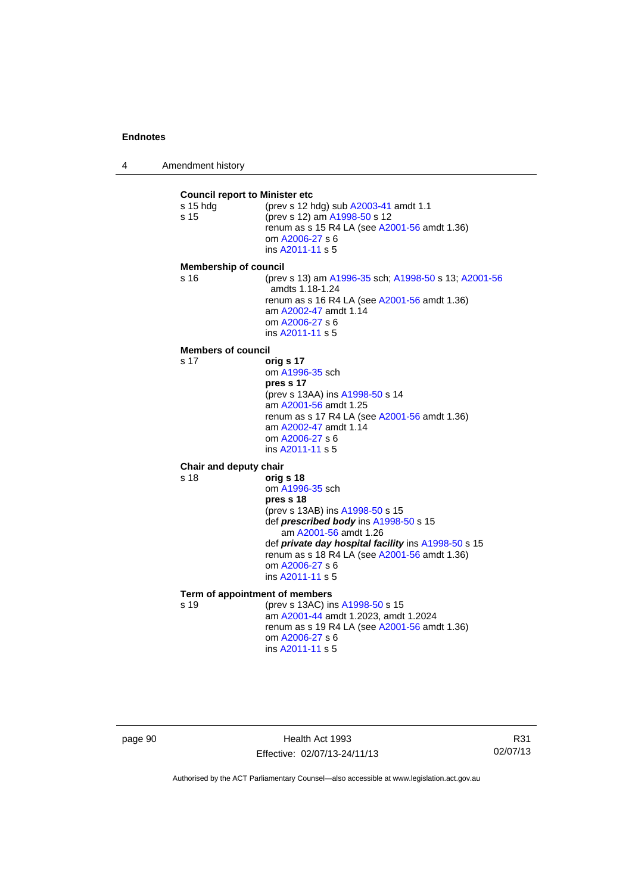**Council report to Minister etc**

s 15 hdg (prev s 12 hdg) sub A2003-41 amdt 1.1

s 15 (prev s 12) am A1998-50 s 12
renum as s 15 R4 LA (see A2001-56 amdt 1.36)
om A2006-27 s 6
ins A2011-11 s 5

**Membership of council**

s 16 (prev s 13) am A1996-35 sch; A1998-50 s 13; A2001-56 amdts 1.18-1.24
renum as s 16 R4 LA (see A2001-56 amdt 1.36)
am A2002-47 amdt 1.14
om A2006-27 s 6
ins A2011-11 s 5

**Members of council**

s 17 **orig s 17**
om A1996-35 sch
**pres s 17**
(prev s 13AA) ins A1998-50 s 14
am A2001-56 amdt 1.25
renum as s 17 R4 LA (see A2001-56 amdt 1.36)
am A2002-47 amdt 1.14
om A2006-27 s 6
ins A2011-11 s 5

**Chair and deputy chair**

s 18 **orig s 18**
om A1996-35 sch
**pres s 18**
(prev s 13AB) ins A1998-50 s 15
def ***prescribed body*** ins A1998-50 s 15
am A2001-56 amdt 1.26
def ***private day hospital facility*** ins A1998-50 s 15
renum as s 18 R4 LA (see A2001-56 amdt 1.36)
om A2006-27 s 6
ins A2011-11 s 5

**Term of appointment of members**

s 19 (prev s 13AC) ins A1998-50 s 15
am A2001-44 amdt 1.2023, amdt 1.2024
renum as s 19 R4 LA (see A2001-56 amdt 1.36)
om A2006-27 s 6
ins A2011-11 s 5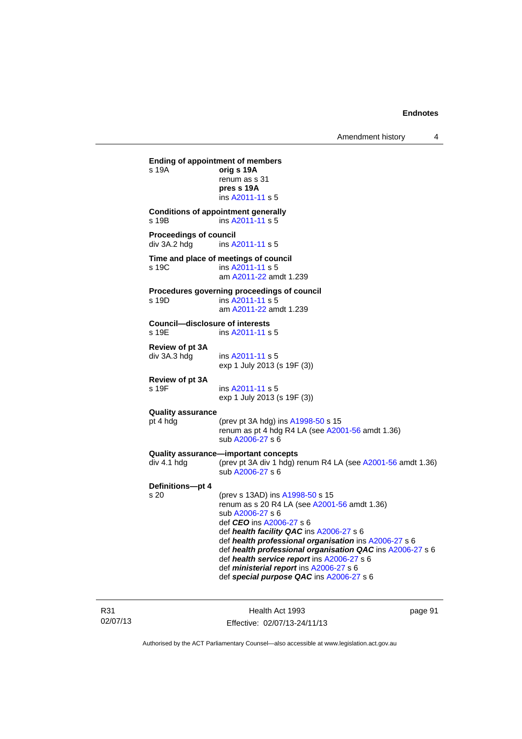**Ending of appointment of members**
s 19A — **orig s 19A**
renum as s 31
**pres s 19A**
ins A2011-11 s 5

**Conditions of appointment generally**
s 19B — ins A2011-11 s 5

**Proceedings of council**
div 3A.2 hdg — ins A2011-11 s 5

**Time and place of meetings of council**
s 19C — ins A2011-11 s 5
am A2011-22 amdt 1.239

**Procedures governing proceedings of council**
s 19D — ins A2011-11 s 5
am A2011-22 amdt 1.239

**Council—disclosure of interests**
s 19E — ins A2011-11 s 5

**Review of pt 3A**
div 3A.3 hdg — ins A2011-11 s 5
exp 1 July 2013 (s 19F (3))

**Review of pt 3A**
s 19F — ins A2011-11 s 5
exp 1 July 2013 (s 19F (3))

**Quality assurance**
pt 4 hdg — (prev pt 3A hdg) ins A1998-50 s 15
renum as pt 4 hdg R4 LA (see A2001-56 amdt 1.36)
sub A2006-27 s 6

**Quality assurance—important concepts**
div 4.1 hdg — (prev pt 3A div 1 hdg) renum R4 LA (see A2001-56 amdt 1.36)
sub A2006-27 s 6

**Definitions—pt 4**
s 20 — (prev s 13AD) ins A1998-50 s 15
renum as s 20 R4 LA (see A2001-56 amdt 1.36)
sub A2006-27 s 6
def ***CEO*** ins A2006-27 s 6
def ***health facility QAC*** ins A2006-27 s 6
def ***health professional organisation*** ins A2006-27 s 6
def ***health professional organisation QAC*** ins A2006-27 s 6
def ***health service report*** ins A2006-27 s 6
def ***ministerial report*** ins A2006-27 s 6
def ***special purpose QAC*** ins A2006-27 s 6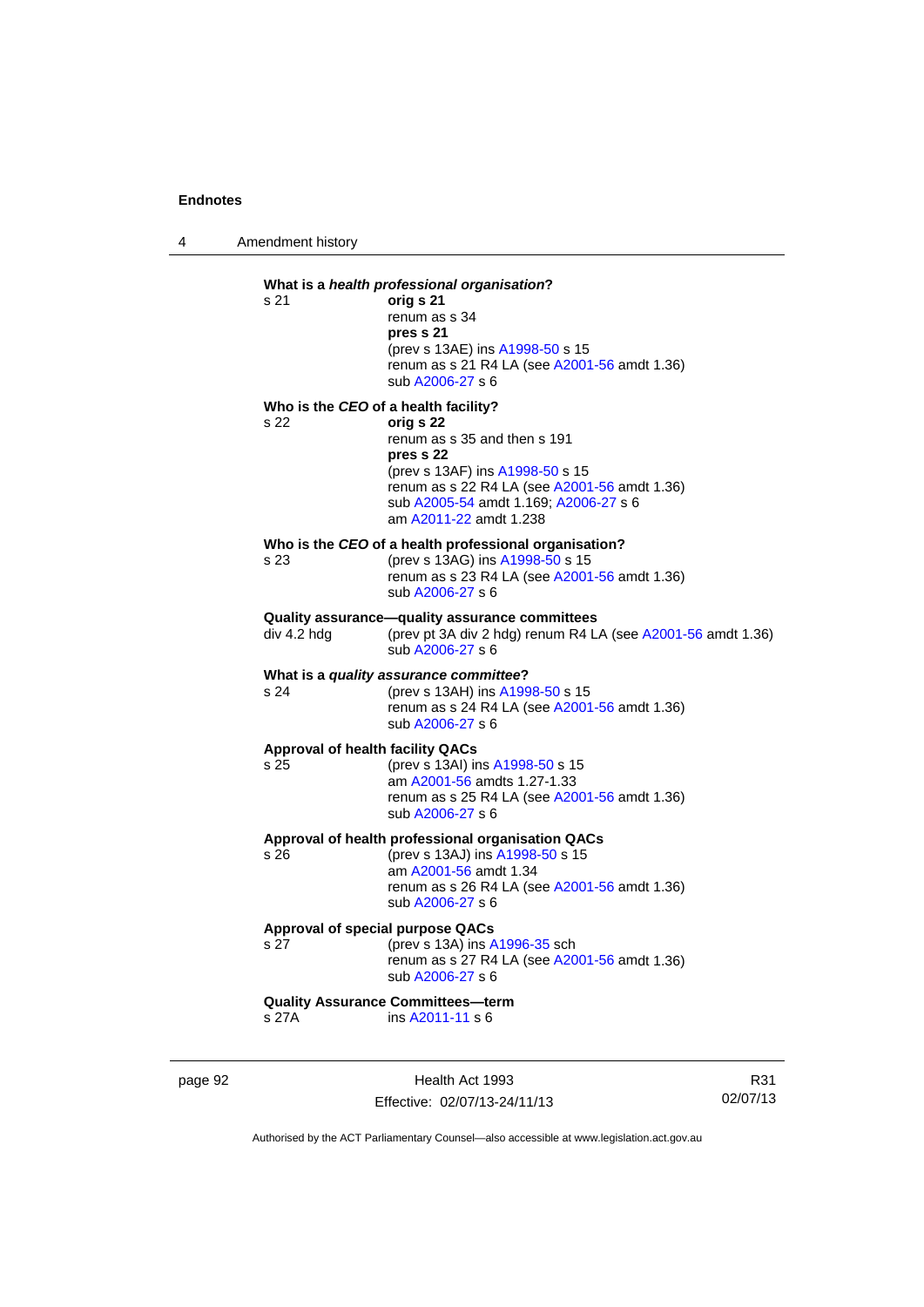**What is a *health professional organisation*?**

s 21 — **orig s 21**
renum as s 34
**pres s 21**
(prev s 13AE) ins A1998-50 s 15
renum as s 21 R4 LA (see A2001-56 amdt 1.36)
sub A2006-27 s 6

**Who is the *CEO* of a health facility?**

s 22 — **orig s 22**
renum as s 35 and then s 191
**pres s 22**
(prev s 13AF) ins A1998-50 s 15
renum as s 22 R4 LA (see A2001-56 amdt 1.36)
sub A2005-54 amdt 1.169; A2006-27 s 6
am A2011-22 amdt 1.238

**Who is the *CEO* of a health professional organisation?**

s 23 — (prev s 13AG) ins A1998-50 s 15
renum as s 23 R4 LA (see A2001-56 amdt 1.36)
sub A2006-27 s 6

**Quality assurance—quality assurance committees**

div 4.2 hdg — (prev pt 3A div 2 hdg) renum R4 LA (see A2001-56 amdt 1.36)
sub A2006-27 s 6

**What is a *quality assurance committee*?**

s 24 — (prev s 13AH) ins A1998-50 s 15
renum as s 24 R4 LA (see A2001-56 amdt 1.36)
sub A2006-27 s 6

**Approval of health facility QACs**

s 25 — (prev s 13AI) ins A1998-50 s 15
am A2001-56 amdts 1.27-1.33
renum as s 25 R4 LA (see A2001-56 amdt 1.36)
sub A2006-27 s 6

**Approval of health professional organisation QACs**

s 26 — (prev s 13AJ) ins A1998-50 s 15
am A2001-56 amdt 1.34
renum as s 26 R4 LA (see A2001-56 amdt 1.36)
sub A2006-27 s 6

**Approval of special purpose QACs**

s 27 — (prev s 13A) ins A1996-35 sch
renum as s 27 R4 LA (see A2001-56 amdt 1.36)
sub A2006-27 s 6

**Quality Assurance Committees—term**

s 27A — ins A2011-11 s 6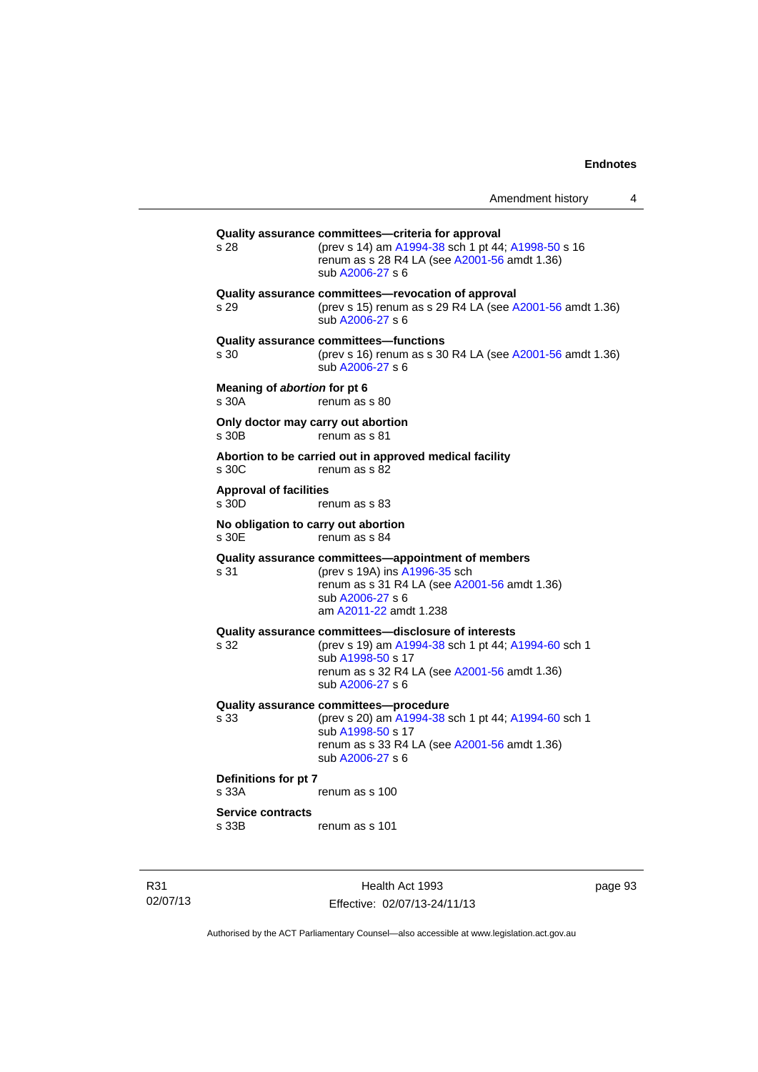**Quality assurance committees—criteria for approval**
s 28 (prev s 14) am A1994-38 sch 1 pt 44; A1998-50 s 16
renum as s 28 R4 LA (see A2001-56 amdt 1.36)
sub A2006-27 s 6

**Quality assurance committees—revocation of approval**
s 29 (prev s 15) renum as s 29 R4 LA (see A2001-56 amdt 1.36)
sub A2006-27 s 6

**Quality assurance committees—functions**
s 30 (prev s 16) renum as s 30 R4 LA (see A2001-56 amdt 1.36)
sub A2006-27 s 6

**Meaning of *abortion* for pt 6**
s 30A renum as s 80

**Only doctor may carry out abortion**
s 30B renum as s 81

**Abortion to be carried out in approved medical facility**
s 30C renum as s 82

**Approval of facilities**
s 30D renum as s 83

**No obligation to carry out abortion**
s 30E renum as s 84

**Quality assurance committees—appointment of members**
s 31 (prev s 19A) ins A1996-35 sch
renum as s 31 R4 LA (see A2001-56 amdt 1.36)
sub A2006-27 s 6
am A2011-22 amdt 1.238

**Quality assurance committees—disclosure of interests**
s 32 (prev s 19) am A1994-38 sch 1 pt 44; A1994-60 sch 1
sub A1998-50 s 17
renum as s 32 R4 LA (see A2001-56 amdt 1.36)
sub A2006-27 s 6

**Quality assurance committees—procedure**
s 33 (prev s 20) am A1994-38 sch 1 pt 44; A1994-60 sch 1
sub A1998-50 s 17
renum as s 33 R4 LA (see A2001-56 amdt 1.36)
sub A2006-27 s 6

**Definitions for pt 7**
s 33A renum as s 100

**Service contracts**
s 33B renum as s 101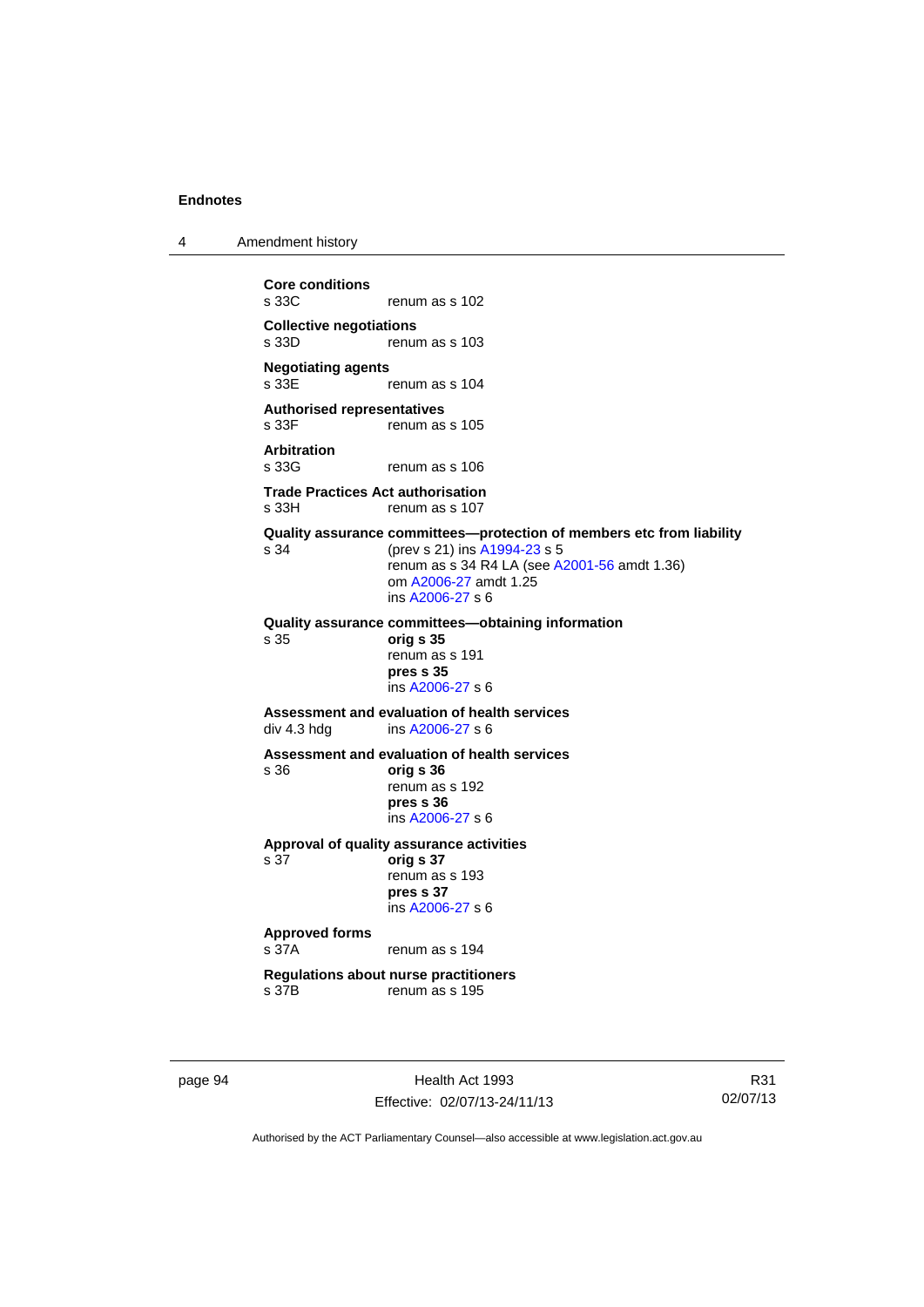**Core conditions**
s 33C renum as s 102

**Collective negotiations**
s 33D renum as s 103

**Negotiating agents**
s 33E renum as s 104

**Authorised representatives**
s 33F renum as s 105

**Arbitration**
s 33G renum as s 106

**Trade Practices Act authorisation**
s 33H renum as s 107

**Quality assurance committees—protection of members etc from liability**
s 34 (prev s 21) ins A1994-23 s 5
renum as s 34 R4 LA (see A2001-56 amdt 1.36)
om A2006-27 amdt 1.25
ins A2006-27 s 6

**Quality assurance committees—obtaining information**
s 35 **orig s 35**
renum as s 191
**pres s 35**
ins A2006-27 s 6

**Assessment and evaluation of health services**
div 4.3 hdg ins A2006-27 s 6

**Assessment and evaluation of health services**
s 36 **orig s 36**
renum as s 192
**pres s 36**
ins A2006-27 s 6

**Approval of quality assurance activities**
s 37 **orig s 37**
renum as s 193
**pres s 37**
ins A2006-27 s 6

**Approved forms**
s 37A renum as s 194

**Regulations about nurse practitioners**
s 37B renum as s 195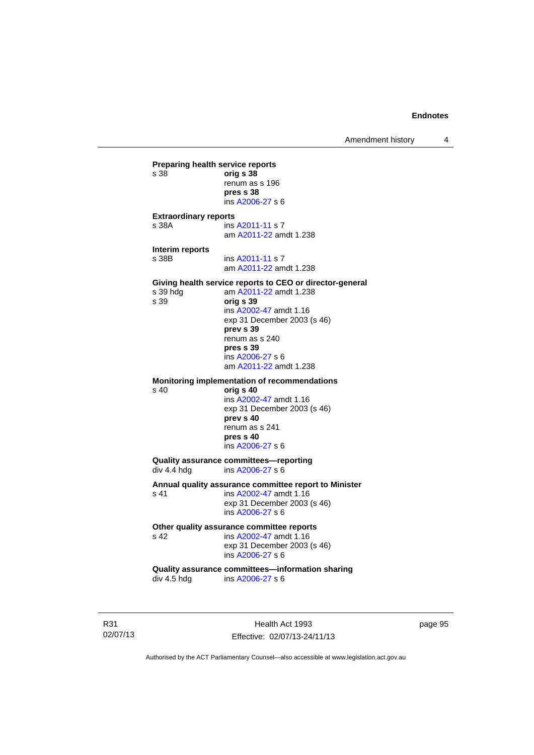**Preparing health service reports**

s 38 **orig s 38**
renum as s 196
**pres s 38**
ins A2006-27 s 6

**Extraordinary reports**

s 38A ins A2011-11 s 7
am A2011-22 amdt 1.238

**Interim reports**

s 38B ins A2011-11 s 7
am A2011-22 amdt 1.238

**Giving health service reports to CEO or director-general**

s 39 hdg am A2011-22 amdt 1.238
s 39 **orig s 39**
ins A2002-47 amdt 1.16
exp 31 December 2003 (s 46)
**prev s 39**
renum as s 240
**pres s 39**
ins A2006-27 s 6
am A2011-22 amdt 1.238

**Monitoring implementation of recommendations**

s 40 **orig s 40**
ins A2002-47 amdt 1.16
exp 31 December 2003 (s 46)
**prev s 40**
renum as s 241
**pres s 40**
ins A2006-27 s 6

**Quality assurance committees—reporting**

div 4.4 hdg ins A2006-27 s 6

**Annual quality assurance committee report to Minister**

s 41 ins A2002-47 amdt 1.16
exp 31 December 2003 (s 46)
ins A2006-27 s 6

**Other quality assurance committee reports**

s 42 ins A2002-47 amdt 1.16
exp 31 December 2003 (s 46)
ins A2006-27 s 6

**Quality assurance committees—information sharing**

div 4.5 hdg ins A2006-27 s 6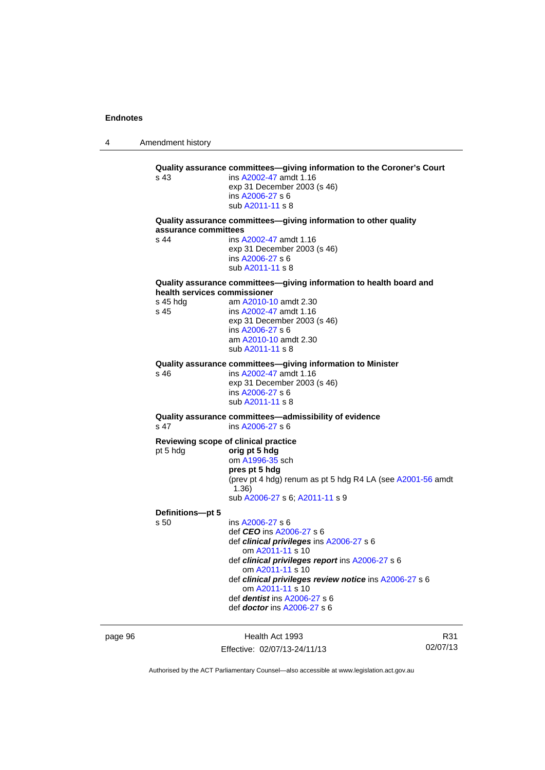**Quality assurance committees—giving information to the Coroner's Court**

s 43 ins A2002-47 amdt 1.16
exp 31 December 2003 (s 46)
ins A2006-27 s 6
sub A2011-11 s 8

**Quality assurance committees—giving information to other quality assurance committees**

s 44 ins A2002-47 amdt 1.16
exp 31 December 2003 (s 46)
ins A2006-27 s 6
sub A2011-11 s 8

**Quality assurance committees—giving information to health board and health services commissioner**

s 45 hdg am A2010-10 amdt 2.30

s 45 ins A2002-47 amdt 1.16
exp 31 December 2003 (s 46)
ins A2006-27 s 6
am A2010-10 amdt 2.30
sub A2011-11 s 8

**Quality assurance committees—giving information to Minister**

s 46 ins A2002-47 amdt 1.16
exp 31 December 2003 (s 46)
ins A2006-27 s 6
sub A2011-11 s 8

**Quality assurance committees—admissibility of evidence**

s 47 ins A2006-27 s 6

**Reviewing scope of clinical practice**

pt 5 hdg **orig pt 5 hdg**
om A1996-35 sch
**pres pt 5 hdg**
(prev pt 4 hdg) renum as pt 5 hdg R4 LA (see A2001-56 amdt 1.36)
sub A2006-27 s 6; A2011-11 s 9

**Definitions—pt 5**

s 50 ins A2006-27 s 6
def ***CEO*** ins A2006-27 s 6
def ***clinical privileges*** ins A2006-27 s 6
om A2011-11 s 10
def ***clinical privileges report*** ins A2006-27 s 6
om A2011-11 s 10
def ***clinical privileges review notice*** ins A2006-27 s 6
om A2011-11 s 10
def ***dentist*** ins A2006-27 s 6
def ***doctor*** ins A2006-27 s 6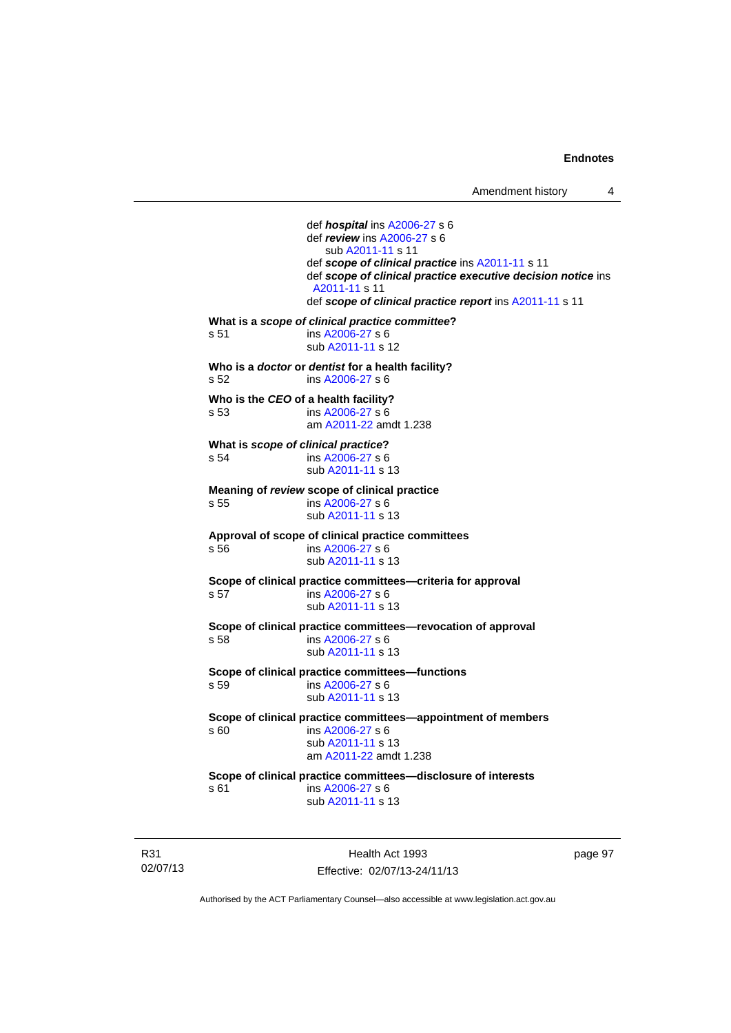def ***hospital*** ins A2006-27 s 6
def ***review*** ins A2006-27 s 6
sub A2011-11 s 11
def ***scope of clinical practice*** ins A2011-11 s 11
def ***scope of clinical practice executive decision notice*** ins A2011-11 s 11
def ***scope of clinical practice report*** ins A2011-11 s 11

**What is a *scope of clinical practice committee*?**
s 51 ins A2006-27 s 6
sub A2011-11 s 12

**Who is a *doctor* or *dentist* for a health facility?**
s 52 ins A2006-27 s 6

**Who is the *CEO* of a health facility?**
s 53 ins A2006-27 s 6
am A2011-22 amdt 1.238

**What is *scope of clinical practice*?**
s 54 ins A2006-27 s 6
sub A2011-11 s 13

**Meaning of *review* scope of clinical practice**
s 55 ins A2006-27 s 6
sub A2011-11 s 13

**Approval of scope of clinical practice committees**
s 56 ins A2006-27 s 6
sub A2011-11 s 13

**Scope of clinical practice committees—criteria for approval**
s 57 ins A2006-27 s 6
sub A2011-11 s 13

**Scope of clinical practice committees—revocation of approval**
s 58 ins A2006-27 s 6
sub A2011-11 s 13

**Scope of clinical practice committees—functions**
s 59 ins A2006-27 s 6
sub A2011-11 s 13

**Scope of clinical practice committees—appointment of members**
s 60 ins A2006-27 s 6
sub A2011-11 s 13
am A2011-22 amdt 1.238

**Scope of clinical practice committees—disclosure of interests**
s 61 ins A2006-27 s 6
sub A2011-11 s 13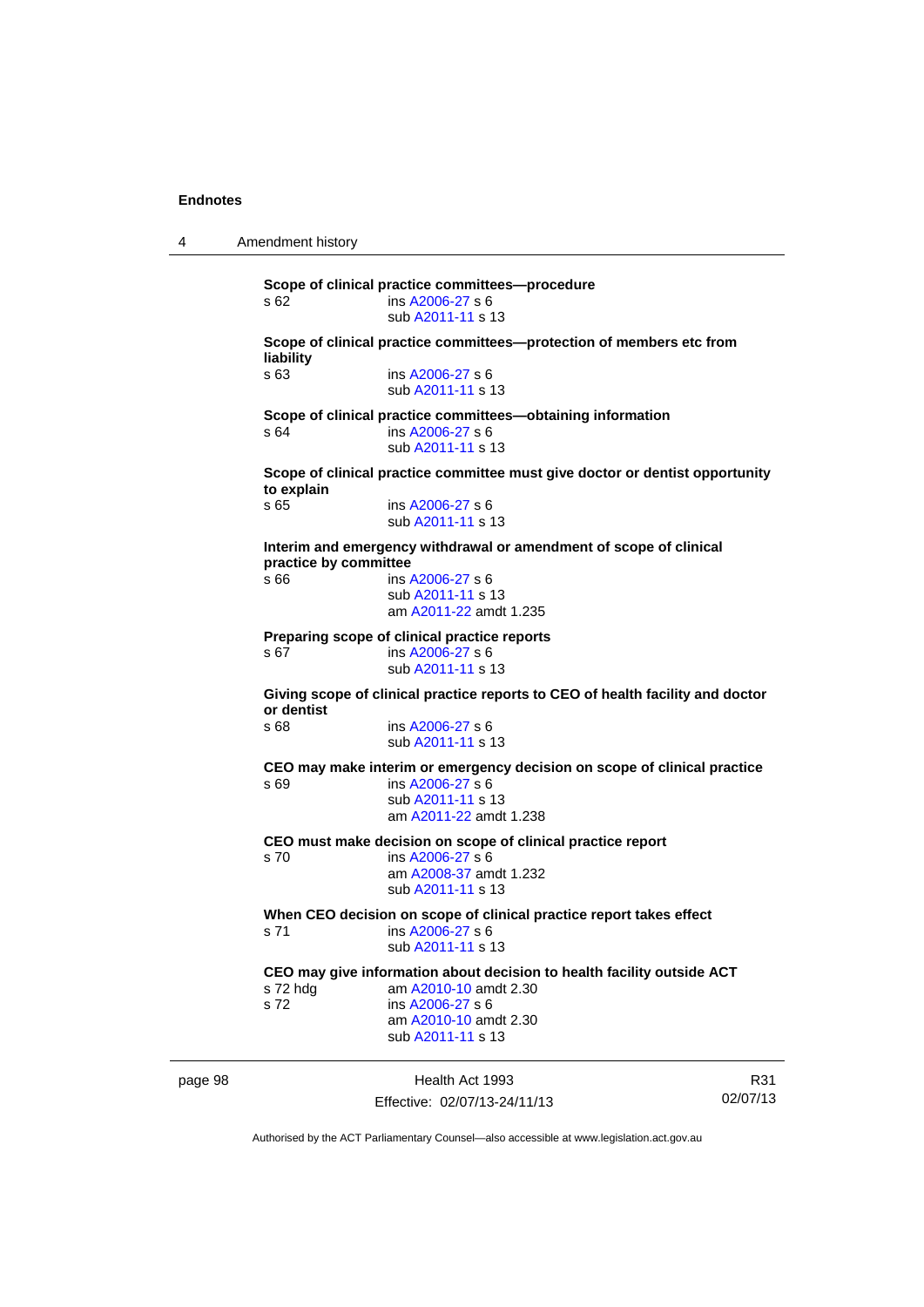**Scope of clinical practice committees—procedure**

s 62 ins A2006-27 s 6
sub A2011-11 s 13

**Scope of clinical practice committees—protection of members etc from liability**

s 63 ins A2006-27 s 6
sub A2011-11 s 13

**Scope of clinical practice committees—obtaining information**

s 64 ins A2006-27 s 6
sub A2011-11 s 13

**Scope of clinical practice committee must give doctor or dentist opportunity to explain**

s 65 ins A2006-27 s 6
sub A2011-11 s 13

**Interim and emergency withdrawal or amendment of scope of clinical practice by committee**

s 66 ins A2006-27 s 6
sub A2011-11 s 13
am A2011-22 amdt 1.235

**Preparing scope of clinical practice reports**

s 67 ins A2006-27 s 6
sub A2011-11 s 13

**Giving scope of clinical practice reports to CEO of health facility and doctor or dentist**

s 68 ins A2006-27 s 6
sub A2011-11 s 13

**CEO may make interim or emergency decision on scope of clinical practice**

s 69 ins A2006-27 s 6
sub A2011-11 s 13
am A2011-22 amdt 1.238

**CEO must make decision on scope of clinical practice report**

s 70 ins A2006-27 s 6
am A2008-37 amdt 1.232
sub A2011-11 s 13

**When CEO decision on scope of clinical practice report takes effect**

s 71 ins A2006-27 s 6
sub A2011-11 s 13

**CEO may give information about decision to health facility outside ACT**

s 72 hdg am A2010-10 amdt 2.30
s 72 ins A2006-27 s 6
am A2010-10 amdt 2.30
sub A2011-11 s 13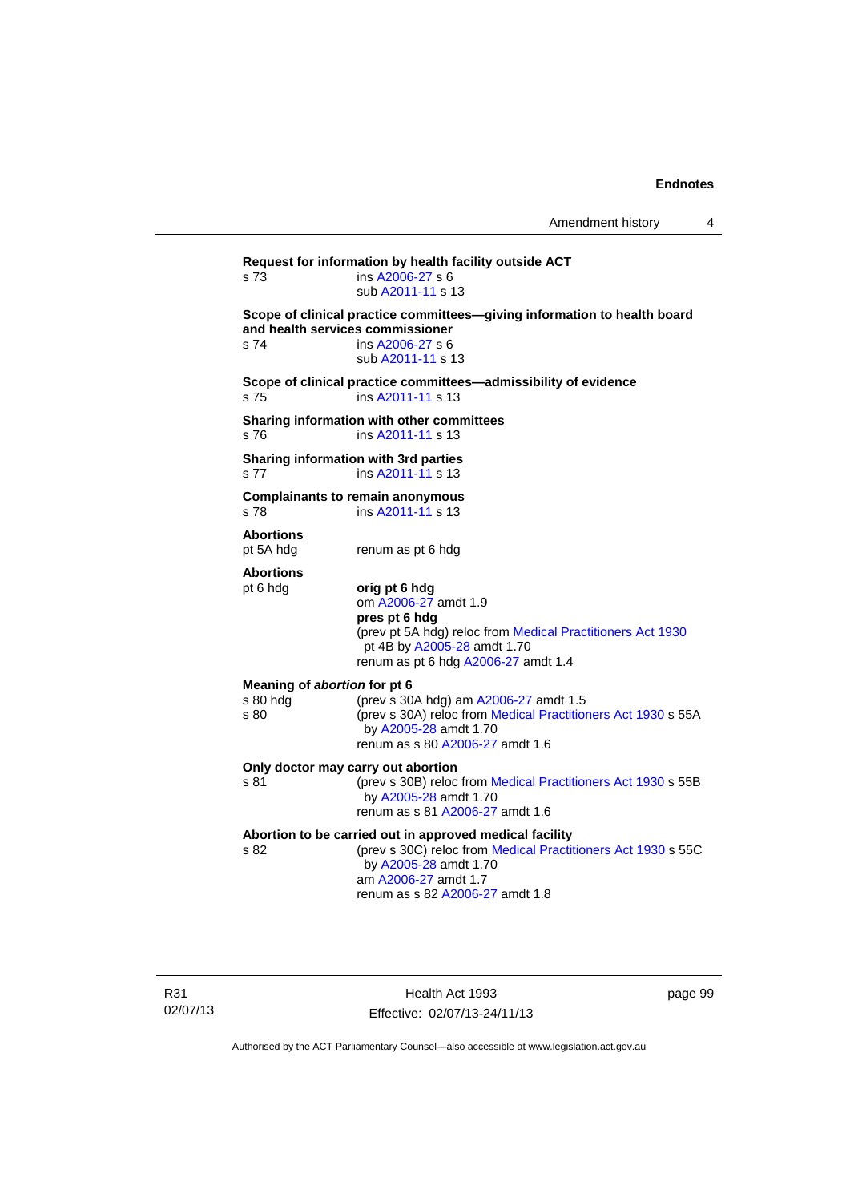**Request for information by health facility outside ACT**

s 73 — ins A2006-27 s 6
sub A2011-11 s 13

**Scope of clinical practice committees—giving information to health board and health services commissioner**

s 74 — ins A2006-27 s 6
sub A2011-11 s 13

**Scope of clinical practice committees—admissibility of evidence**

s 75 — ins A2011-11 s 13

**Sharing information with other committees**

s 76 — ins A2011-11 s 13

**Sharing information with 3rd parties**

s 77 — ins A2011-11 s 13

**Complainants to remain anonymous**

s 78 — ins A2011-11 s 13

**Abortions**

pt 5A hdg — renum as pt 6 hdg

**Abortions**

pt 6 hdg — **orig pt 6 hdg**
om A2006-27 amdt 1.9
**pres pt 6 hdg**
(prev pt 5A hdg) reloc from Medical Practitioners Act 1930 pt 4B by A2005-28 amdt 1.70
renum as pt 6 hdg A2006-27 amdt 1.4

**Meaning of *abortion* for pt 6**

s 80 hdg — (prev s 30A hdg) am A2006-27 amdt 1.5
s 80 — (prev s 30A) reloc from Medical Practitioners Act 1930 s 55A by A2005-28 amdt 1.70
renum as s 80 A2006-27 amdt 1.6

**Only doctor may carry out abortion**

s 81 — (prev s 30B) reloc from Medical Practitioners Act 1930 s 55B by A2005-28 amdt 1.70
renum as s 81 A2006-27 amdt 1.6

**Abortion to be carried out in approved medical facility**

s 82 — (prev s 30C) reloc from Medical Practitioners Act 1930 s 55C by A2005-28 amdt 1.70
am A2006-27 amdt 1.7
renum as s 82 A2006-27 amdt 1.8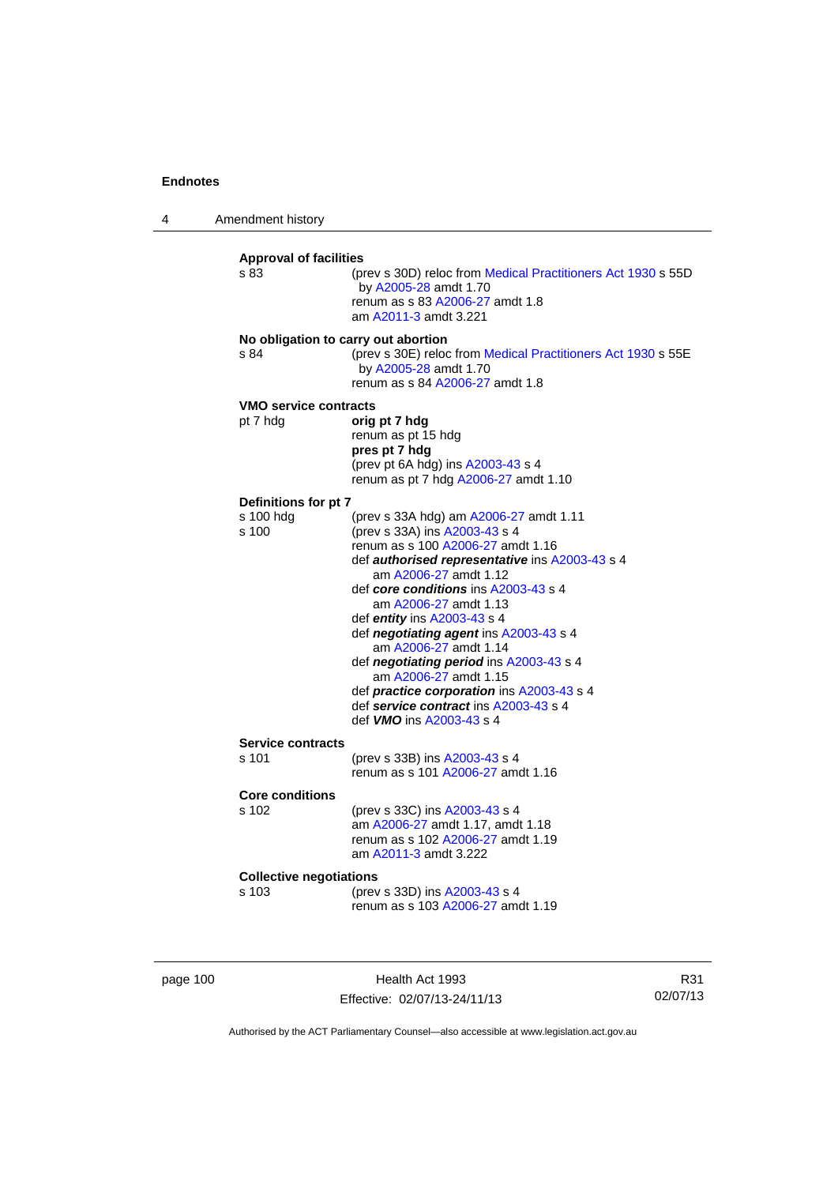**Approval of facilities**

s 83 — (prev s 30D) reloc from Medical Practitioners Act 1930 s 55D by A2005-28 amdt 1.70
renum as s 83 A2006-27 amdt 1.8
am A2011-3 amdt 3.221

**No obligation to carry out abortion**

s 84 — (prev s 30E) reloc from Medical Practitioners Act 1930 s 55E by A2005-28 amdt 1.70
renum as s 84 A2006-27 amdt 1.8

**VMO service contracts**

pt 7 hdg — **orig pt 7 hdg**
renum as pt 15 hdg
**pres pt 7 hdg**
(prev pt 6A hdg) ins A2003-43 s 4
renum as pt 7 hdg A2006-27 amdt 1.10

**Definitions for pt 7**

s 100 hdg — (prev s 33A hdg) am A2006-27 amdt 1.11

s 100 — (prev s 33A) ins A2003-43 s 4
renum as s 100 A2006-27 amdt 1.16
def ***authorised representative*** ins A2003-43 s 4
am A2006-27 amdt 1.12
def ***core conditions*** ins A2003-43 s 4
am A2006-27 amdt 1.13
def ***entity*** ins A2003-43 s 4
def ***negotiating agent*** ins A2003-43 s 4
am A2006-27 amdt 1.14
def ***negotiating period*** ins A2003-43 s 4
am A2006-27 amdt 1.15
def ***practice corporation*** ins A2003-43 s 4
def ***service contract*** ins A2003-43 s 4
def ***VMO*** ins A2003-43 s 4

**Service contracts**

s 101 — (prev s 33B) ins A2003-43 s 4
renum as s 101 A2006-27 amdt 1.16

**Core conditions**

s 102 — (prev s 33C) ins A2003-43 s 4
am A2006-27 amdt 1.17, amdt 1.18
renum as s 102 A2006-27 amdt 1.19
am A2011-3 amdt 3.222

**Collective negotiations**

s 103 — (prev s 33D) ins A2003-43 s 4
renum as s 103 A2006-27 amdt 1.19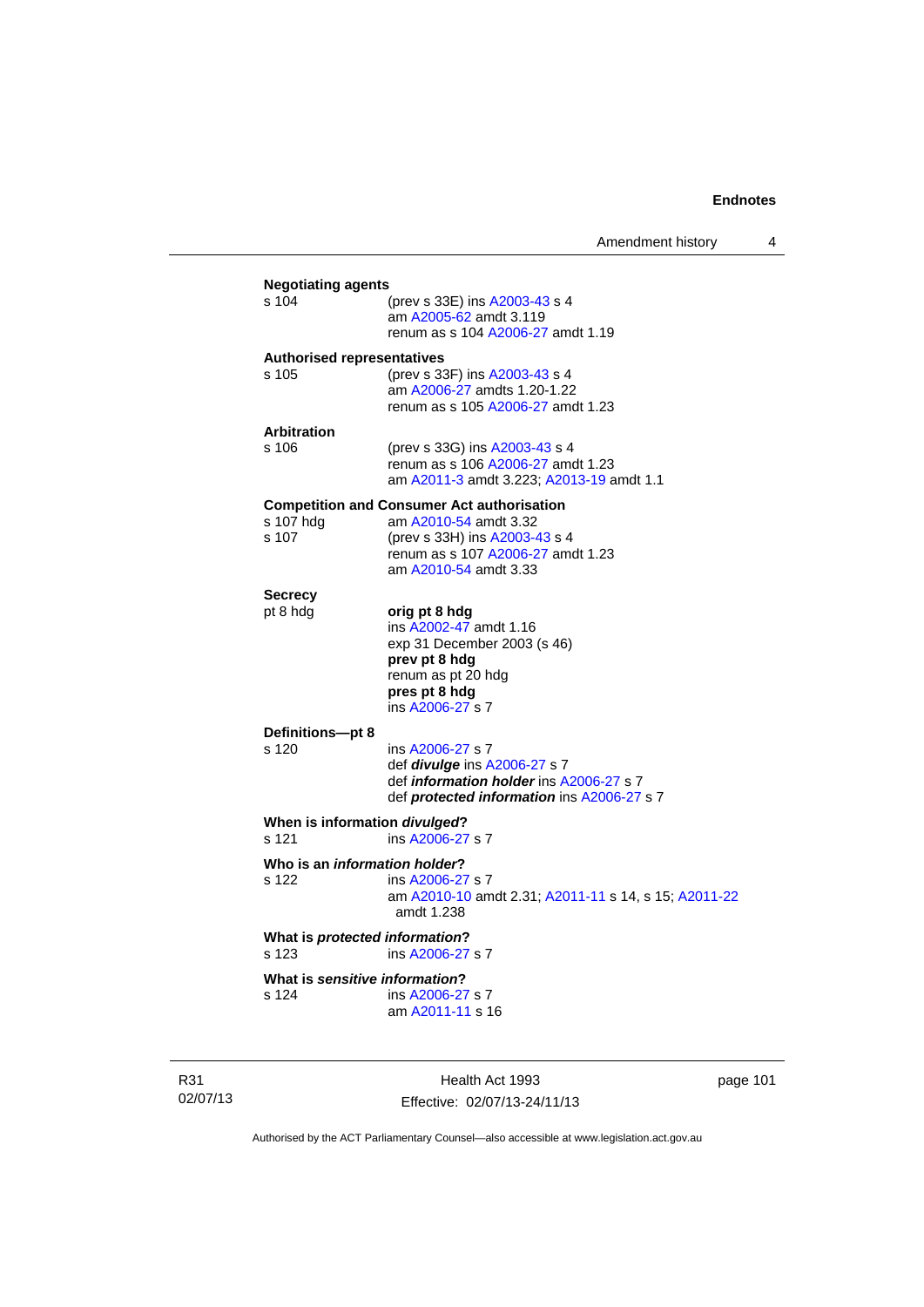**Negotiating agents**

s 104 — (prev s 33E) ins A2003-43 s 4
am A2005-62 amdt 3.119
renum as s 104 A2006-27 amdt 1.19

**Authorised representatives**

s 105 — (prev s 33F) ins A2003-43 s 4
am A2006-27 amdts 1.20-1.22
renum as s 105 A2006-27 amdt 1.23

**Arbitration**

s 106 — (prev s 33G) ins A2003-43 s 4
renum as s 106 A2006-27 amdt 1.23
am A2011-3 amdt 3.223; A2013-19 amdt 1.1

**Competition and Consumer Act authorisation**

s 107 hdg — am A2010-54 amdt 3.32

s 107 — (prev s 33H) ins A2003-43 s 4
renum as s 107 A2006-27 amdt 1.23
am A2010-54 amdt 3.33

**Secrecy**

pt 8 hdg — **orig pt 8 hdg**
ins A2002-47 amdt 1.16
exp 31 December 2003 (s 46)
**prev pt 8 hdg**
renum as pt 20 hdg
**pres pt 8 hdg**
ins A2006-27 s 7

**Definitions—pt 8**

s 120 — ins A2006-27 s 7
def ***divulge*** ins A2006-27 s 7
def ***information holder*** ins A2006-27 s 7
def ***protected information*** ins A2006-27 s 7

**When is information *divulged*?**

s 121 — ins A2006-27 s 7

**Who is an *information holder*?**

s 122 — ins A2006-27 s 7
am A2010-10 amdt 2.31; A2011-11 s 14, s 15; A2011-22 amdt 1.238

**What is *protected information*?**

s 123 — ins A2006-27 s 7

**What is *sensitive information*?**

s 124 — ins A2006-27 s 7
am A2011-11 s 16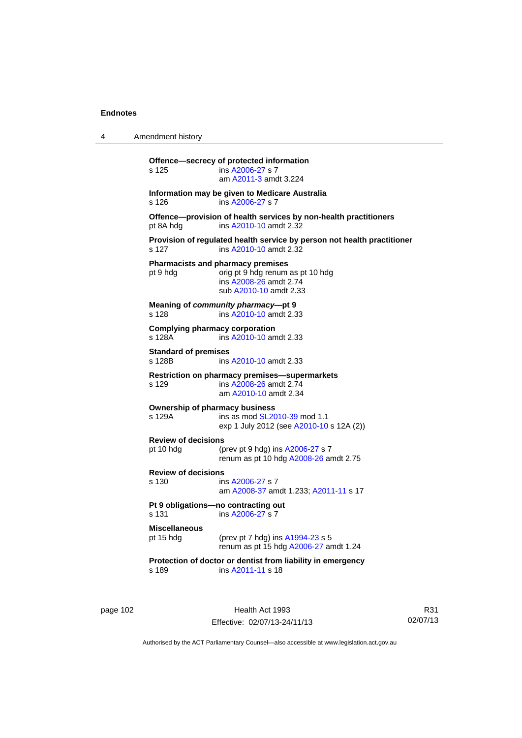**Offence—secrecy of protected information**
s 125 ins A2006-27 s 7
am A2011-3 amdt 3.224

**Information may be given to Medicare Australia**
s 126 ins A2006-27 s 7

**Offence—provision of health services by non-health practitioners**
pt 8A hdg ins A2010-10 amdt 2.32

**Provision of regulated health service by person not health practitioner**
s 127 ins A2010-10 amdt 2.32

**Pharmacists and pharmacy premises**
pt 9 hdg orig pt 9 hdg renum as pt 10 hdg
ins A2008-26 amdt 2.74
sub A2010-10 amdt 2.33

**Meaning of *community pharmacy*—pt 9**
s 128 ins A2010-10 amdt 2.33

**Complying pharmacy corporation**
s 128A ins A2010-10 amdt 2.33

**Standard of premises**
s 128B ins A2010-10 amdt 2.33

**Restriction on pharmacy premises—supermarkets**
s 129 ins A2008-26 amdt 2.74
am A2010-10 amdt 2.34

**Ownership of pharmacy business**
s 129A ins as mod SL2010-39 mod 1.1
exp 1 July 2012 (see A2010-10 s 12A (2))

**Review of decisions**
pt 10 hdg (prev pt 9 hdg) ins A2006-27 s 7
renum as pt 10 hdg A2008-26 amdt 2.75

**Review of decisions**
s 130 ins A2006-27 s 7
am A2008-37 amdt 1.233; A2011-11 s 17

**Pt 9 obligations—no contracting out**
s 131 ins A2006-27 s 7

**Miscellaneous**
pt 15 hdg (prev pt 7 hdg) ins A1994-23 s 5
renum as pt 15 hdg A2006-27 amdt 1.24

**Protection of doctor or dentist from liability in emergency**
s 189 ins A2011-11 s 18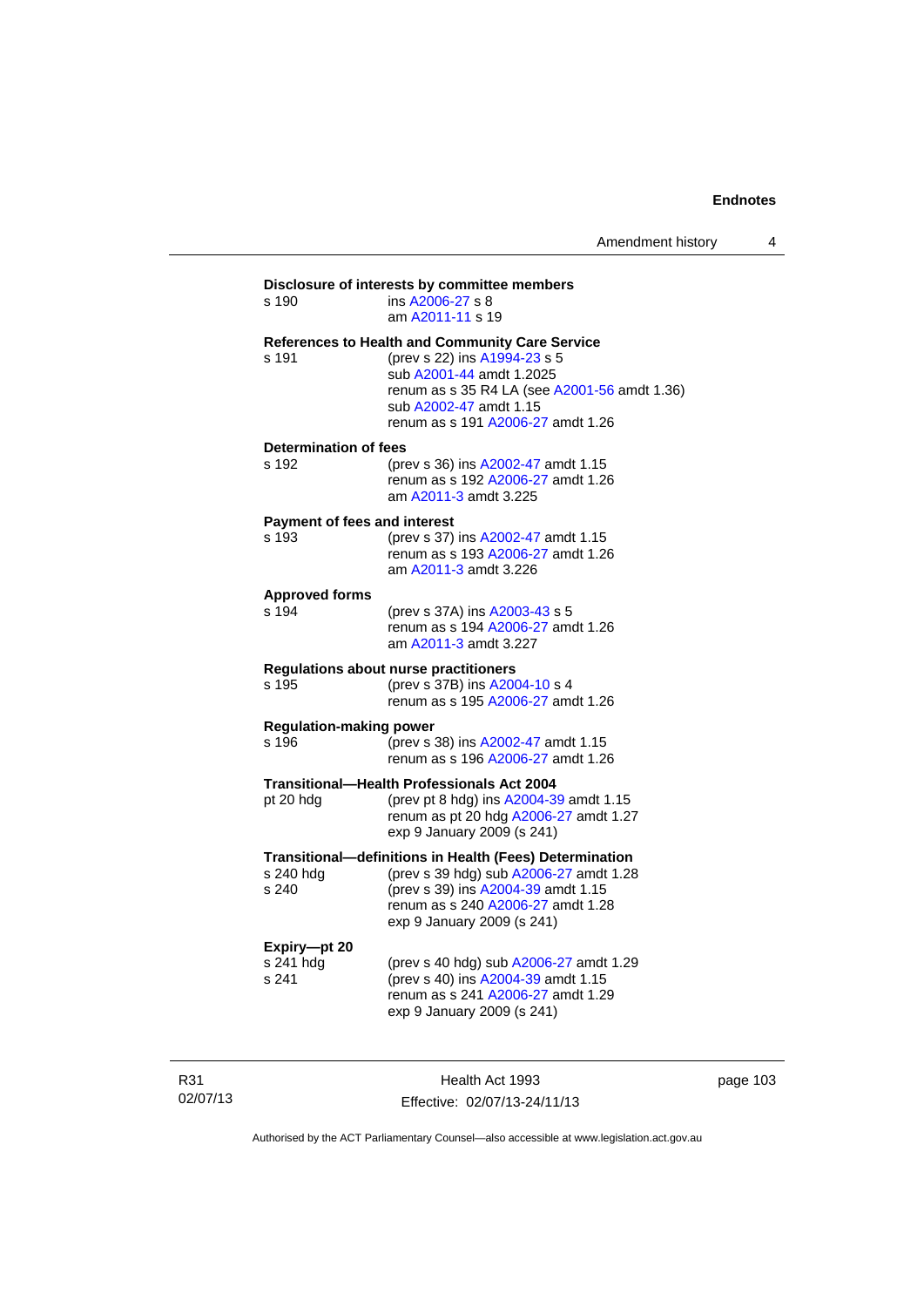**Disclosure of interests by committee members**

s 190 ins A2006-27 s 8
am A2011-11 s 19

**References to Health and Community Care Service**

s 191 (prev s 22) ins A1994-23 s 5
sub A2001-44 amdt 1.2025
renum as s 35 R4 LA (see A2001-56 amdt 1.36)
sub A2002-47 amdt 1.15
renum as s 191 A2006-27 amdt 1.26

**Determination of fees**

s 192 (prev s 36) ins A2002-47 amdt 1.15
renum as s 192 A2006-27 amdt 1.26
am A2011-3 amdt 3.225

**Payment of fees and interest**

s 193 (prev s 37) ins A2002-47 amdt 1.15
renum as s 193 A2006-27 amdt 1.26
am A2011-3 amdt 3.226

**Approved forms**

s 194 (prev s 37A) ins A2003-43 s 5
renum as s 194 A2006-27 amdt 1.26
am A2011-3 amdt 3.227

**Regulations about nurse practitioners**

s 195 (prev s 37B) ins A2004-10 s 4
renum as s 195 A2006-27 amdt 1.26

**Regulation-making power**

s 196 (prev s 38) ins A2002-47 amdt 1.15
renum as s 196 A2006-27 amdt 1.26

**Transitional—Health Professionals Act 2004**

pt 20 hdg (prev pt 8 hdg) ins A2004-39 amdt 1.15
renum as pt 20 hdg A2006-27 amdt 1.27
exp 9 January 2009 (s 241)

**Transitional—definitions in Health (Fees) Determination**

s 240 hdg (prev s 39 hdg) sub A2006-27 amdt 1.28
s 240 (prev s 39) ins A2004-39 amdt 1.15
renum as s 240 A2006-27 amdt 1.28
exp 9 January 2009 (s 241)

**Expiry—pt 20**

s 241 hdg (prev s 40 hdg) sub A2006-27 amdt 1.29
s 241 (prev s 40) ins A2004-39 amdt 1.15
renum as s 241 A2006-27 amdt 1.29
exp 9 January 2009 (s 241)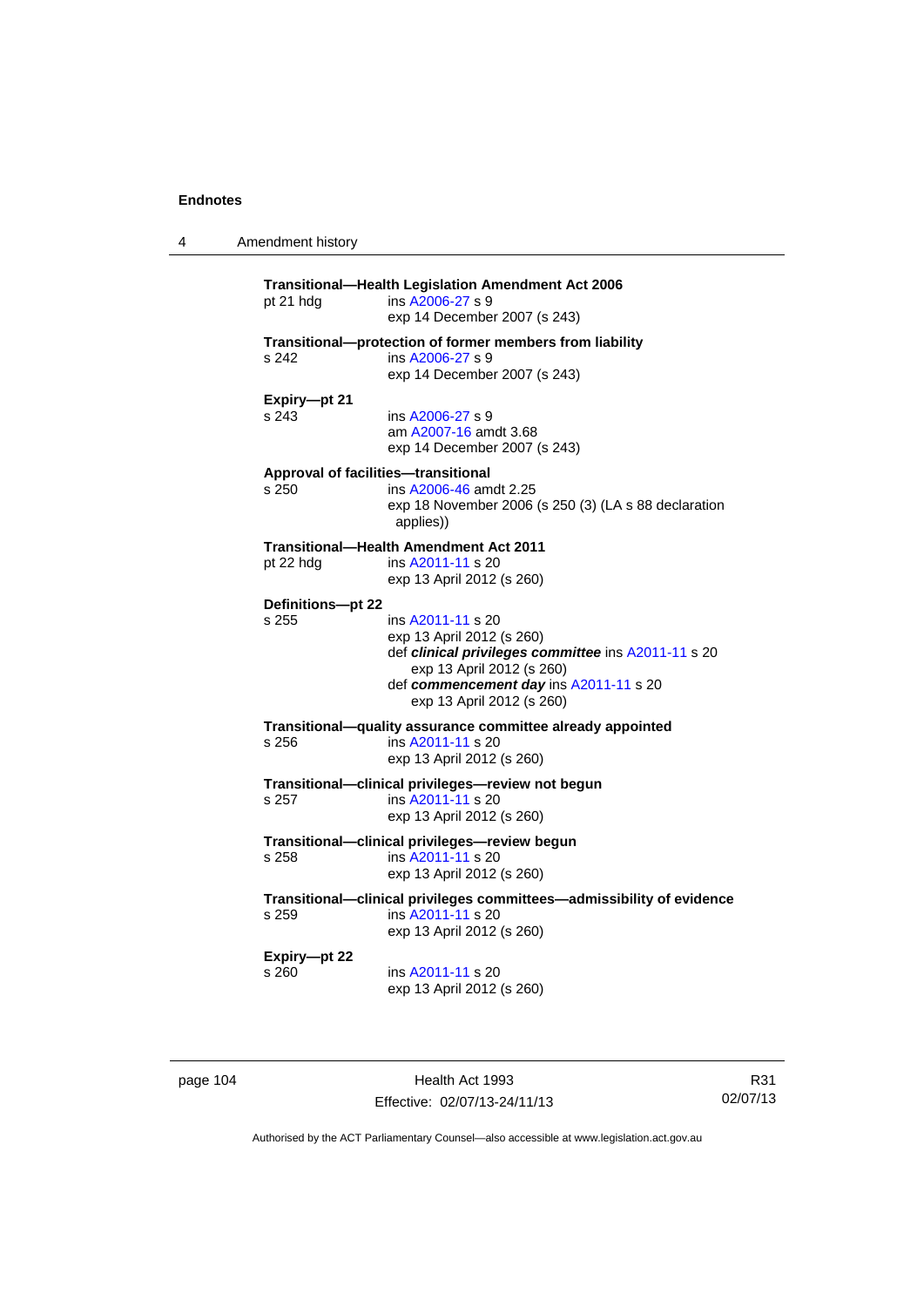**Transitional—Health Legislation Amendment Act 2006**

pt 21 hdg — ins A2006-27 s 9
exp 14 December 2007 (s 243)

**Transitional—protection of former members from liability**

s 242 — ins A2006-27 s 9
exp 14 December 2007 (s 243)

**Expiry—pt 21**

s 243 — ins A2006-27 s 9
am A2007-16 amdt 3.68
exp 14 December 2007 (s 243)

**Approval of facilities—transitional**

s 250 — ins A2006-46 amdt 2.25
exp 18 November 2006 (s 250 (3) (LA s 88 declaration applies))

**Transitional—Health Amendment Act 2011**

pt 22 hdg — ins A2011-11 s 20
exp 13 April 2012 (s 260)

**Definitions—pt 22**

s 255 — ins A2011-11 s 20
exp 13 April 2012 (s 260)
def ***clinical privileges committee*** ins A2011-11 s 20
exp 13 April 2012 (s 260)
def ***commencement day*** ins A2011-11 s 20
exp 13 April 2012 (s 260)

**Transitional—quality assurance committee already appointed**

s 256 — ins A2011-11 s 20
exp 13 April 2012 (s 260)

**Transitional—clinical privileges—review not begun**

s 257 — ins A2011-11 s 20
exp 13 April 2012 (s 260)

**Transitional—clinical privileges—review begun**

s 258 — ins A2011-11 s 20
exp 13 April 2012 (s 260)

**Transitional—clinical privileges committees—admissibility of evidence**

s 259 — ins A2011-11 s 20
exp 13 April 2012 (s 260)

**Expiry—pt 22**

s 260 — ins A2011-11 s 20
exp 13 April 2012 (s 260)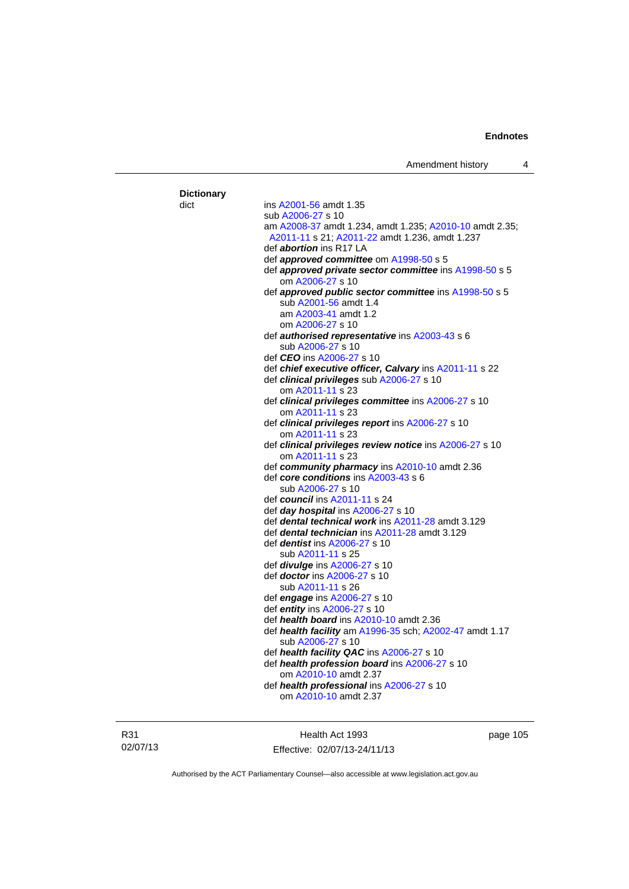**Dictionary**

dict

ins A2001-56 amdt 1.35
sub A2006-27 s 10
am A2008-37 amdt 1.234, amdt 1.235; A2010-10 amdt 2.35; A2011-11 s 21; A2011-22 amdt 1.236, amdt 1.237
def ***abortion*** ins R17 LA
def ***approved committee*** om A1998-50 s 5
def ***approved private sector committee*** ins A1998-50 s 5
om A2006-27 s 10
def ***approved public sector committee*** ins A1998-50 s 5
sub A2001-56 amdt 1.4
am A2003-41 amdt 1.2
om A2006-27 s 10
def ***authorised representative*** ins A2003-43 s 6
sub A2006-27 s 10
def ***CEO*** ins A2006-27 s 10
def ***chief executive officer, Calvary*** ins A2011-11 s 22
def ***clinical privileges*** sub A2006-27 s 10
om A2011-11 s 23
def ***clinical privileges committee*** ins A2006-27 s 10
om A2011-11 s 23
def ***clinical privileges report*** ins A2006-27 s 10
om A2011-11 s 23
def ***clinical privileges review notice*** ins A2006-27 s 10
om A2011-11 s 23
def ***community pharmacy*** ins A2010-10 amdt 2.36
def ***core conditions*** ins A2003-43 s 6
sub A2006-27 s 10
def ***council*** ins A2011-11 s 24
def ***day hospital*** ins A2006-27 s 10
def ***dental technical work*** ins A2011-28 amdt 3.129
def ***dental technician*** ins A2011-28 amdt 3.129
def ***dentist*** ins A2006-27 s 10
sub A2011-11 s 25
def ***divulge*** ins A2006-27 s 10
def ***doctor*** ins A2006-27 s 10
sub A2011-11 s 26
def ***engage*** ins A2006-27 s 10
def ***entity*** ins A2006-27 s 10
def ***health board*** ins A2010-10 amdt 2.36
def ***health facility*** am A1996-35 sch; A2002-47 amdt 1.17
sub A2006-27 s 10
def ***health facility QAC*** ins A2006-27 s 10
def ***health profession board*** ins A2006-27 s 10
om A2010-10 amdt 2.37
def ***health professional*** ins A2006-27 s 10
om A2010-10 amdt 2.37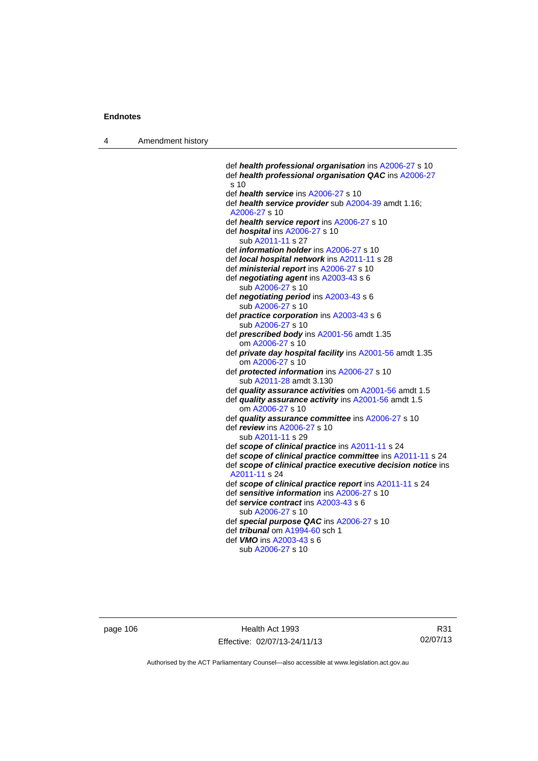def ***health professional organisation*** ins A2006-27 s 10
def ***health professional organisation QAC*** ins A2006-27 s 10
def ***health service*** ins A2006-27 s 10
def ***health service provider*** sub A2004-39 amdt 1.16; A2006-27 s 10
def ***health service report*** ins A2006-27 s 10
def ***hospital*** ins A2006-27 s 10
sub A2011-11 s 27
def ***information holder*** ins A2006-27 s 10
def ***local hospital network*** ins A2011-11 s 28
def ***ministerial report*** ins A2006-27 s 10
def ***negotiating agent*** ins A2003-43 s 6
sub A2006-27 s 10
def ***negotiating period*** ins A2003-43 s 6
sub A2006-27 s 10
def ***practice corporation*** ins A2003-43 s 6
sub A2006-27 s 10
def ***prescribed body*** ins A2001-56 amdt 1.35
om A2006-27 s 10
def ***private day hospital facility*** ins A2001-56 amdt 1.35
om A2006-27 s 10
def ***protected information*** ins A2006-27 s 10
sub A2011-28 amdt 3.130
def ***quality assurance activities*** om A2001-56 amdt 1.5
def ***quality assurance activity*** ins A2001-56 amdt 1.5
om A2006-27 s 10
def ***quality assurance committee*** ins A2006-27 s 10
def ***review*** ins A2006-27 s 10
sub A2011-11 s 29
def ***scope of clinical practice*** ins A2011-11 s 24
def ***scope of clinical practice committee*** ins A2011-11 s 24
def ***scope of clinical practice executive decision notice*** ins A2011-11 s 24
def ***scope of clinical practice report*** ins A2011-11 s 24
def ***sensitive information*** ins A2006-27 s 10
def ***service contract*** ins A2003-43 s 6
sub A2006-27 s 10
def ***special purpose QAC*** ins A2006-27 s 10
def ***tribunal*** om A1994-60 sch 1
def ***VMO*** ins A2003-43 s 6
sub A2006-27 s 10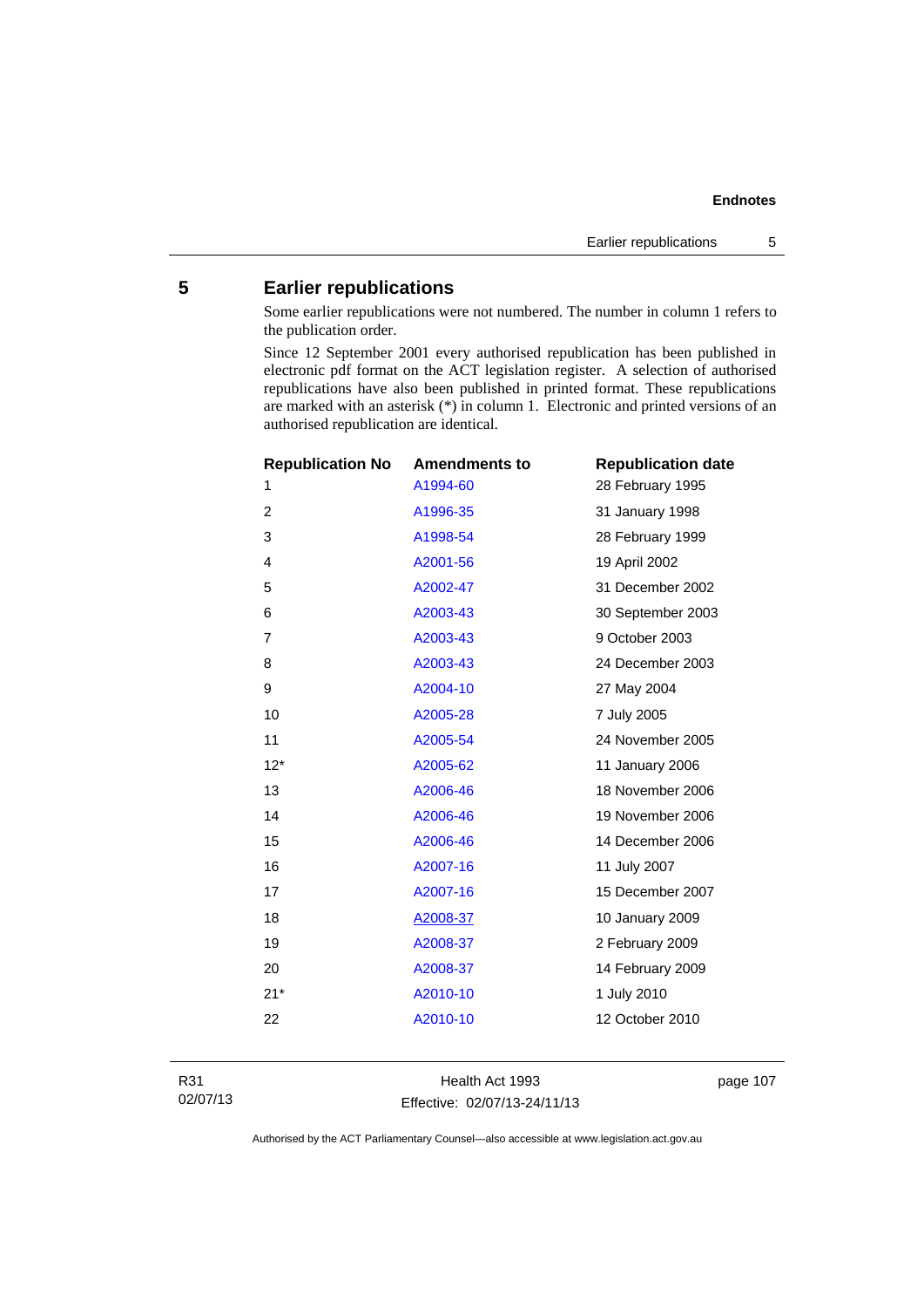## 5 Earlier republications

Some earlier republications were not numbered. The number in column 1 refers to the publication order.

Since 12 September 2001 every authorised republication has been published in electronic pdf format on the ACT legislation register. A selection of authorised republications have also been published in printed format. These republications are marked with an asterisk (*) in column 1. Electronic and printed versions of an authorised republication are identical.

| Republication No | Amendments to | Republication date |
|---|---|---|
| 1 | A1994-60 | 28 February 1995 |
| 2 | A1996-35 | 31 January 1998 |
| 3 | A1998-54 | 28 February 1999 |
| 4 | A2001-56 | 19 April 2002 |
| 5 | A2002-47 | 31 December 2002 |
| 6 | A2003-43 | 30 September 2003 |
| 7 | A2003-43 | 9 October 2003 |
| 8 | A2003-43 | 24 December 2003 |
| 9 | A2004-10 | 27 May 2004 |
| 10 | A2005-28 | 7 July 2005 |
| 11 | A2005-54 | 24 November 2005 |
| 12* | A2005-62 | 11 January 2006 |
| 13 | A2006-46 | 18 November 2006 |
| 14 | A2006-46 | 19 November 2006 |
| 15 | A2006-46 | 14 December 2006 |
| 16 | A2007-16 | 11 July 2007 |
| 17 | A2007-16 | 15 December 2007 |
| 18 | A2008-37 | 10 January 2009 |
| 19 | A2008-37 | 2 February 2009 |
| 20 | A2008-37 | 14 February 2009 |
| 21* | A2010-10 | 1 July 2010 |
| 22 | A2010-10 | 12 October 2010 |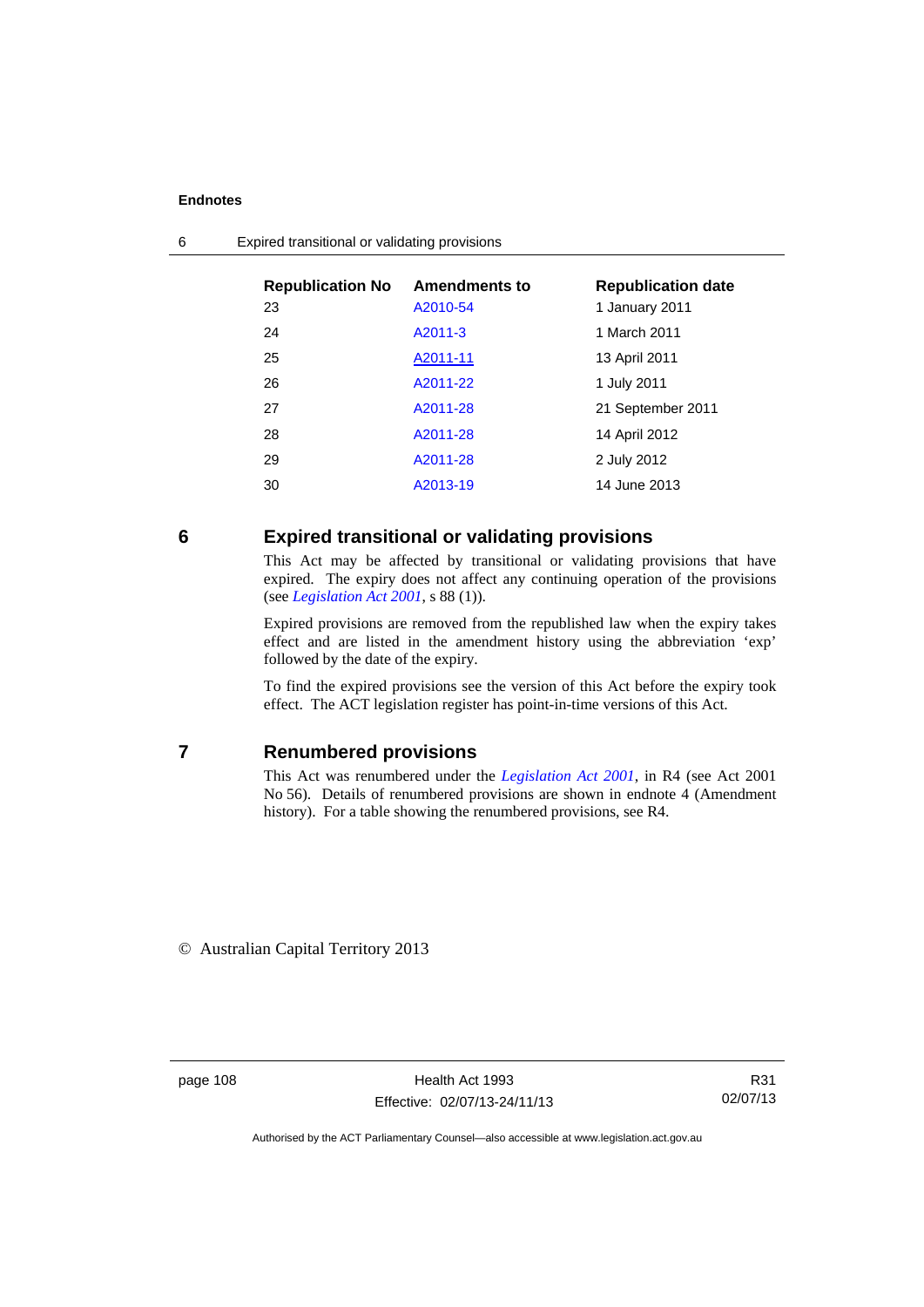| Republication No | Amendments to | Republication date |
| --- | --- | --- |
| 23 | A2010-54 | 1 January 2011 |
| 24 | A2011-3 | 1 March 2011 |
| 25 | A2011-11 | 13 April 2011 |
| 26 | A2011-22 | 1 July 2011 |
| 27 | A2011-28 | 21 September 2011 |
| 28 | A2011-28 | 14 April 2012 |
| 29 | A2011-28 | 2 July 2012 |
| 30 | A2013-19 | 14 June 2013 |

## 6 Expired transitional or validating provisions

This Act may be affected by transitional or validating provisions that have expired. The expiry does not affect any continuing operation of the provisions (see *Legislation Act 2001*, s 88 (1)).

Expired provisions are removed from the republished law when the expiry takes effect and are listed in the amendment history using the abbreviation 'exp' followed by the date of the expiry.

To find the expired provisions see the version of this Act before the expiry took effect. The ACT legislation register has point-in-time versions of this Act.

## 7 Renumbered provisions

This Act was renumbered under the *Legislation Act 2001*, in R4 (see Act 2001 No 56). Details of renumbered provisions are shown in endnote 4 (Amendment history). For a table showing the renumbered provisions, see R4.

© Australian Capital Territory 2013